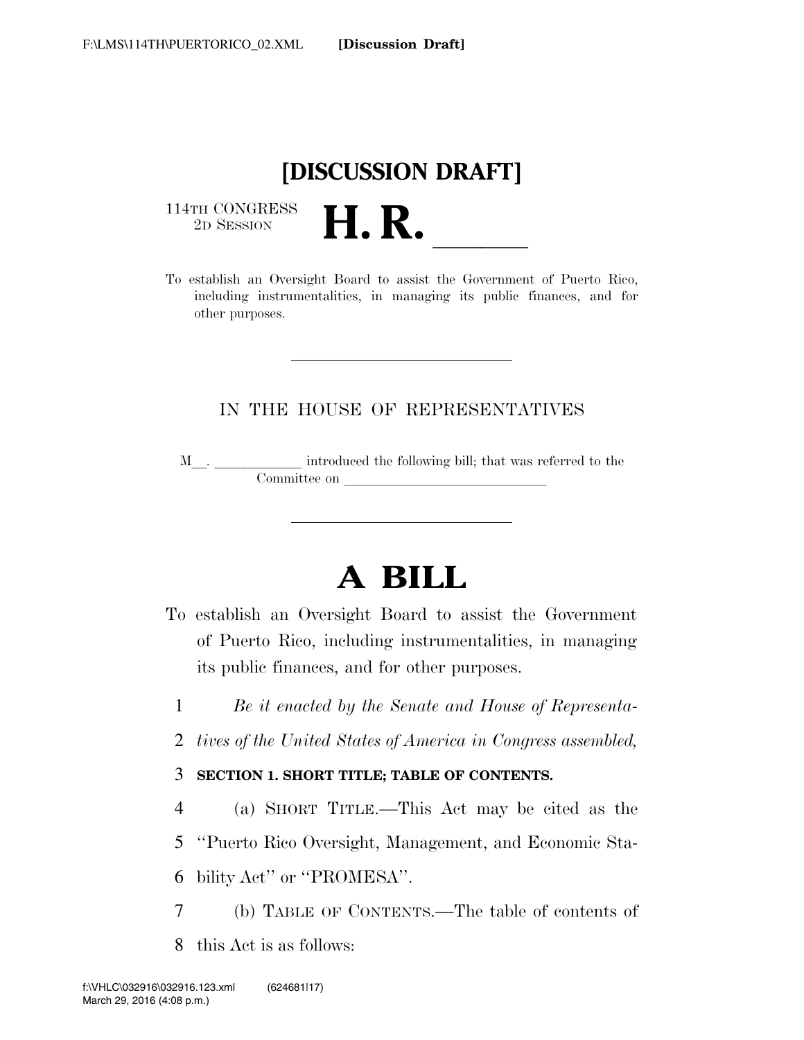**[DISCUSSION DRAFT]**

114TH CONGRESS
2D SESSION

# H. R. ____

To establish an Oversight Board to assist the Government of Puerto Rico, including instrumentalities, in managing its public finances, and for other purposes.

---

IN THE HOUSE OF REPRESENTATIVES

M__. ____________ introduced the following bill; that was referred to the Committee on ____________________________

---

# A BILL

To establish an Oversight Board to assist the Government of Puerto Rico, including instrumentalities, in managing its public finances, and for other purposes.

1 *Be it enacted by the Senate and House of Representa-*
2 *tives of the United States of America in Congress assembled,*

3 **SECTION 1. SHORT TITLE; TABLE OF CONTENTS.**

4 (a) SHORT TITLE.—This Act may be cited as the
5 "Puerto Rico Oversight, Management, and Economic Sta-
6 bility Act" or "PROMESA".

7 (b) TABLE OF CONTENTS.—The table of contents of
8 this Act is as follows: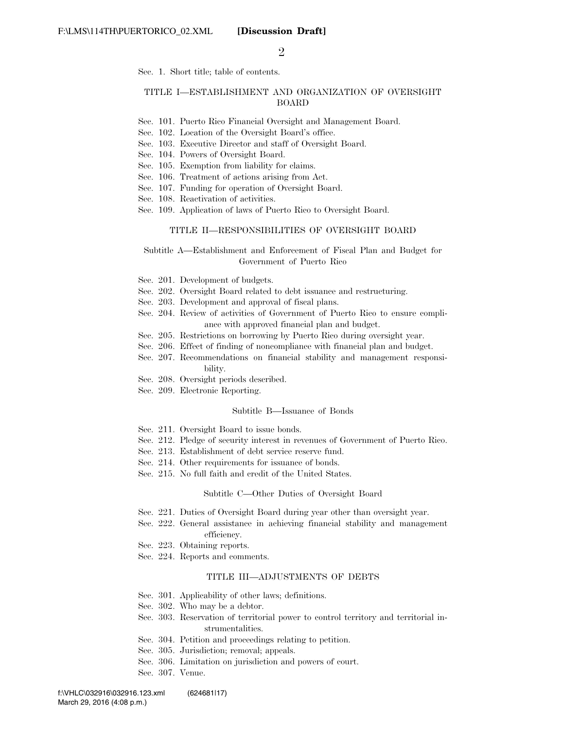Sec. 1. Short title; table of contents.

### TITLE I—ESTABLISHMENT AND ORGANIZATION OF OVERSIGHT BOARD

Sec. 101. Puerto Rico Financial Oversight and Management Board.
Sec. 102. Location of the Oversight Board's office.
Sec. 103. Executive Director and staff of Oversight Board.
Sec. 104. Powers of Oversight Board.
Sec. 105. Exemption from liability for claims.
Sec. 106. Treatment of actions arising from Act.
Sec. 107. Funding for operation of Oversight Board.
Sec. 108. Reactivation of activities.
Sec. 109. Application of laws of Puerto Rico to Oversight Board.

### TITLE II—RESPONSIBILITIES OF OVERSIGHT BOARD

#### Subtitle A—Establishment and Enforcement of Fiscal Plan and Budget for Government of Puerto Rico

Sec. 201. Development of budgets.
Sec. 202. Oversight Board related to debt issuance and restructuring.
Sec. 203. Development and approval of fiscal plans.
Sec. 204. Review of activities of Government of Puerto Rico to ensure compliance with approved financial plan and budget.
Sec. 205. Restrictions on borrowing by Puerto Rico during oversight year.
Sec. 206. Effect of finding of noncompliance with financial plan and budget.
Sec. 207. Recommendations on financial stability and management responsibility.
Sec. 208. Oversight periods described.
Sec. 209. Electronic Reporting.

#### Subtitle B—Issuance of Bonds

Sec. 211. Oversight Board to issue bonds.
Sec. 212. Pledge of security interest in revenues of Government of Puerto Rico.
Sec. 213. Establishment of debt service reserve fund.
Sec. 214. Other requirements for issuance of bonds.
Sec. 215. No full faith and credit of the United States.

#### Subtitle C—Other Duties of Oversight Board

Sec. 221. Duties of Oversight Board during year other than oversight year.
Sec. 222. General assistance in achieving financial stability and management efficiency.
Sec. 223. Obtaining reports.
Sec. 224. Reports and comments.

### TITLE III—ADJUSTMENTS OF DEBTS

Sec. 301. Applicability of other laws; definitions.
Sec. 302. Who may be a debtor.
Sec. 303. Reservation of territorial power to control territory and territorial instrumentalities.
Sec. 304. Petition and proceedings relating to petition.
Sec. 305. Jurisdiction; removal; appeals.
Sec. 306. Limitation on jurisdiction and powers of court.
Sec. 307. Venue.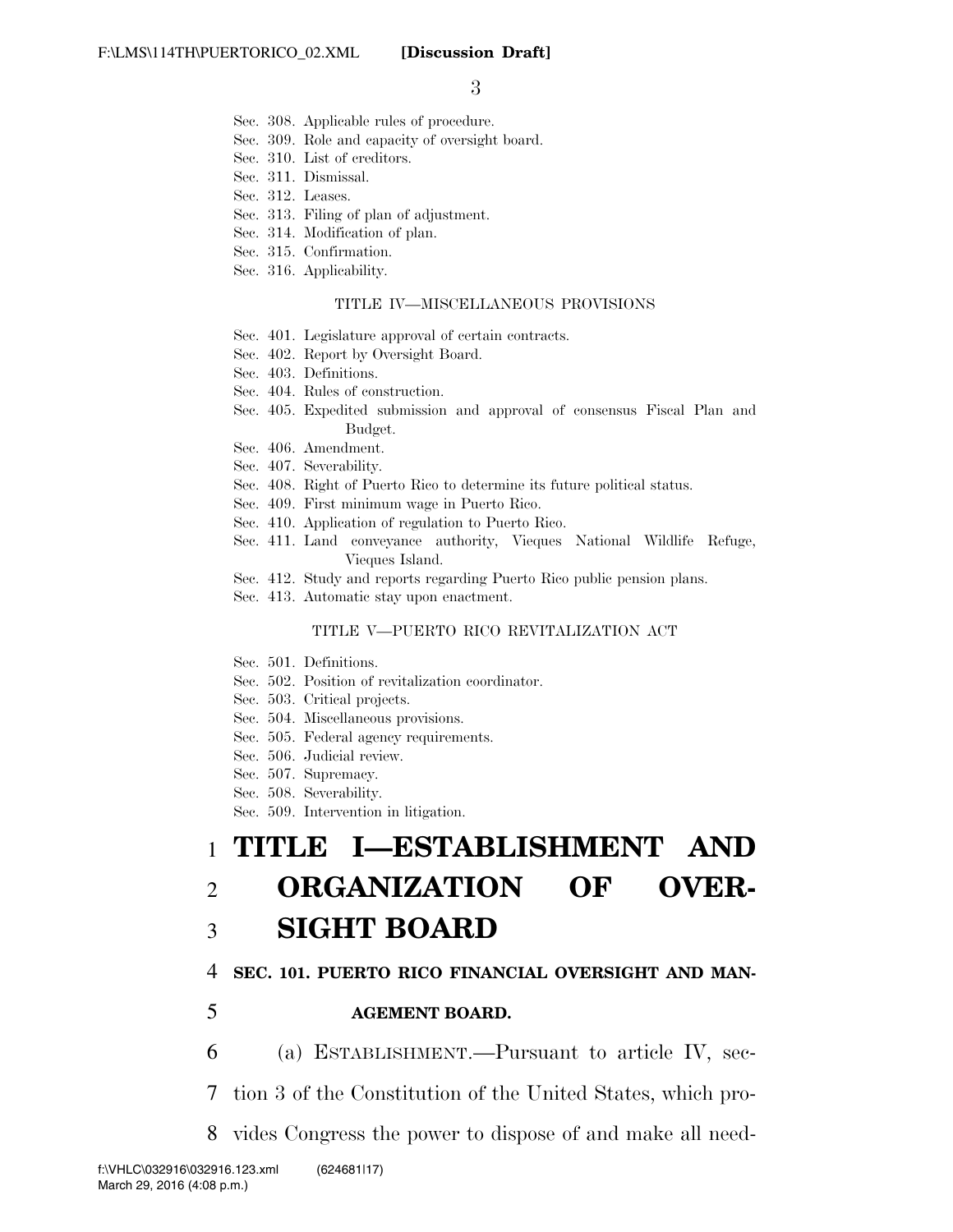Sec. 308. Applicable rules of procedure.
Sec. 309. Role and capacity of oversight board.
Sec. 310. List of creditors.
Sec. 311. Dismissal.
Sec. 312. Leases.
Sec. 313. Filing of plan of adjustment.
Sec. 314. Modification of plan.
Sec. 315. Confirmation.
Sec. 316. Applicability.

TITLE IV—MISCELLANEOUS PROVISIONS

Sec. 401. Legislature approval of certain contracts.
Sec. 402. Report by Oversight Board.
Sec. 403. Definitions.
Sec. 404. Rules of construction.
Sec. 405. Expedited submission and approval of consensus Fiscal Plan and Budget.
Sec. 406. Amendment.
Sec. 407. Severability.
Sec. 408. Right of Puerto Rico to determine its future political status.
Sec. 409. First minimum wage in Puerto Rico.
Sec. 410. Application of regulation to Puerto Rico.
Sec. 411. Land conveyance authority, Vieques National Wildlife Refuge, Vieques Island.
Sec. 412. Study and reports regarding Puerto Rico public pension plans.
Sec. 413. Automatic stay upon enactment.

TITLE V—PUERTO RICO REVITALIZATION ACT

Sec. 501. Definitions.
Sec. 502. Position of revitalization coordinator.
Sec. 503. Critical projects.
Sec. 504. Miscellaneous provisions.
Sec. 505. Federal agency requirements.
Sec. 506. Judicial review.
Sec. 507. Supremacy.
Sec. 508. Severability.
Sec. 509. Intervention in litigation.

# TITLE I—ESTABLISHMENT AND ORGANIZATION OF OVERSIGHT BOARD

## SEC. 101. PUERTO RICO FINANCIAL OVERSIGHT AND MANAGEMENT BOARD.

(a) ESTABLISHMENT.—Pursuant to article IV, section 3 of the Constitution of the United States, which provides Congress the power to dispose of and make all need-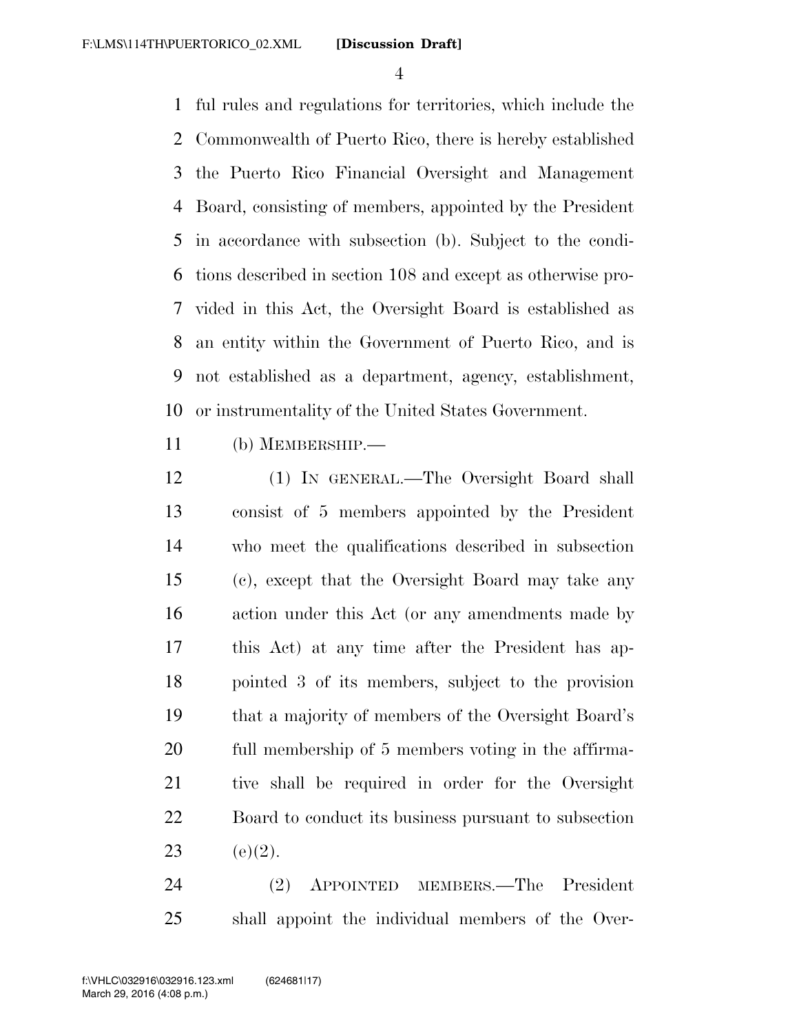ful rules and regulations for territories, which include the Commonwealth of Puerto Rico, there is hereby established the Puerto Rico Financial Oversight and Management Board, consisting of members, appointed by the President in accordance with subsection (b). Subject to the conditions described in section 108 and except as otherwise provided in this Act, the Oversight Board is established as an entity within the Government of Puerto Rico, and is not established as a department, agency, establishment, or instrumentality of the United States Government.

(b) MEMBERSHIP.—

(1) IN GENERAL.—The Oversight Board shall consist of 5 members appointed by the President who meet the qualifications described in subsection (c), except that the Oversight Board may take any action under this Act (or any amendments made by this Act) at any time after the President has appointed 3 of its members, subject to the provision that a majority of members of the Oversight Board's full membership of 5 members voting in the affirmative shall be required in order for the Oversight Board to conduct its business pursuant to subsection (e)(2).

(2) APPOINTED MEMBERS.—The President shall appoint the individual members of the Over-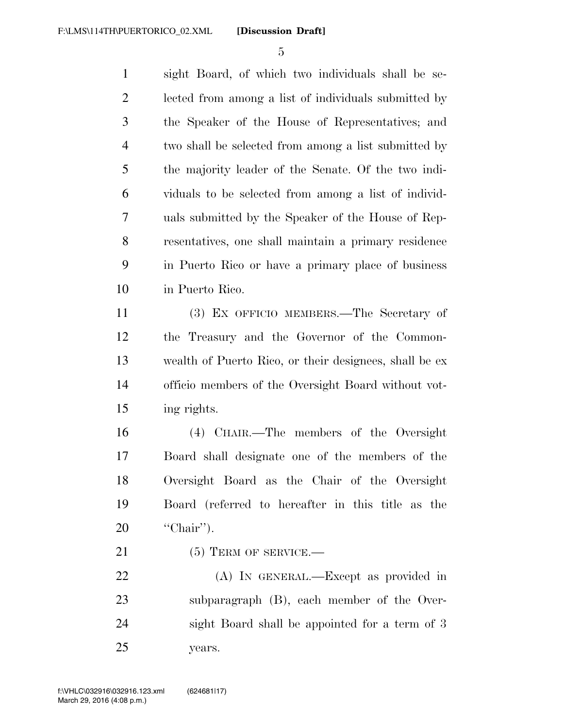sight Board, of which two individuals shall be selected from among a list of individuals submitted by the Speaker of the House of Representatives; and two shall be selected from among a list submitted by the majority leader of the Senate. Of the two individuals to be selected from among a list of individuals submitted by the Speaker of the House of Representatives, one shall maintain a primary residence in Puerto Rico or have a primary place of business in Puerto Rico.

(3) EX OFFICIO MEMBERS.—The Secretary of the Treasury and the Governor of the Commonwealth of Puerto Rico, or their designees, shall be ex officio members of the Oversight Board without voting rights.

(4) CHAIR.—The members of the Oversight Board shall designate one of the members of the Oversight Board as the Chair of the Oversight Board (referred to hereafter in this title as the "Chair").

(5) TERM OF SERVICE.—

(A) IN GENERAL.—Except as provided in subparagraph (B), each member of the Oversight Board shall be appointed for a term of 3 years.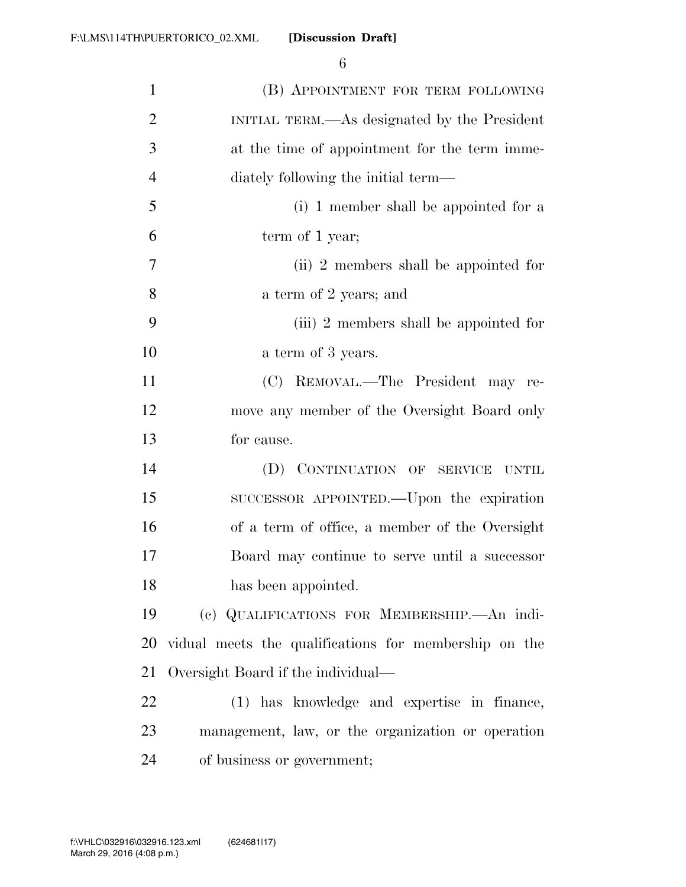(B) APPOINTMENT FOR TERM FOLLOWING INITIAL TERM.—As designated by the President at the time of appointment for the term immediately following the initial term—

(i) 1 member shall be appointed for a term of 1 year;

(ii) 2 members shall be appointed for a term of 2 years; and

(iii) 2 members shall be appointed for a term of 3 years.

(C) REMOVAL.—The President may remove any member of the Oversight Board only for cause.

(D) CONTINUATION OF SERVICE UNTIL SUCCESSOR APPOINTED.—Upon the expiration of a term of office, a member of the Oversight Board may continue to serve until a successor has been appointed.

(c) QUALIFICATIONS FOR MEMBERSHIP.—An individual meets the qualifications for membership on the Oversight Board if the individual—

(1) has knowledge and expertise in finance, management, law, or the organization or operation of business or government;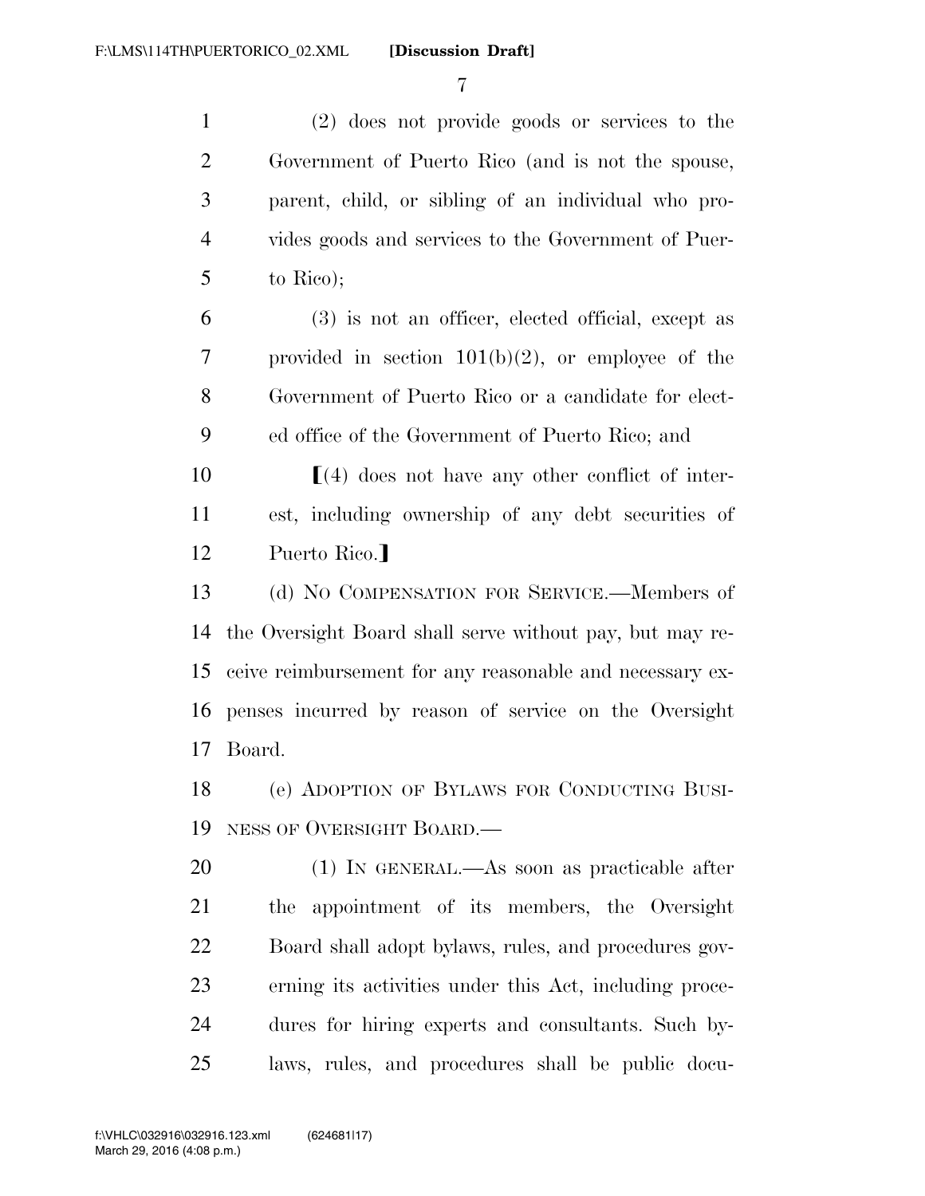(2) does not provide goods or services to the Government of Puerto Rico (and is not the spouse, parent, child, or sibling of an individual who provides goods and services to the Government of Puerto Rico);

(3) is not an officer, elected official, except as provided in section 101(b)(2), or employee of the Government of Puerto Rico or a candidate for elected office of the Government of Puerto Rico; and

⟦(4) does not have any other conflict of interest, including ownership of any debt securities of Puerto Rico.⟧

(d) NO COMPENSATION FOR SERVICE.—Members of the Oversight Board shall serve without pay, but may receive reimbursement for any reasonable and necessary expenses incurred by reason of service on the Oversight Board.

(e) ADOPTION OF BYLAWS FOR CONDUCTING BUSINESS OF OVERSIGHT BOARD.—

(1) IN GENERAL.—As soon as practicable after the appointment of its members, the Oversight Board shall adopt bylaws, rules, and procedures governing its activities under this Act, including procedures for hiring experts and consultants. Such bylaws, rules, and procedures shall be public docu-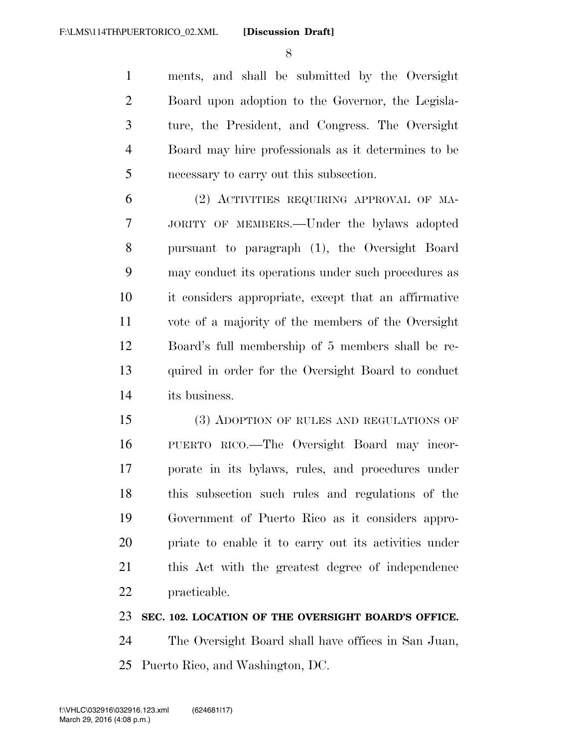ments, and shall be submitted by the Oversight Board upon adoption to the Governor, the Legislature, the President, and Congress. The Oversight Board may hire professionals as it determines to be necessary to carry out this subsection.

(2) ACTIVITIES REQUIRING APPROVAL OF MAJORITY OF MEMBERS.—Under the bylaws adopted pursuant to paragraph (1), the Oversight Board may conduct its operations under such procedures as it considers appropriate, except that an affirmative vote of a majority of the members of the Oversight Board's full membership of 5 members shall be required in order for the Oversight Board to conduct its business.

(3) ADOPTION OF RULES AND REGULATIONS OF PUERTO RICO.—The Oversight Board may incorporate in its bylaws, rules, and procedures under this subsection such rules and regulations of the Government of Puerto Rico as it considers appropriate to enable it to carry out its activities under this Act with the greatest degree of independence practicable.

**SEC. 102. LOCATION OF THE OVERSIGHT BOARD'S OFFICE.**

The Oversight Board shall have offices in San Juan, Puerto Rico, and Washington, DC.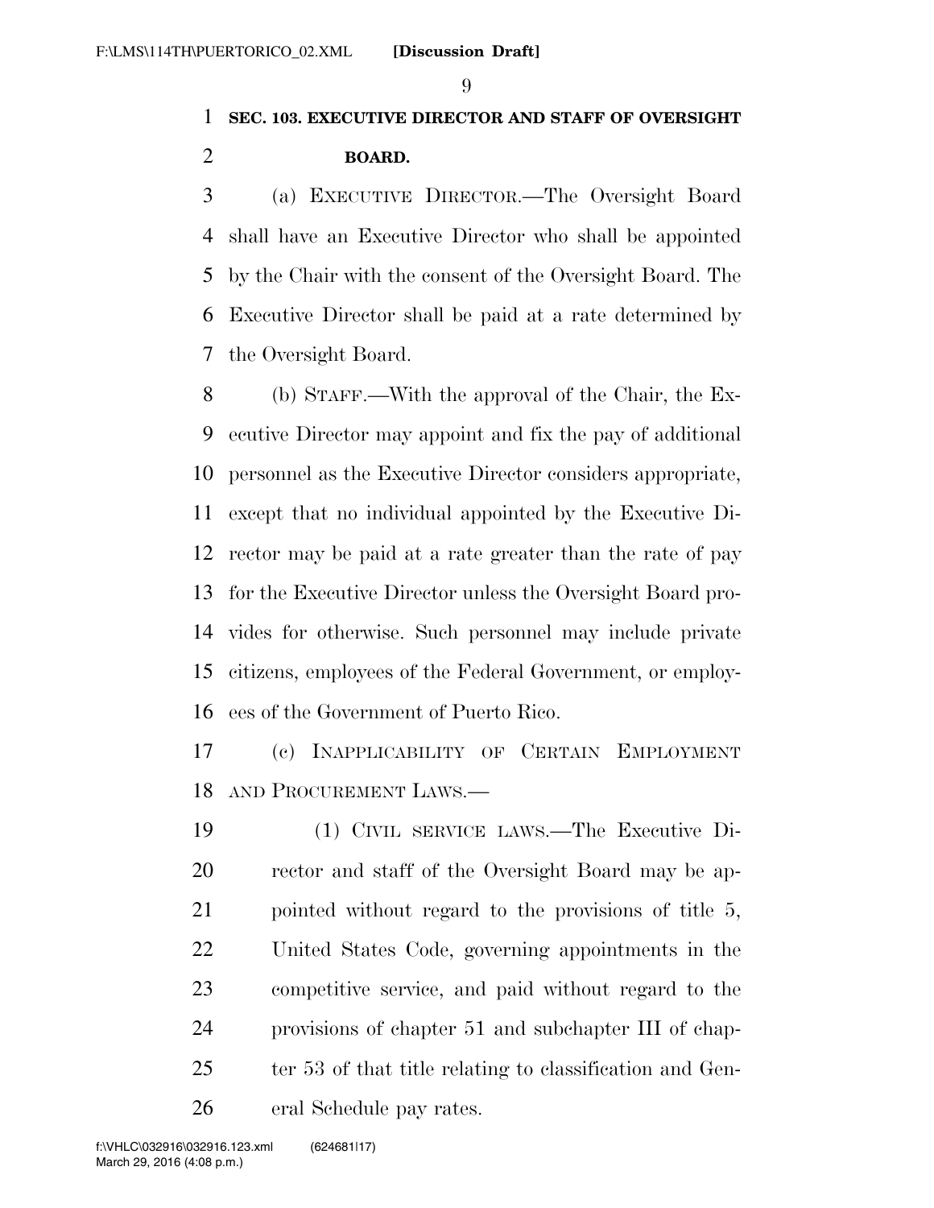**SEC. 103. EXECUTIVE DIRECTOR AND STAFF OF OVERSIGHT BOARD.**

(a) EXECUTIVE DIRECTOR.—The Oversight Board shall have an Executive Director who shall be appointed by the Chair with the consent of the Oversight Board. The Executive Director shall be paid at a rate determined by the Oversight Board.

(b) STAFF.—With the approval of the Chair, the Executive Director may appoint and fix the pay of additional personnel as the Executive Director considers appropriate, except that no individual appointed by the Executive Director may be paid at a rate greater than the rate of pay for the Executive Director unless the Oversight Board provides for otherwise. Such personnel may include private citizens, employees of the Federal Government, or employees of the Government of Puerto Rico.

(c) INAPPLICABILITY OF CERTAIN EMPLOYMENT AND PROCUREMENT LAWS.—

(1) CIVIL SERVICE LAWS.—The Executive Director and staff of the Oversight Board may be appointed without regard to the provisions of title 5, United States Code, governing appointments in the competitive service, and paid without regard to the provisions of chapter 51 and subchapter III of chapter 53 of that title relating to classification and General Schedule pay rates.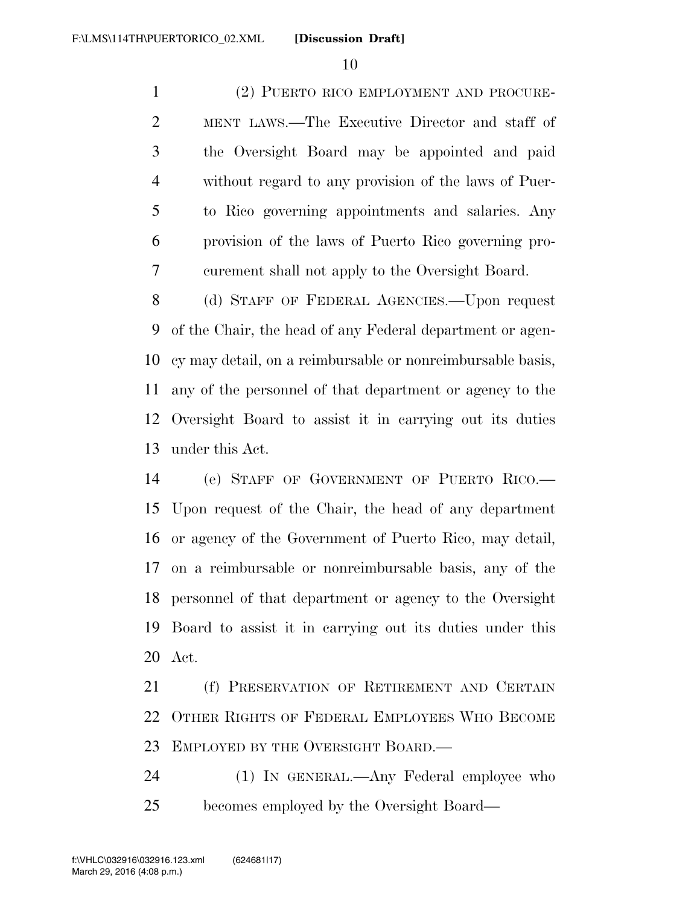(2) PUERTO RICO EMPLOYMENT AND PROCUREMENT LAWS.—The Executive Director and staff of the Oversight Board may be appointed and paid without regard to any provision of the laws of Puerto Rico governing appointments and salaries. Any provision of the laws of Puerto Rico governing procurement shall not apply to the Oversight Board.

(d) STAFF OF FEDERAL AGENCIES.—Upon request of the Chair, the head of any Federal department or agency may detail, on a reimbursable or nonreimbursable basis, any of the personnel of that department or agency to the Oversight Board to assist it in carrying out its duties under this Act.

(e) STAFF OF GOVERNMENT OF PUERTO RICO.—Upon request of the Chair, the head of any department or agency of the Government of Puerto Rico, may detail, on a reimbursable or nonreimbursable basis, any of the personnel of that department or agency to the Oversight Board to assist it in carrying out its duties under this Act.

(f) PRESERVATION OF RETIREMENT AND CERTAIN OTHER RIGHTS OF FEDERAL EMPLOYEES WHO BECOME EMPLOYED BY THE OVERSIGHT BOARD.—

(1) IN GENERAL.—Any Federal employee who becomes employed by the Oversight Board—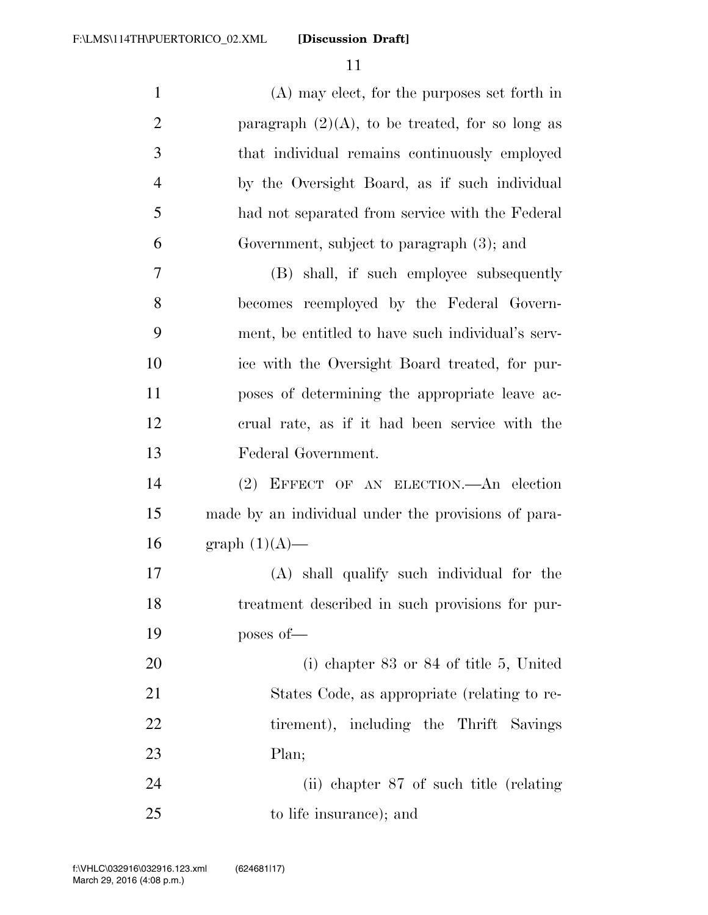(A) may elect, for the purposes set forth in paragraph (2)(A), to be treated, for so long as that individual remains continuously employed by the Oversight Board, as if such individual had not separated from service with the Federal Government, subject to paragraph (3); and

(B) shall, if such employee subsequently becomes reemployed by the Federal Government, be entitled to have such individual's service with the Oversight Board treated, for purposes of determining the appropriate leave accrual rate, as if it had been service with the Federal Government.

(2) EFFECT OF AN ELECTION.—An election made by an individual under the provisions of paragraph (1)(A)—

(A) shall qualify such individual for the treatment described in such provisions for purposes of—

(i) chapter 83 or 84 of title 5, United States Code, as appropriate (relating to retirement), including the Thrift Savings Plan;

(ii) chapter 87 of such title (relating to life insurance); and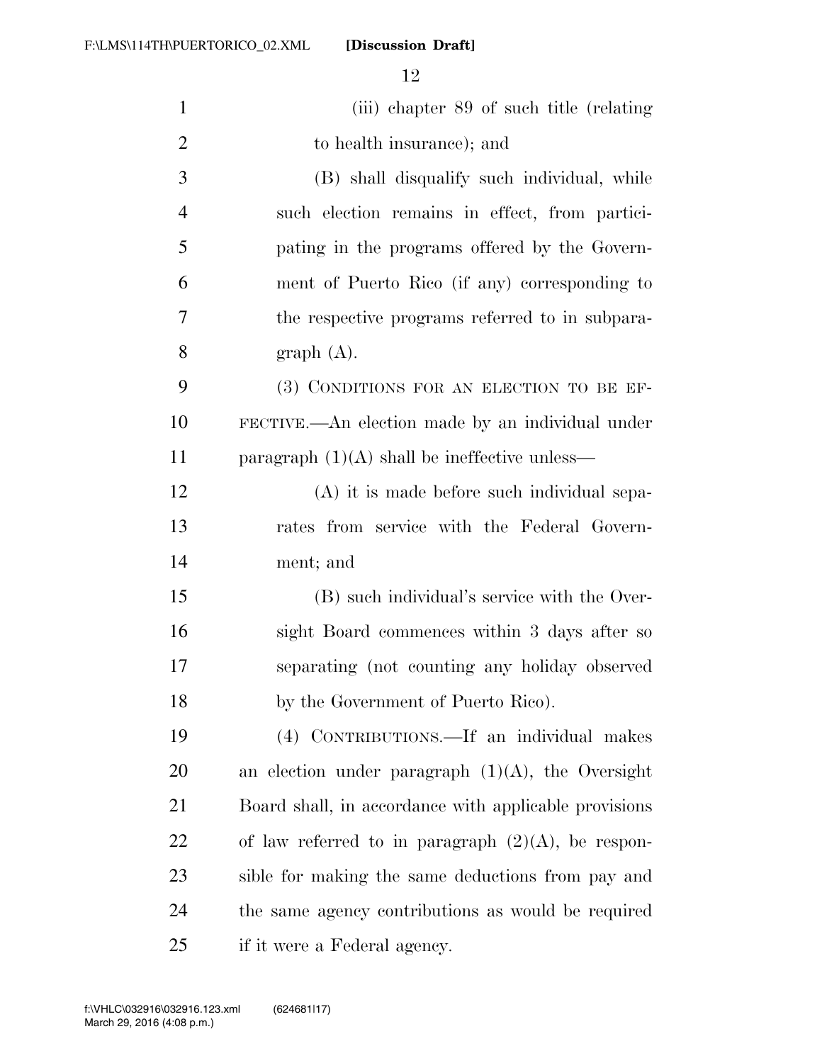(iii) chapter 89 of such title (relating to health insurance); and

(B) shall disqualify such individual, while such election remains in effect, from participating in the programs offered by the Government of Puerto Rico (if any) corresponding to the respective programs referred to in subparagraph (A).

(3) CONDITIONS FOR AN ELECTION TO BE EFFECTIVE.—An election made by an individual under paragraph (1)(A) shall be ineffective unless—

(A) it is made before such individual separates from service with the Federal Government; and

(B) such individual's service with the Oversight Board commences within 3 days after so separating (not counting any holiday observed by the Government of Puerto Rico).

(4) CONTRIBUTIONS.—If an individual makes an election under paragraph (1)(A), the Oversight Board shall, in accordance with applicable provisions of law referred to in paragraph (2)(A), be responsible for making the same deductions from pay and the same agency contributions as would be required if it were a Federal agency.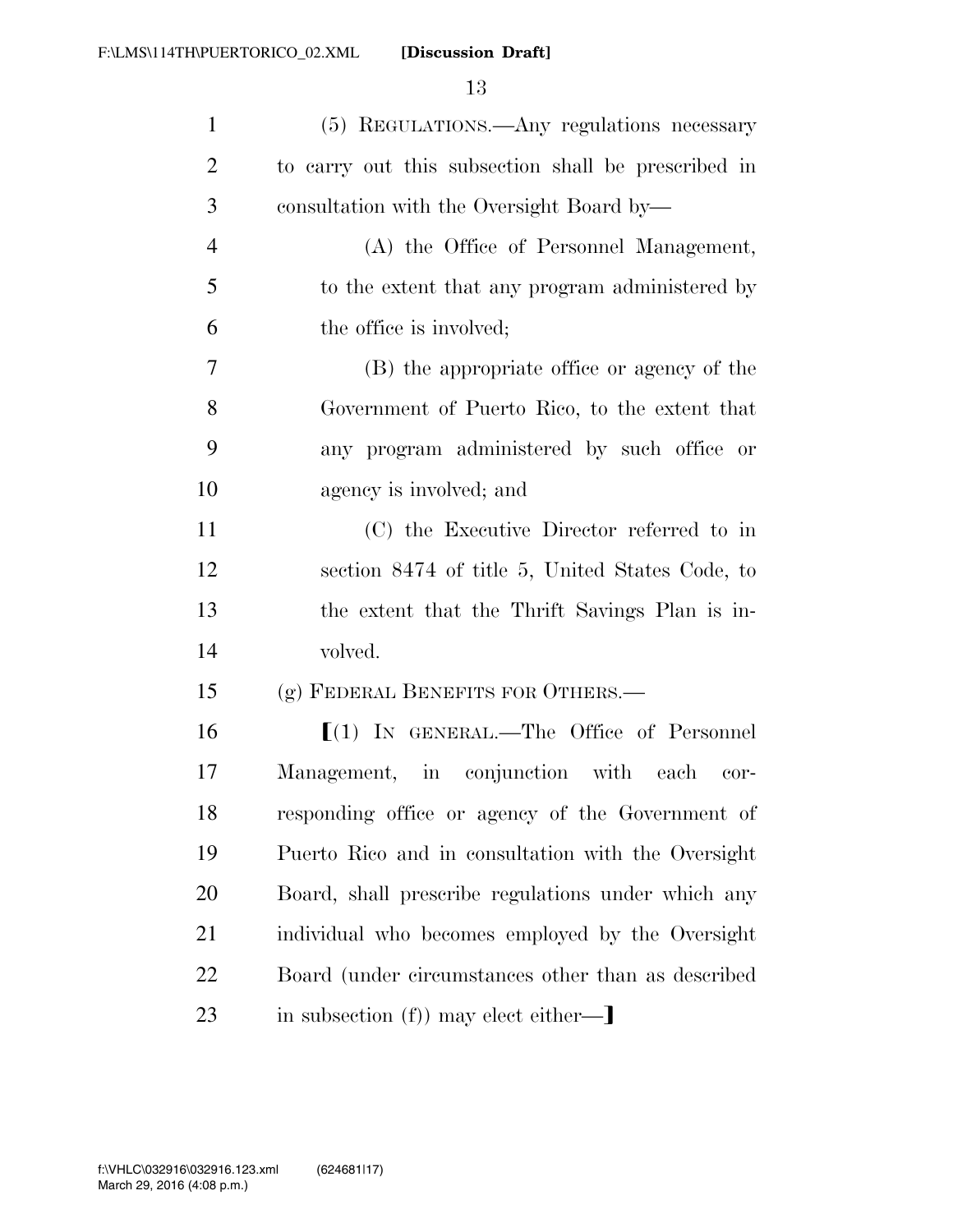(5) REGULATIONS.—Any regulations necessary to carry out this subsection shall be prescribed in consultation with the Oversight Board by—

(A) the Office of Personnel Management, to the extent that any program administered by the office is involved;

(B) the appropriate office or agency of the Government of Puerto Rico, to the extent that any program administered by such office or agency is involved; and

(C) the Executive Director referred to in section 8474 of title 5, United States Code, to the extent that the Thrift Savings Plan is involved.

(g) FEDERAL BENEFITS FOR OTHERS.—

[(1) IN GENERAL.—The Office of Personnel Management, in conjunction with each corresponding office or agency of the Government of Puerto Rico and in consultation with the Oversight Board, shall prescribe regulations under which any individual who becomes employed by the Oversight Board (under circumstances other than as described in subsection (f)) may elect either—]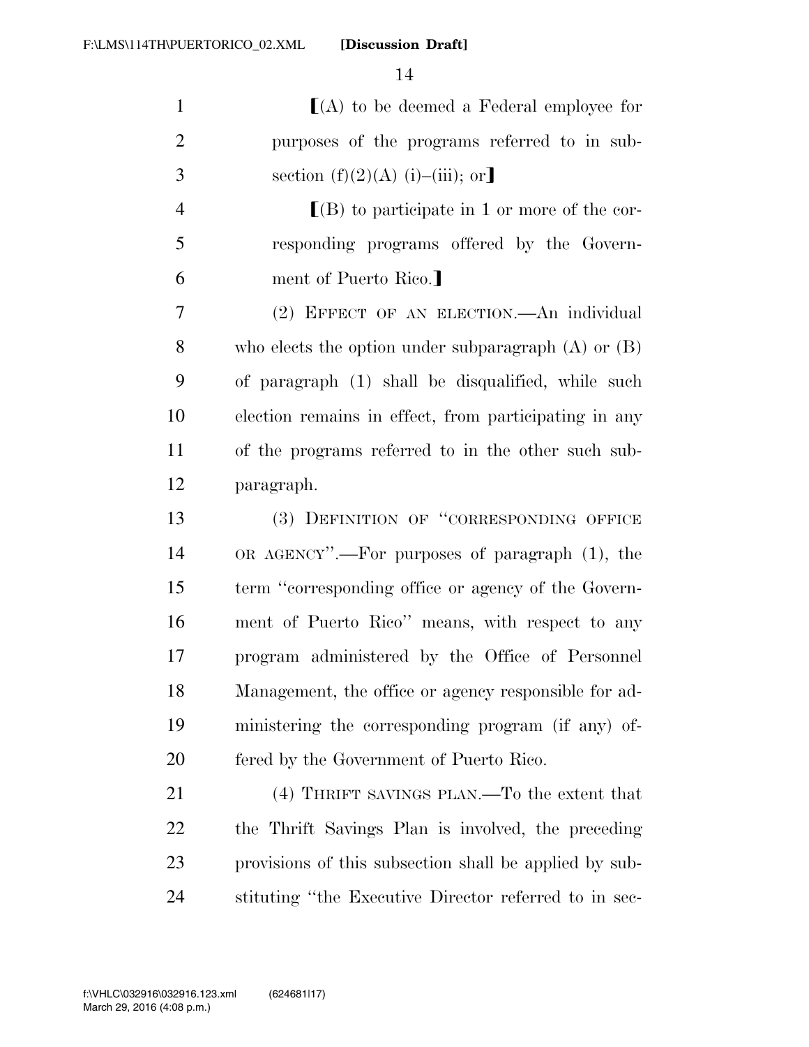⟦(A) to be deemed a Federal employee for purposes of the programs referred to in subsection (f)(2)(A) (i)–(iii); or⟧

⟦(B) to participate in 1 or more of the corresponding programs offered by the Government of Puerto Rico.⟧

(2) EFFECT OF AN ELECTION.—An individual who elects the option under subparagraph (A) or (B) of paragraph (1) shall be disqualified, while such election remains in effect, from participating in any of the programs referred to in the other such subparagraph.

(3) DEFINITION OF "CORRESPONDING OFFICE OR AGENCY".—For purposes of paragraph (1), the term "corresponding office or agency of the Government of Puerto Rico" means, with respect to any program administered by the Office of Personnel Management, the office or agency responsible for administering the corresponding program (if any) offered by the Government of Puerto Rico.

(4) THRIFT SAVINGS PLAN.—To the extent that the Thrift Savings Plan is involved, the preceding provisions of this subsection shall be applied by substituting "the Executive Director referred to in sec-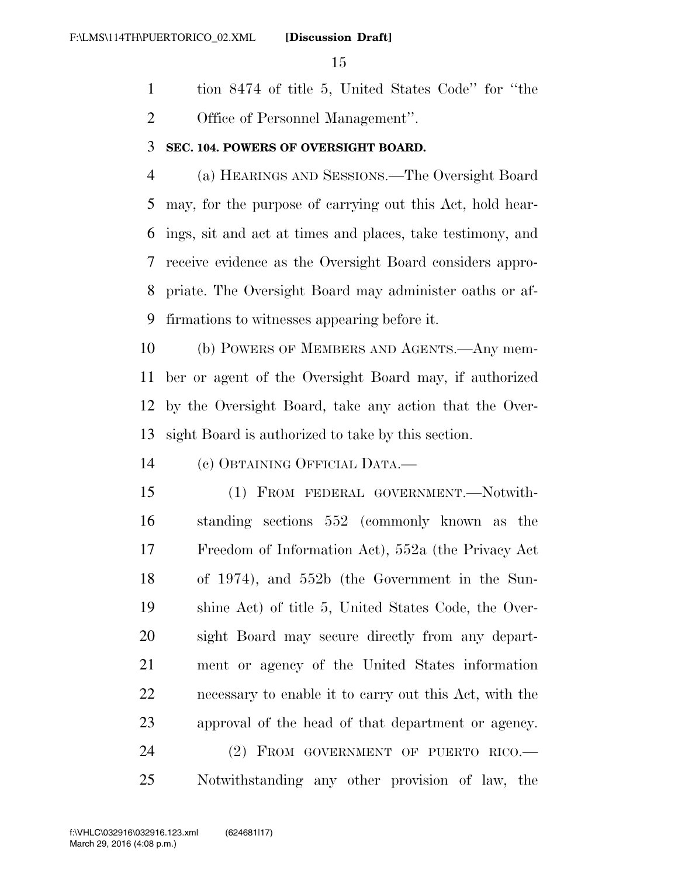tion 8474 of title 5, United States Code'' for ''the Office of Personnel Management''.

**SEC. 104. POWERS OF OVERSIGHT BOARD.**

(a) HEARINGS AND SESSIONS.—The Oversight Board may, for the purpose of carrying out this Act, hold hearings, sit and act at times and places, take testimony, and receive evidence as the Oversight Board considers appropriate. The Oversight Board may administer oaths or affirmations to witnesses appearing before it.

(b) POWERS OF MEMBERS AND AGENTS.—Any member or agent of the Oversight Board may, if authorized by the Oversight Board, take any action that the Oversight Board is authorized to take by this section.

(c) OBTAINING OFFICIAL DATA.—

(1) FROM FEDERAL GOVERNMENT.—Notwithstanding sections 552 (commonly known as the Freedom of Information Act), 552a (the Privacy Act of 1974), and 552b (the Government in the Sunshine Act) of title 5, United States Code, the Oversight Board may secure directly from any department or agency of the United States information necessary to enable it to carry out this Act, with the approval of the head of that department or agency.

(2) FROM GOVERNMENT OF PUERTO RICO.—Notwithstanding any other provision of law, the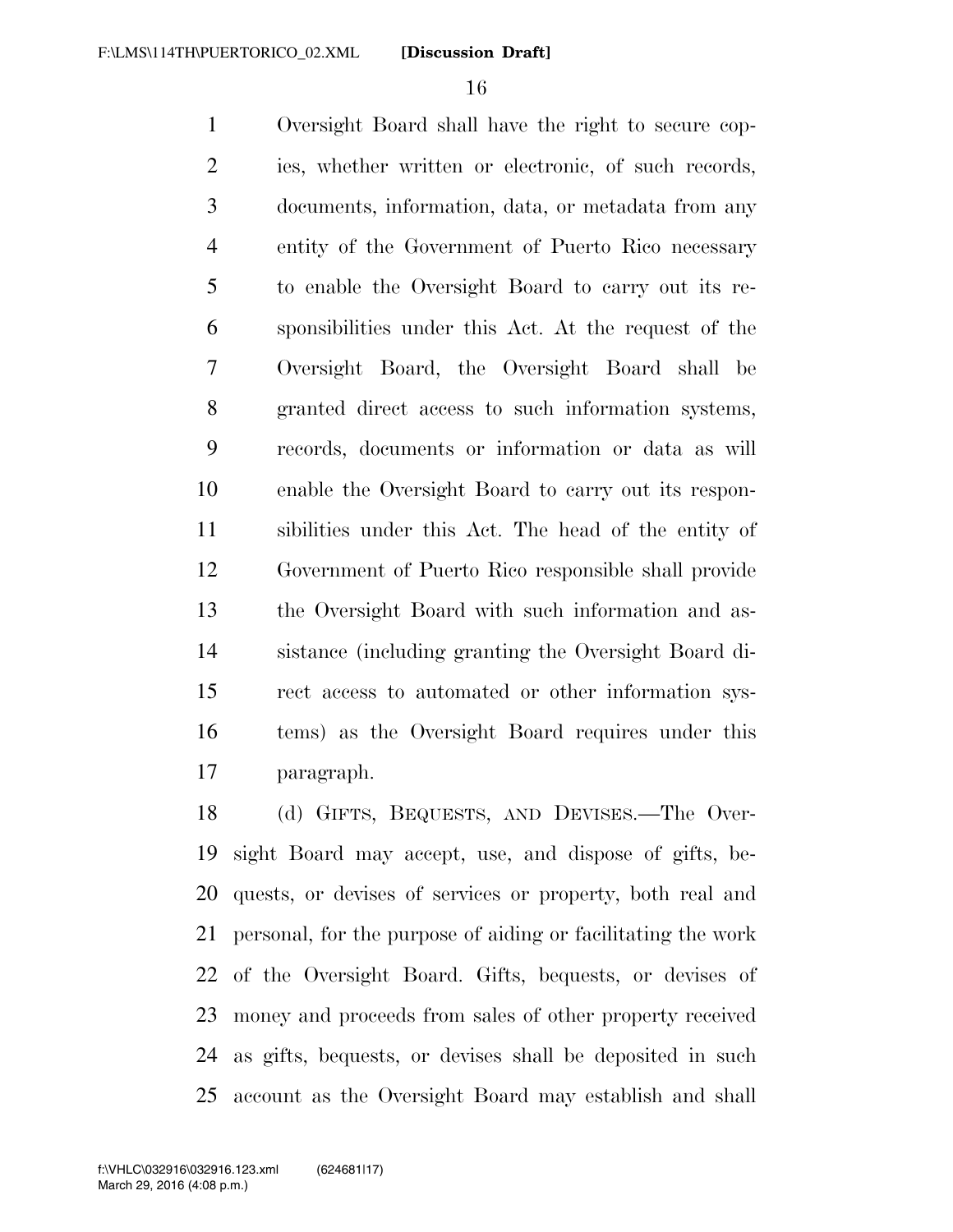Oversight Board shall have the right to secure copies, whether written or electronic, of such records, documents, information, data, or metadata from any entity of the Government of Puerto Rico necessary to enable the Oversight Board to carry out its responsibilities under this Act. At the request of the Oversight Board, the Oversight Board shall be granted direct access to such information systems, records, documents or information or data as will enable the Oversight Board to carry out its responsibilities under this Act. The head of the entity of Government of Puerto Rico responsible shall provide the Oversight Board with such information and assistance (including granting the Oversight Board direct access to automated or other information systems) as the Oversight Board requires under this paragraph.

(d) GIFTS, BEQUESTS, AND DEVISES.—The Oversight Board may accept, use, and dispose of gifts, bequests, or devises of services or property, both real and personal, for the purpose of aiding or facilitating the work of the Oversight Board. Gifts, bequests, or devises of money and proceeds from sales of other property received as gifts, bequests, or devises shall be deposited in such account as the Oversight Board may establish and shall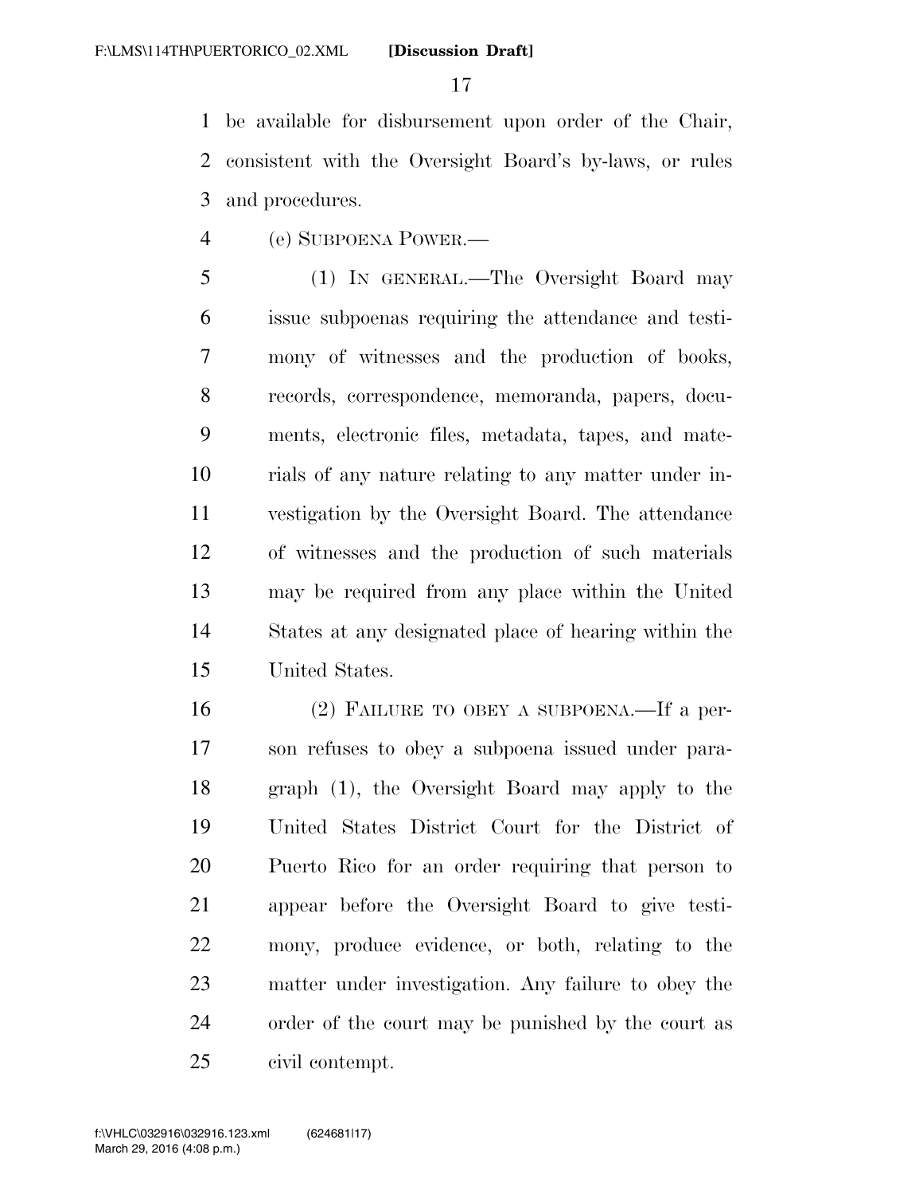be available for disbursement upon order of the Chair, consistent with the Oversight Board's by-laws, or rules and procedures.

(e) SUBPOENA POWER.—

(1) IN GENERAL.—The Oversight Board may issue subpoenas requiring the attendance and testimony of witnesses and the production of books, records, correspondence, memoranda, papers, documents, electronic files, metadata, tapes, and materials of any nature relating to any matter under investigation by the Oversight Board. The attendance of witnesses and the production of such materials may be required from any place within the United States at any designated place of hearing within the United States.

(2) FAILURE TO OBEY A SUBPOENA.—If a person refuses to obey a subpoena issued under paragraph (1), the Oversight Board may apply to the United States District Court for the District of Puerto Rico for an order requiring that person to appear before the Oversight Board to give testimony, produce evidence, or both, relating to the matter under investigation. Any failure to obey the order of the court may be punished by the court as civil contempt.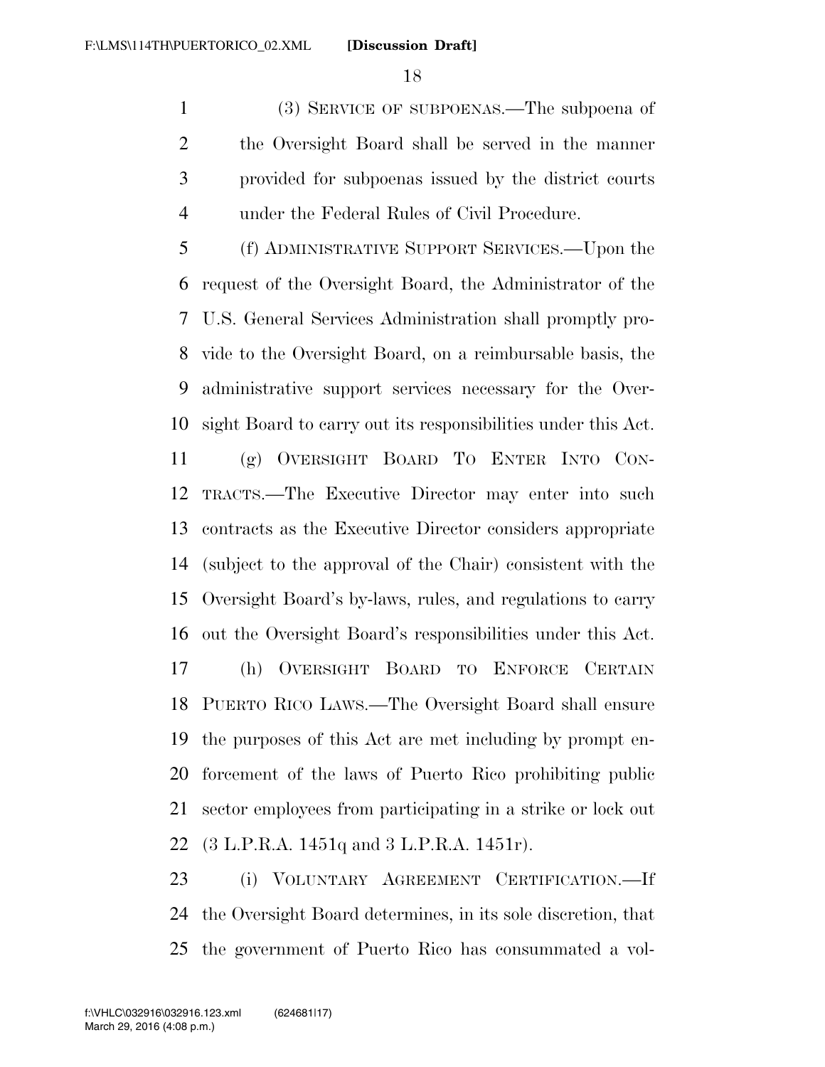(3) SERVICE OF SUBPOENAS.—The subpoena of the Oversight Board shall be served in the manner provided for subpoenas issued by the district courts under the Federal Rules of Civil Procedure.

(f) ADMINISTRATIVE SUPPORT SERVICES.—Upon the request of the Oversight Board, the Administrator of the U.S. General Services Administration shall promptly provide to the Oversight Board, on a reimbursable basis, the administrative support services necessary for the Oversight Board to carry out its responsibilities under this Act.

(g) OVERSIGHT BOARD TO ENTER INTO CONTRACTS.—The Executive Director may enter into such contracts as the Executive Director considers appropriate (subject to the approval of the Chair) consistent with the Oversight Board's by-laws, rules, and regulations to carry out the Oversight Board's responsibilities under this Act.

(h) OVERSIGHT BOARD TO ENFORCE CERTAIN PUERTO RICO LAWS.—The Oversight Board shall ensure the purposes of this Act are met including by prompt enforcement of the laws of Puerto Rico prohibiting public sector employees from participating in a strike or lock out (3 L.P.R.A. 1451q and 3 L.P.R.A. 1451r).

(i) VOLUNTARY AGREEMENT CERTIFICATION.—If the Oversight Board determines, in its sole discretion, that the government of Puerto Rico has consummated a vol-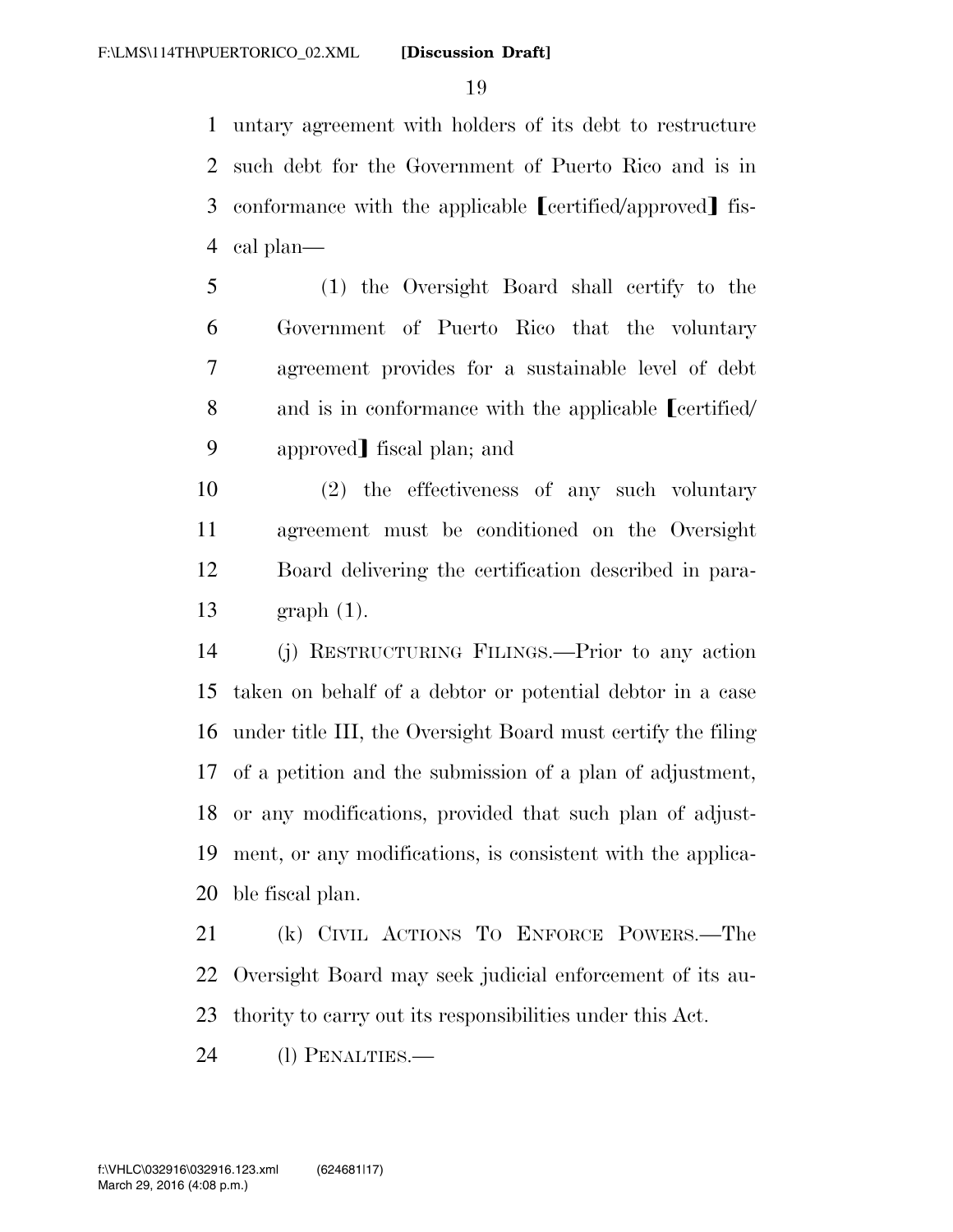untary agreement with holders of its debt to restructure such debt for the Government of Puerto Rico and is in conformance with the applicable ⟦certified/approved⟧ fiscal plan—

(1) the Oversight Board shall certify to the Government of Puerto Rico that the voluntary agreement provides for a sustainable level of debt and is in conformance with the applicable ⟦certified/approved⟧ fiscal plan; and

(2) the effectiveness of any such voluntary agreement must be conditioned on the Oversight Board delivering the certification described in paragraph (1).

(j) RESTRUCTURING FILINGS.—Prior to any action taken on behalf of a debtor or potential debtor in a case under title III, the Oversight Board must certify the filing of a petition and the submission of a plan of adjustment, or any modifications, provided that such plan of adjustment, or any modifications, is consistent with the applicable fiscal plan.

(k) CIVIL ACTIONS TO ENFORCE POWERS.—The Oversight Board may seek judicial enforcement of its authority to carry out its responsibilities under this Act.

(l) PENALTIES.—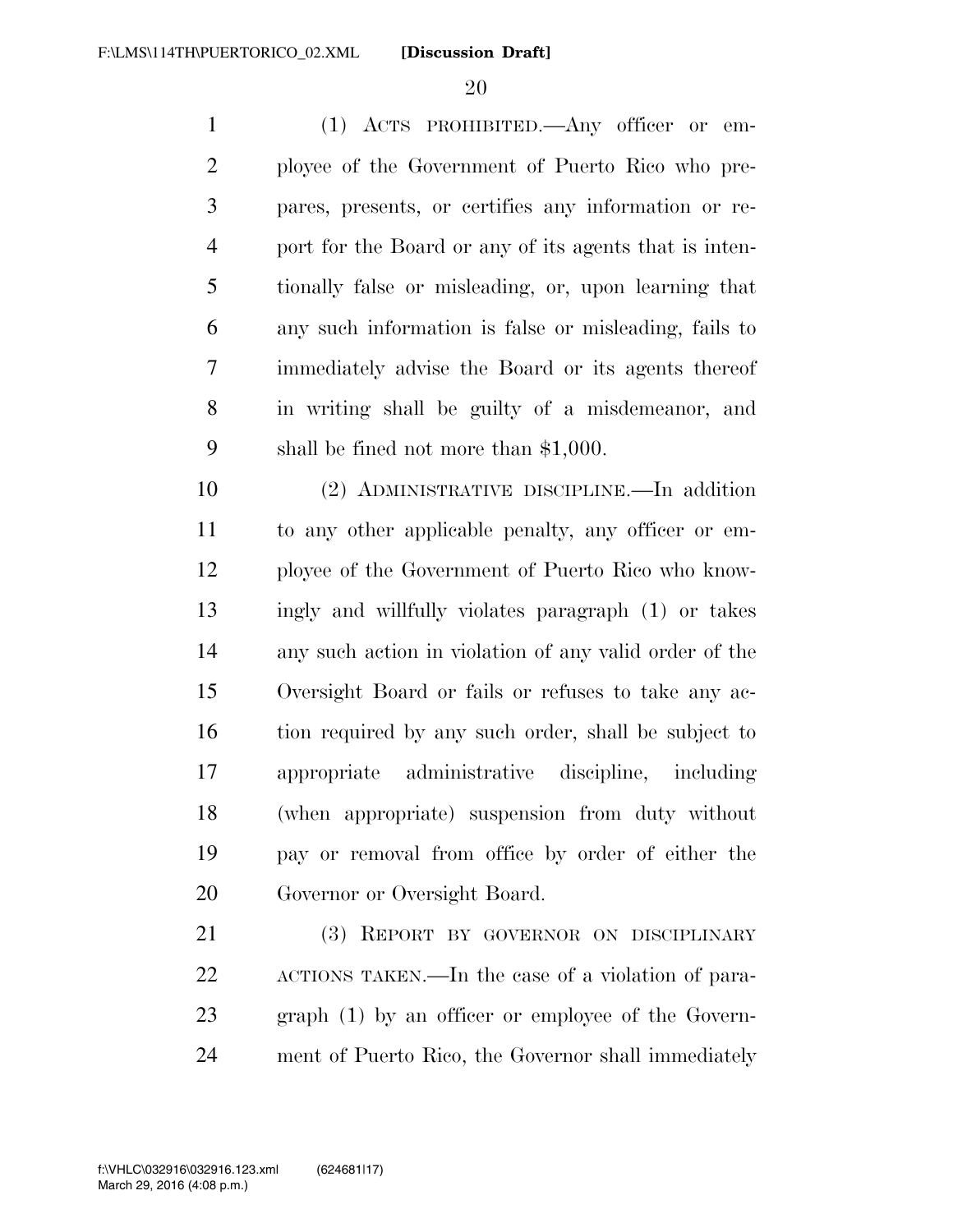(1) ACTS PROHIBITED.—Any officer or employee of the Government of Puerto Rico who prepares, presents, or certifies any information or report for the Board or any of its agents that is intentionally false or misleading, or, upon learning that any such information is false or misleading, fails to immediately advise the Board or its agents thereof in writing shall be guilty of a misdemeanor, and shall be fined not more than $1,000.

(2) ADMINISTRATIVE DISCIPLINE.—In addition to any other applicable penalty, any officer or employee of the Government of Puerto Rico who knowingly and willfully violates paragraph (1) or takes any such action in violation of any valid order of the Oversight Board or fails or refuses to take any action required by any such order, shall be subject to appropriate administrative discipline, including (when appropriate) suspension from duty without pay or removal from office by order of either the Governor or Oversight Board.

(3) REPORT BY GOVERNOR ON DISCIPLINARY ACTIONS TAKEN.—In the case of a violation of paragraph (1) by an officer or employee of the Government of Puerto Rico, the Governor shall immediately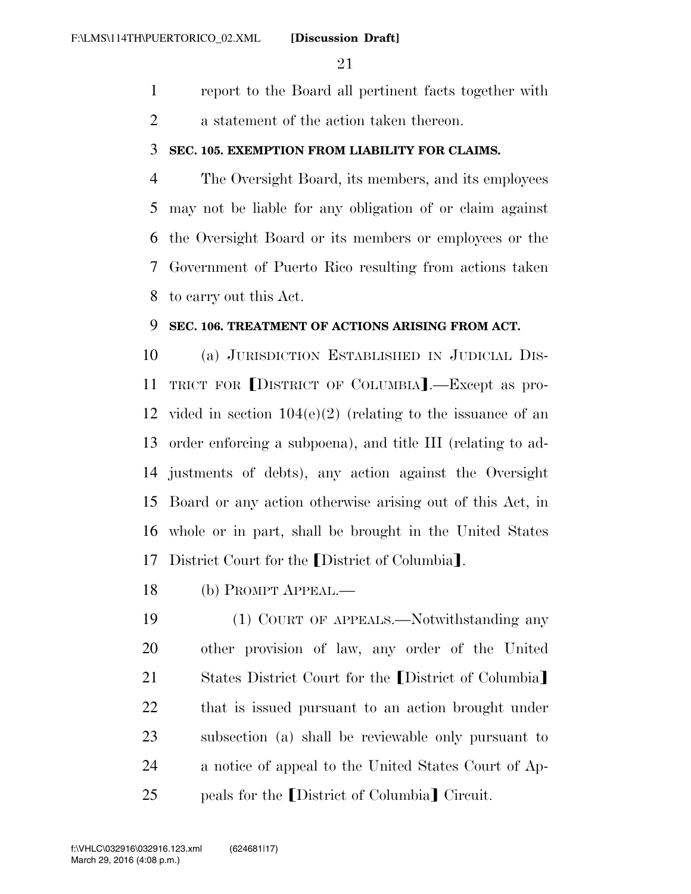report to the Board all pertinent facts together with a statement of the action taken thereon.

### SEC. 105. EXEMPTION FROM LIABILITY FOR CLAIMS.

The Oversight Board, its members, and its employees may not be liable for any obligation of or claim against the Oversight Board or its members or employees or the Government of Puerto Rico resulting from actions taken to carry out this Act.

### SEC. 106. TREATMENT OF ACTIONS ARISING FROM ACT.

(a) JURISDICTION ESTABLISHED IN JUDICIAL DISTRICT FOR ⟦DISTRICT OF COLUMBIA⟧.—Except as provided in section 104(e)(2) (relating to the issuance of an order enforcing a subpoena), and title III (relating to adjustments of debts), any action against the Oversight Board or any action otherwise arising out of this Act, in whole or in part, shall be brought in the United States District Court for the ⟦District of Columbia⟧.

(b) PROMPT APPEAL.—

(1) COURT OF APPEALS.—Notwithstanding any other provision of law, any order of the United States District Court for the ⟦District of Columbia⟧ that is issued pursuant to an action brought under subsection (a) shall be reviewable only pursuant to a notice of appeal to the United States Court of Appeals for the ⟦District of Columbia⟧ Circuit.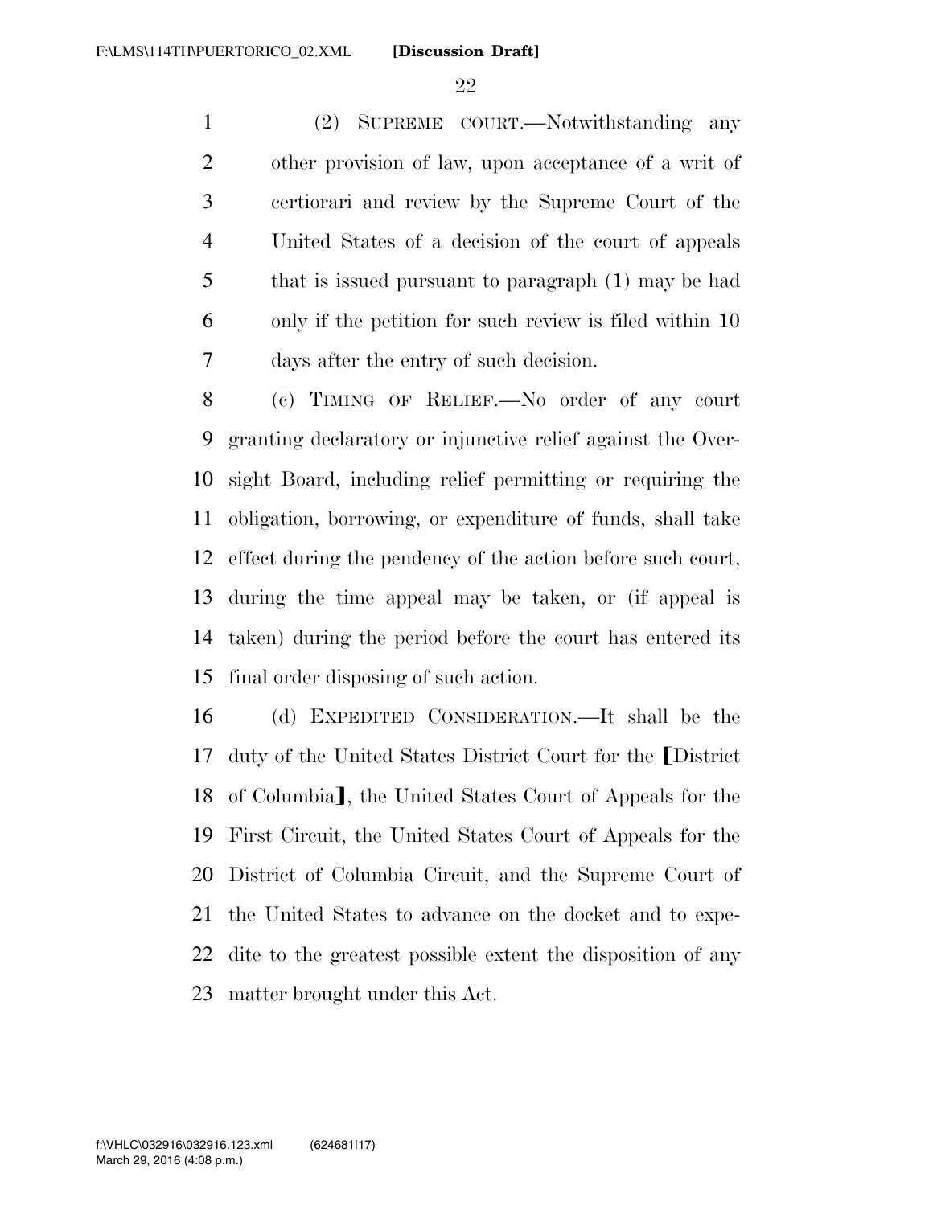(2) SUPREME COURT.—Notwithstanding any other provision of law, upon acceptance of a writ of certiorari and review by the Supreme Court of the United States of a decision of the court of appeals that is issued pursuant to paragraph (1) may be had only if the petition for such review is filed within 10 days after the entry of such decision.

(c) TIMING OF RELIEF.—No order of any court granting declaratory or injunctive relief against the Oversight Board, including relief permitting or requiring the obligation, borrowing, or expenditure of funds, shall take effect during the pendency of the action before such court, during the time appeal may be taken, or (if appeal is taken) during the period before the court has entered its final order disposing of such action.

(d) EXPEDITED CONSIDERATION.—It shall be the duty of the United States District Court for the ⟦District of Columbia⟧, the United States Court of Appeals for the First Circuit, the United States Court of Appeals for the District of Columbia Circuit, and the Supreme Court of the United States to advance on the docket and to expedite to the greatest possible extent the disposition of any matter brought under this Act.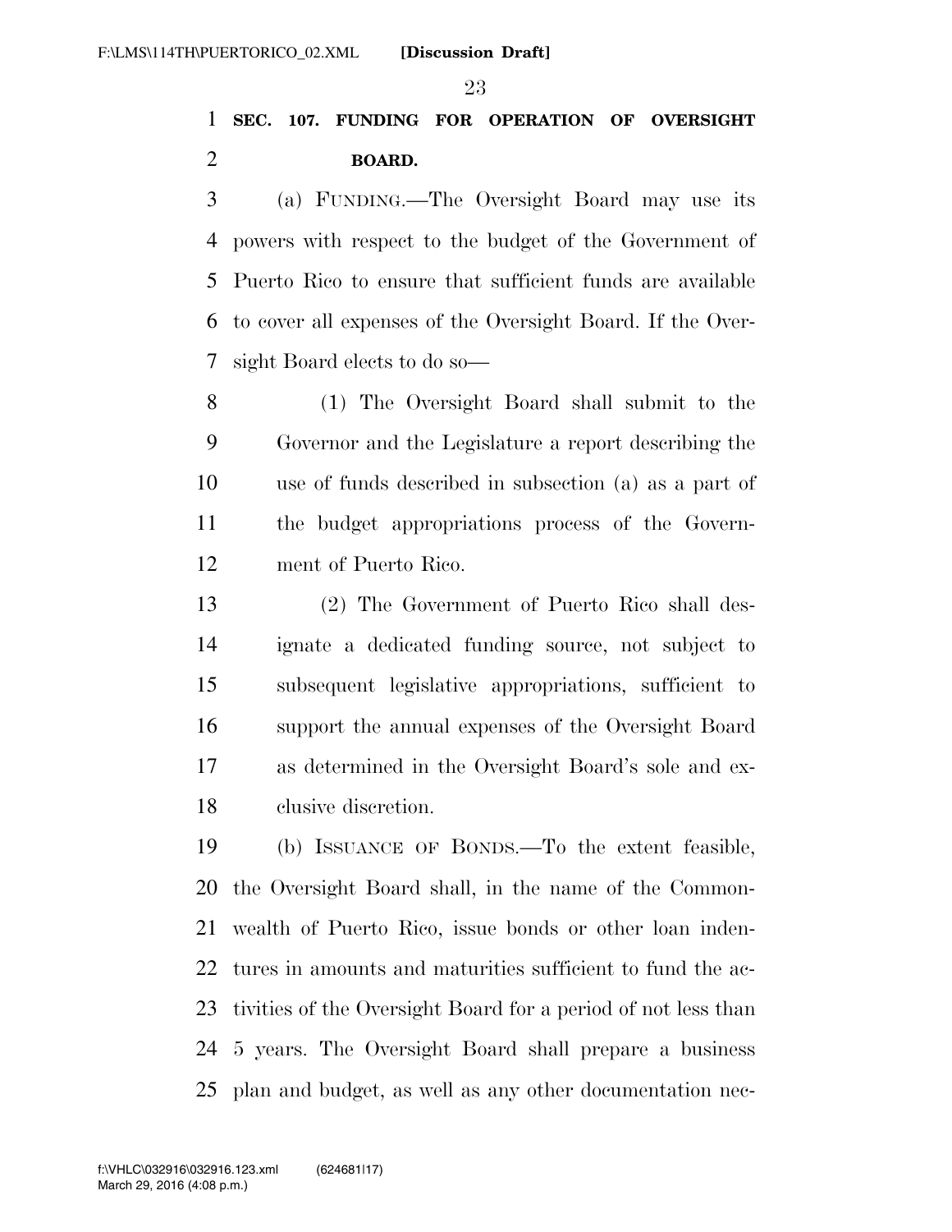**SEC. 107. FUNDING FOR OPERATION OF OVERSIGHT BOARD.**

(a) FUNDING.—The Oversight Board may use its powers with respect to the budget of the Government of Puerto Rico to ensure that sufficient funds are available to cover all expenses of the Oversight Board. If the Oversight Board elects to do so—

(1) The Oversight Board shall submit to the Governor and the Legislature a report describing the use of funds described in subsection (a) as a part of the budget appropriations process of the Government of Puerto Rico.

(2) The Government of Puerto Rico shall designate a dedicated funding source, not subject to subsequent legislative appropriations, sufficient to support the annual expenses of the Oversight Board as determined in the Oversight Board's sole and exclusive discretion.

(b) ISSUANCE OF BONDS.—To the extent feasible, the Oversight Board shall, in the name of the Commonwealth of Puerto Rico, issue bonds or other loan indentures in amounts and maturities sufficient to fund the activities of the Oversight Board for a period of not less than 5 years. The Oversight Board shall prepare a business plan and budget, as well as any other documentation nec-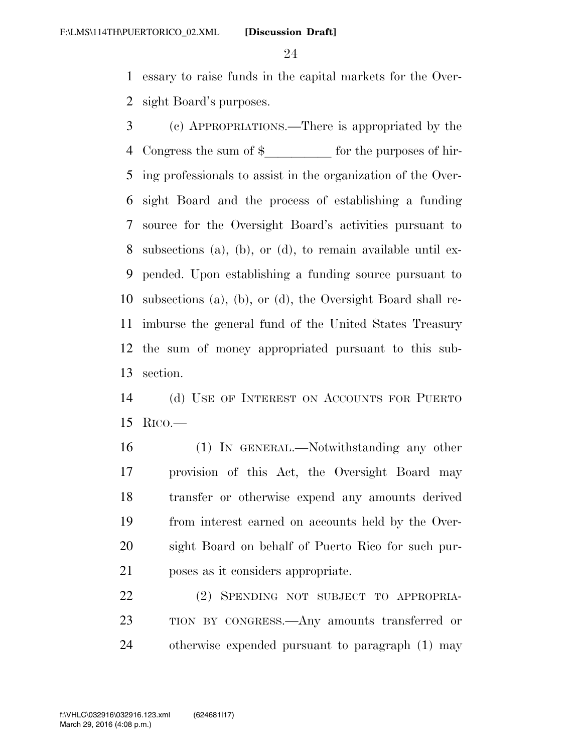essary to raise funds in the capital markets for the Oversight Board's purposes.

(c) APPROPRIATIONS.—There is appropriated by the Congress the sum of $__________ for the purposes of hiring professionals to assist in the organization of the Oversight Board and the process of establishing a funding source for the Oversight Board's activities pursuant to subsections (a), (b), or (d), to remain available until expended. Upon establishing a funding source pursuant to subsections (a), (b), or (d), the Oversight Board shall reimburse the general fund of the United States Treasury the sum of money appropriated pursuant to this subsection.

(d) USE OF INTEREST ON ACCOUNTS FOR PUERTO RICO.—

(1) IN GENERAL.—Notwithstanding any other provision of this Act, the Oversight Board may transfer or otherwise expend any amounts derived from interest earned on accounts held by the Oversight Board on behalf of Puerto Rico for such purposes as it considers appropriate.

(2) SPENDING NOT SUBJECT TO APPROPRIATION BY CONGRESS.—Any amounts transferred or otherwise expended pursuant to paragraph (1) may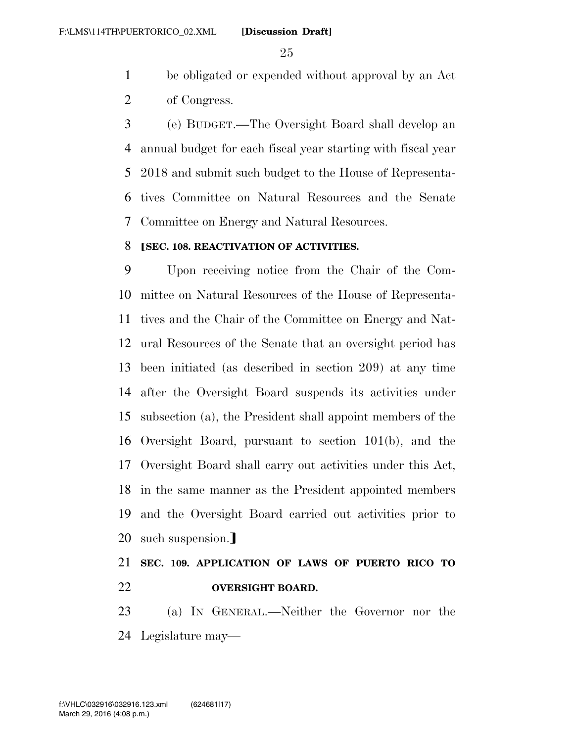be obligated or expended without approval by an Act of Congress.

(e) BUDGET.—The Oversight Board shall develop an annual budget for each fiscal year starting with fiscal year 2018 and submit such budget to the House of Representatives Committee on Natural Resources and the Senate Committee on Energy and Natural Resources.

**[SEC. 108. REACTIVATION OF ACTIVITIES.**

Upon receiving notice from the Chair of the Committee on Natural Resources of the House of Representatives and the Chair of the Committee on Energy and Natural Resources of the Senate that an oversight period has been initiated (as described in section 209) at any time after the Oversight Board suspends its activities under subsection (a), the President shall appoint members of the Oversight Board, pursuant to section 101(b), and the Oversight Board shall carry out activities under this Act, in the same manner as the President appointed members and the Oversight Board carried out activities prior to such suspension.]

**SEC. 109. APPLICATION OF LAWS OF PUERTO RICO TO OVERSIGHT BOARD.**

(a) IN GENERAL.—Neither the Governor nor the Legislature may—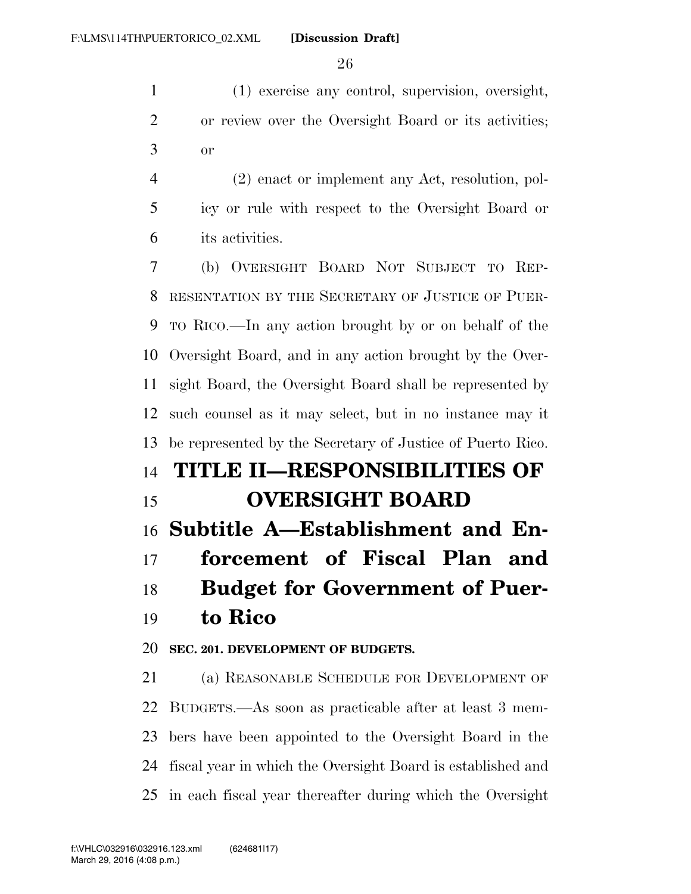(1) exercise any control, supervision, oversight, or review over the Oversight Board or its activities; or

(2) enact or implement any Act, resolution, policy or rule with respect to the Oversight Board or its activities.

(b) OVERSIGHT BOARD NOT SUBJECT TO REPRESENTATION BY THE SECRETARY OF JUSTICE OF PUERTO RICO.—In any action brought by or on behalf of the Oversight Board, and in any action brought by the Oversight Board, the Oversight Board shall be represented by such counsel as it may select, but in no instance may it be represented by the Secretary of Justice of Puerto Rico.

# TITLE II—RESPONSIBILITIES OF OVERSIGHT BOARD

## Subtitle A—Establishment and Enforcement of Fiscal Plan and Budget for Government of Puerto Rico

### SEC. 201. DEVELOPMENT OF BUDGETS.

(a) REASONABLE SCHEDULE FOR DEVELOPMENT OF BUDGETS.—As soon as practicable after at least 3 members have been appointed to the Oversight Board in the fiscal year in which the Oversight Board is established and in each fiscal year thereafter during which the Oversight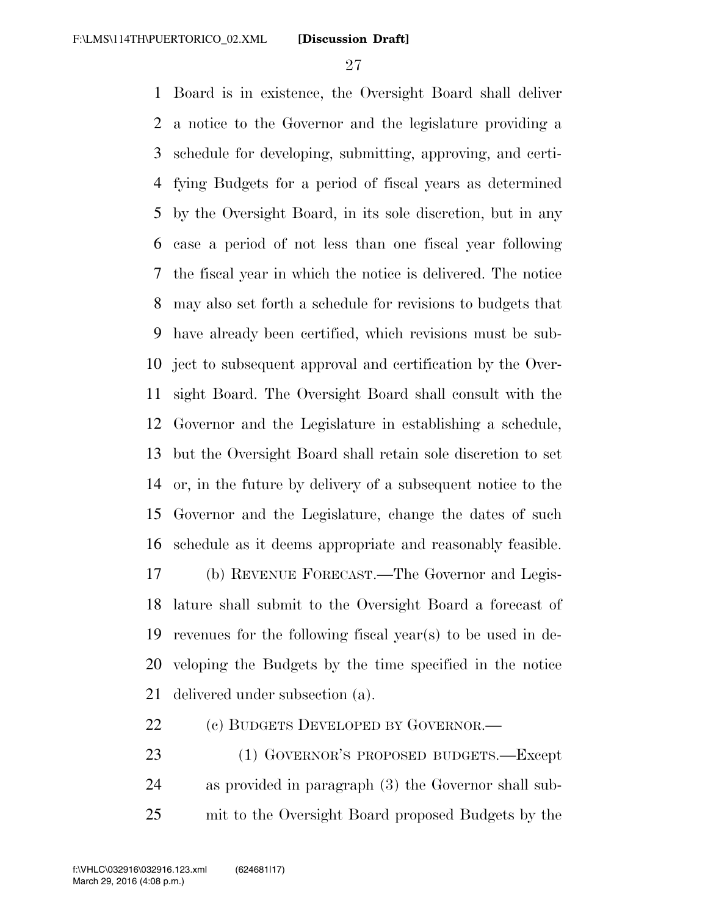Board is in existence, the Oversight Board shall deliver a notice to the Governor and the legislature providing a schedule for developing, submitting, approving, and certifying Budgets for a period of fiscal years as determined by the Oversight Board, in its sole discretion, but in any case a period of not less than one fiscal year following the fiscal year in which the notice is delivered. The notice may also set forth a schedule for revisions to budgets that have already been certified, which revisions must be subject to subsequent approval and certification by the Oversight Board. The Oversight Board shall consult with the Governor and the Legislature in establishing a schedule, but the Oversight Board shall retain sole discretion to set or, in the future by delivery of a subsequent notice to the Governor and the Legislature, change the dates of such schedule as it deems appropriate and reasonably feasible.

(b) REVENUE FORECAST.—The Governor and Legislature shall submit to the Oversight Board a forecast of revenues for the following fiscal year(s) to be used in developing the Budgets by the time specified in the notice delivered under subsection (a).

(c) BUDGETS DEVELOPED BY GOVERNOR.—

(1) GOVERNOR'S PROPOSED BUDGETS.—Except as provided in paragraph (3) the Governor shall submit to the Oversight Board proposed Budgets by the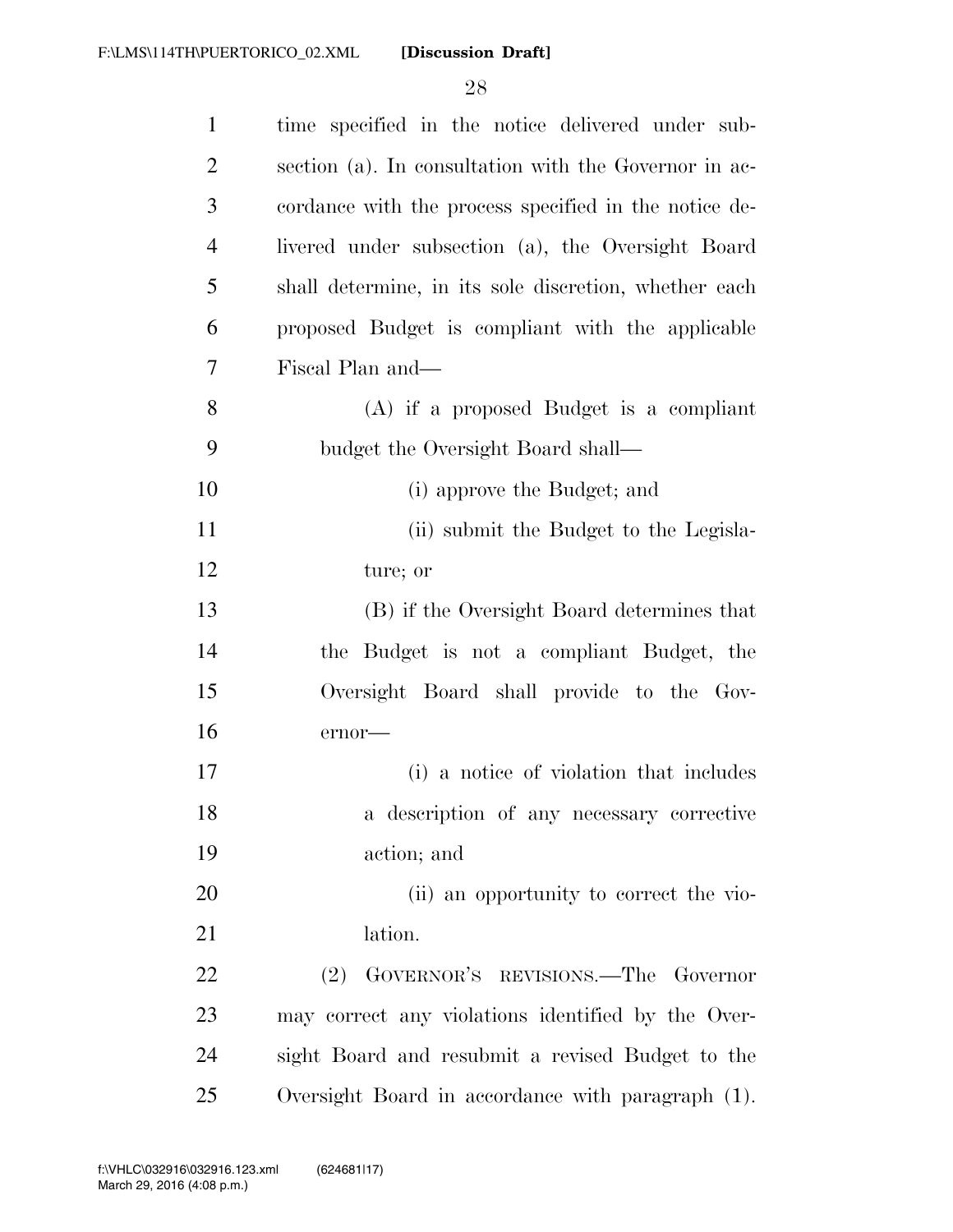time specified in the notice delivered under subsection (a). In consultation with the Governor in accordance with the process specified in the notice delivered under subsection (a), the Oversight Board shall determine, in its sole discretion, whether each proposed Budget is compliant with the applicable Fiscal Plan and—

(A) if a proposed Budget is a compliant budget the Oversight Board shall—

(i) approve the Budget; and

(ii) submit the Budget to the Legislature; or

(B) if the Oversight Board determines that the Budget is not a compliant Budget, the Oversight Board shall provide to the Governor—

(i) a notice of violation that includes a description of any necessary corrective action; and

(ii) an opportunity to correct the violation.

(2) GOVERNOR'S REVISIONS.—The Governor may correct any violations identified by the Oversight Board and resubmit a revised Budget to the Oversight Board in accordance with paragraph (1).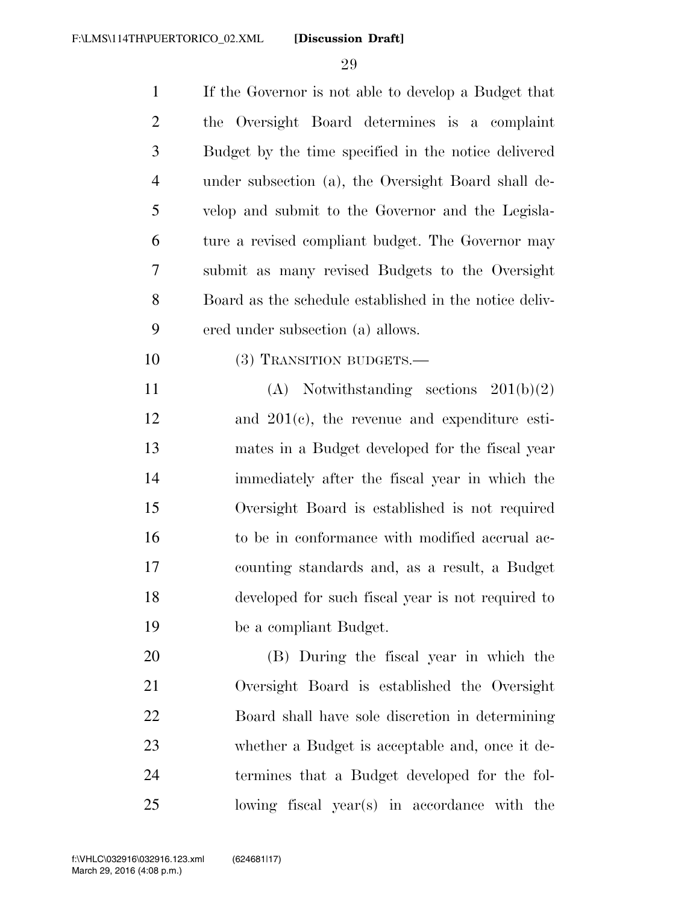If the Governor is not able to develop a Budget that the Oversight Board determines is a complaint Budget by the time specified in the notice delivered under subsection (a), the Oversight Board shall develop and submit to the Governor and the Legislature a revised compliant budget. The Governor may submit as many revised Budgets to the Oversight Board as the schedule established in the notice delivered under subsection (a) allows.

(3) TRANSITION BUDGETS.—

(A) Notwithstanding sections 201(b)(2) and 201(c), the revenue and expenditure estimates in a Budget developed for the fiscal year immediately after the fiscal year in which the Oversight Board is established is not required to be in conformance with modified accrual accounting standards and, as a result, a Budget developed for such fiscal year is not required to be a compliant Budget.

(B) During the fiscal year in which the Oversight Board is established the Oversight Board shall have sole discretion in determining whether a Budget is acceptable and, once it determines that a Budget developed for the following fiscal year(s) in accordance with the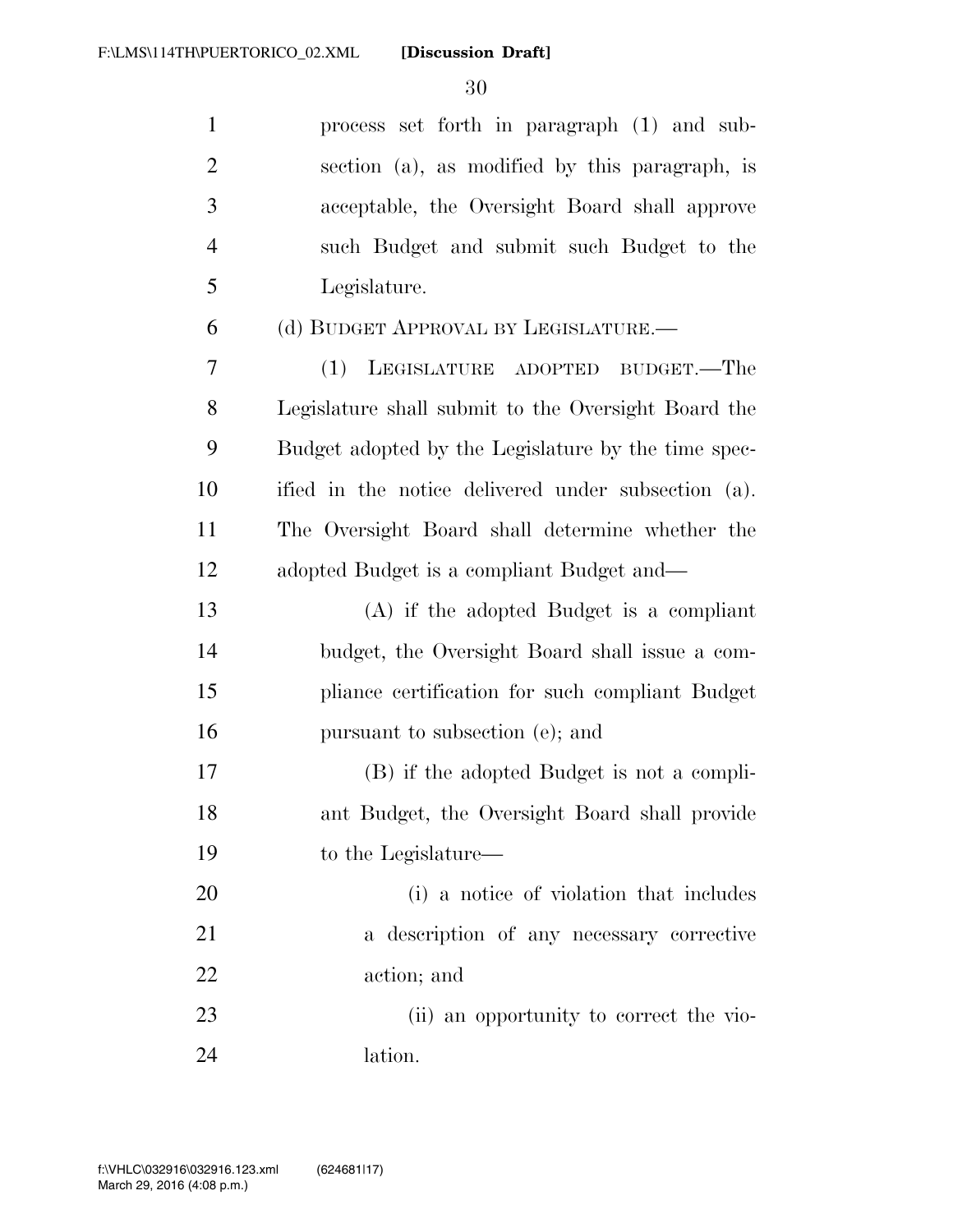process set forth in paragraph (1) and subsection (a), as modified by this paragraph, is acceptable, the Oversight Board shall approve such Budget and submit such Budget to the Legislature.

(d) BUDGET APPROVAL BY LEGISLATURE.—

(1) LEGISLATURE ADOPTED BUDGET.—The Legislature shall submit to the Oversight Board the Budget adopted by the Legislature by the time specified in the notice delivered under subsection (a). The Oversight Board shall determine whether the adopted Budget is a compliant Budget and—

(A) if the adopted Budget is a compliant budget, the Oversight Board shall issue a compliance certification for such compliant Budget pursuant to subsection (e); and

(B) if the adopted Budget is not a compliant Budget, the Oversight Board shall provide to the Legislature—

(i) a notice of violation that includes a description of any necessary corrective action; and

(ii) an opportunity to correct the violation.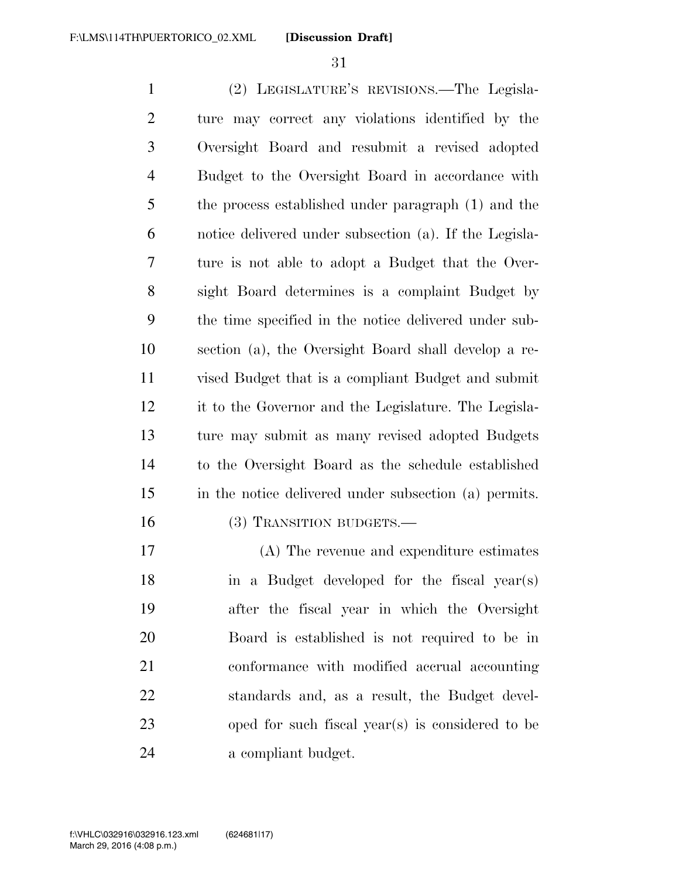(2) LEGISLATURE'S REVISIONS.—The Legislature may correct any violations identified by the Oversight Board and resubmit a revised adopted Budget to the Oversight Board in accordance with the process established under paragraph (1) and the notice delivered under subsection (a). If the Legislature is not able to adopt a Budget that the Oversight Board determines is a complaint Budget by the time specified in the notice delivered under subsection (a), the Oversight Board shall develop a revised Budget that is a compliant Budget and submit it to the Governor and the Legislature. The Legislature may submit as many revised adopted Budgets to the Oversight Board as the schedule established in the notice delivered under subsection (a) permits.

(3) TRANSITION BUDGETS.—

(A) The revenue and expenditure estimates in a Budget developed for the fiscal year(s) after the fiscal year in which the Oversight Board is established is not required to be in conformance with modified accrual accounting standards and, as a result, the Budget developed for such fiscal year(s) is considered to be a compliant budget.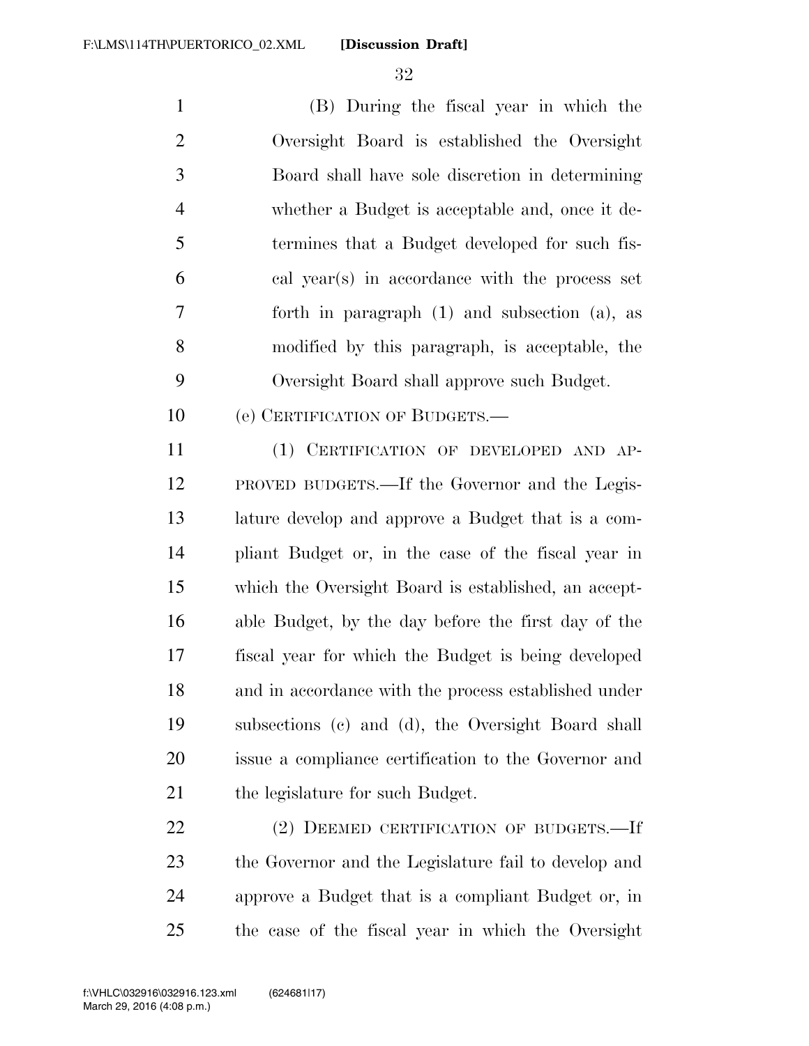(B) During the fiscal year in which the Oversight Board is established the Oversight Board shall have sole discretion in determining whether a Budget is acceptable and, once it determines that a Budget developed for such fiscal year(s) in accordance with the process set forth in paragraph (1) and subsection (a), as modified by this paragraph, is acceptable, the Oversight Board shall approve such Budget.

(e) CERTIFICATION OF BUDGETS.—

(1) CERTIFICATION OF DEVELOPED AND APPROVED BUDGETS.—If the Governor and the Legislature develop and approve a Budget that is a compliant Budget or, in the case of the fiscal year in which the Oversight Board is established, an acceptable Budget, by the day before the first day of the fiscal year for which the Budget is being developed and in accordance with the process established under subsections (c) and (d), the Oversight Board shall issue a compliance certification to the Governor and the legislature for such Budget.

(2) DEEMED CERTIFICATION OF BUDGETS.—If the Governor and the Legislature fail to develop and approve a Budget that is a compliant Budget or, in the case of the fiscal year in which the Oversight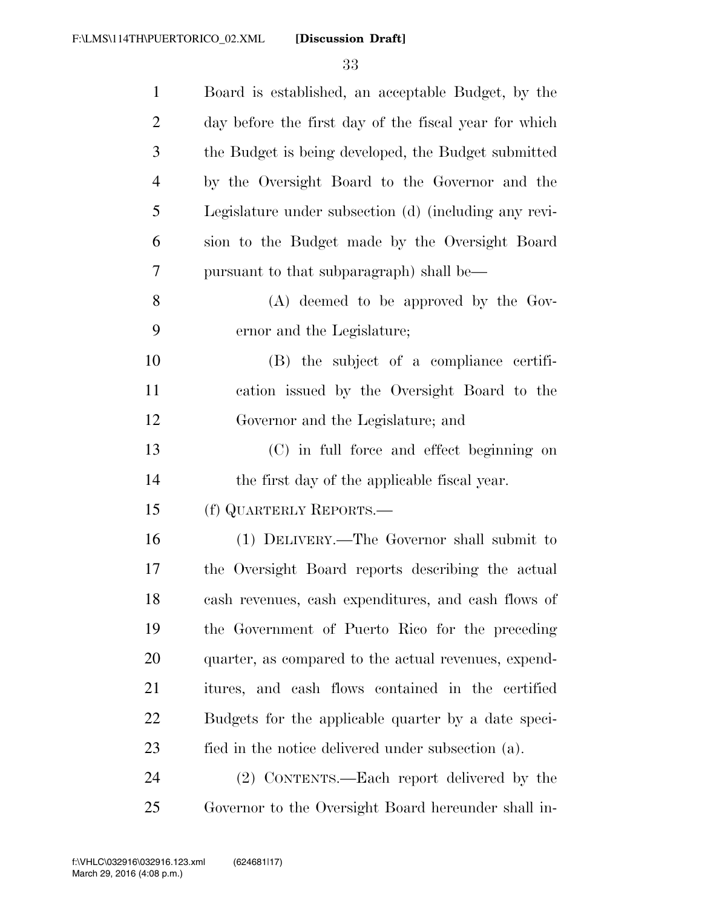Board is established, an acceptable Budget, by the day before the first day of the fiscal year for which the Budget is being developed, the Budget submitted by the Oversight Board to the Governor and the Legislature under subsection (d) (including any revision to the Budget made by the Oversight Board pursuant to that subparagraph) shall be—

(A) deemed to be approved by the Governor and the Legislature;

(B) the subject of a compliance certification issued by the Oversight Board to the Governor and the Legislature; and

(C) in full force and effect beginning on the first day of the applicable fiscal year.

(f) QUARTERLY REPORTS.—

(1) DELIVERY.—The Governor shall submit to the Oversight Board reports describing the actual cash revenues, cash expenditures, and cash flows of the Government of Puerto Rico for the preceding quarter, as compared to the actual revenues, expenditures, and cash flows contained in the certified Budgets for the applicable quarter by a date specified in the notice delivered under subsection (a).

(2) CONTENTS.—Each report delivered by the Governor to the Oversight Board hereunder shall in-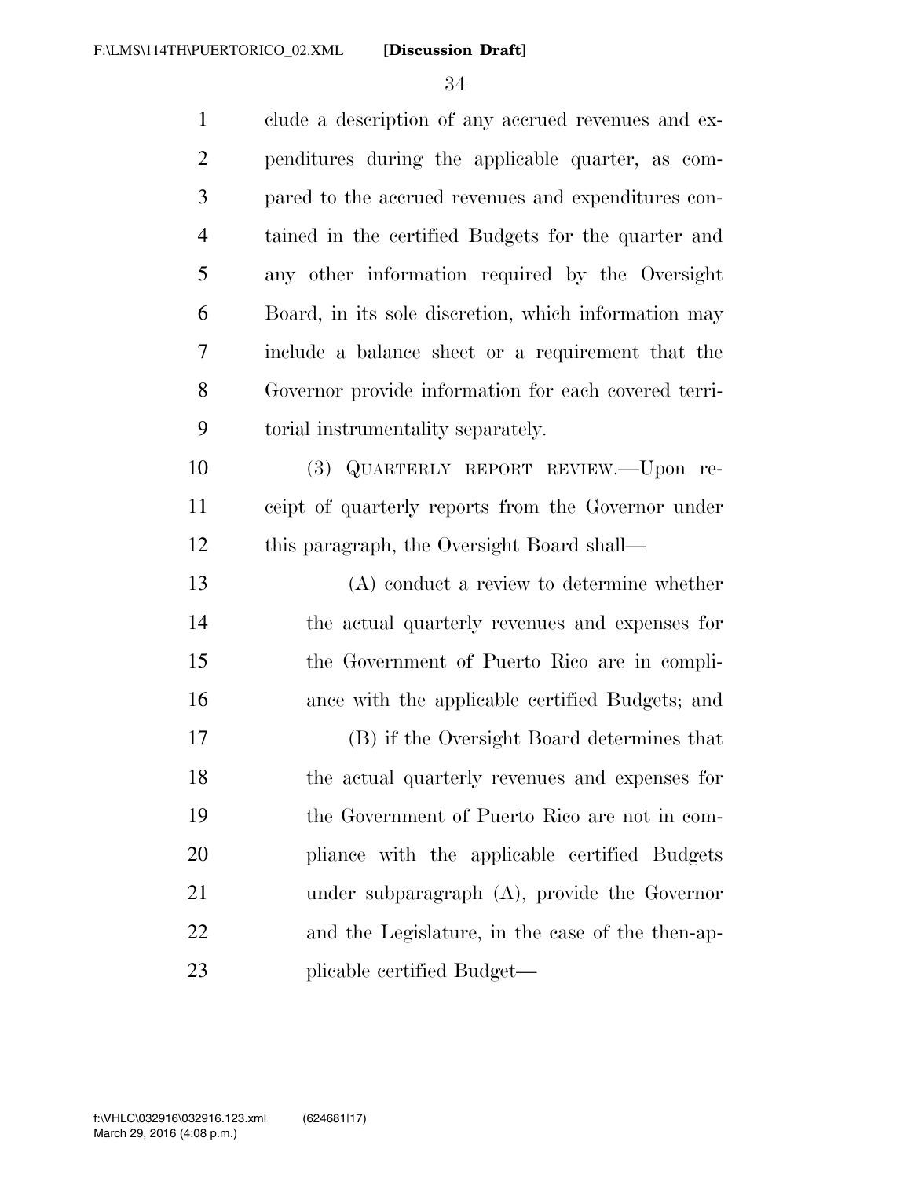clude a description of any accrued revenues and expenditures during the applicable quarter, as compared to the accrued revenues and expenditures contained in the certified Budgets for the quarter and any other information required by the Oversight Board, in its sole discretion, which information may include a balance sheet or a requirement that the Governor provide information for each covered territorial instrumentality separately.

(3) QUARTERLY REPORT REVIEW.—Upon receipt of quarterly reports from the Governor under this paragraph, the Oversight Board shall—

(A) conduct a review to determine whether the actual quarterly revenues and expenses for the Government of Puerto Rico are in compliance with the applicable certified Budgets; and

(B) if the Oversight Board determines that the actual quarterly revenues and expenses for the Government of Puerto Rico are not in compliance with the applicable certified Budgets under subparagraph (A), provide the Governor and the Legislature, in the case of the then-applicable certified Budget—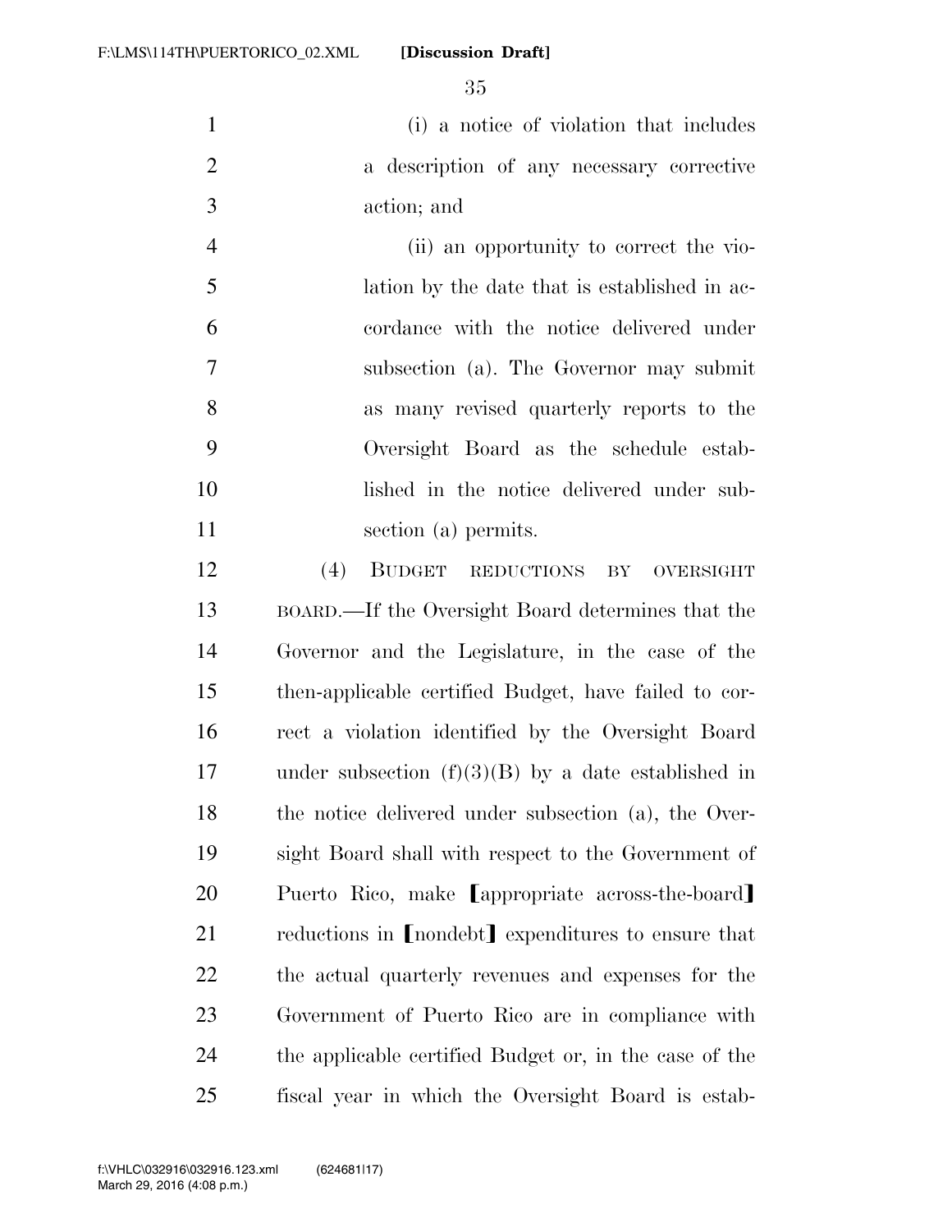(i) a notice of violation that includes a description of any necessary corrective action; and

(ii) an opportunity to correct the violation by the date that is established in accordance with the notice delivered under subsection (a). The Governor may submit as many revised quarterly reports to the Oversight Board as the schedule established in the notice delivered under subsection (a) permits.

(4) BUDGET REDUCTIONS BY OVERSIGHT BOARD.—If the Oversight Board determines that the Governor and the Legislature, in the case of the then-applicable certified Budget, have failed to correct a violation identified by the Oversight Board under subsection (f)(3)(B) by a date established in the notice delivered under subsection (a), the Oversight Board shall with respect to the Government of Puerto Rico, make ⟦appropriate across-the-board⟧ reductions in ⟦nondebt⟧ expenditures to ensure that the actual quarterly revenues and expenses for the Government of Puerto Rico are in compliance with the applicable certified Budget or, in the case of the fiscal year in which the Oversight Board is estab-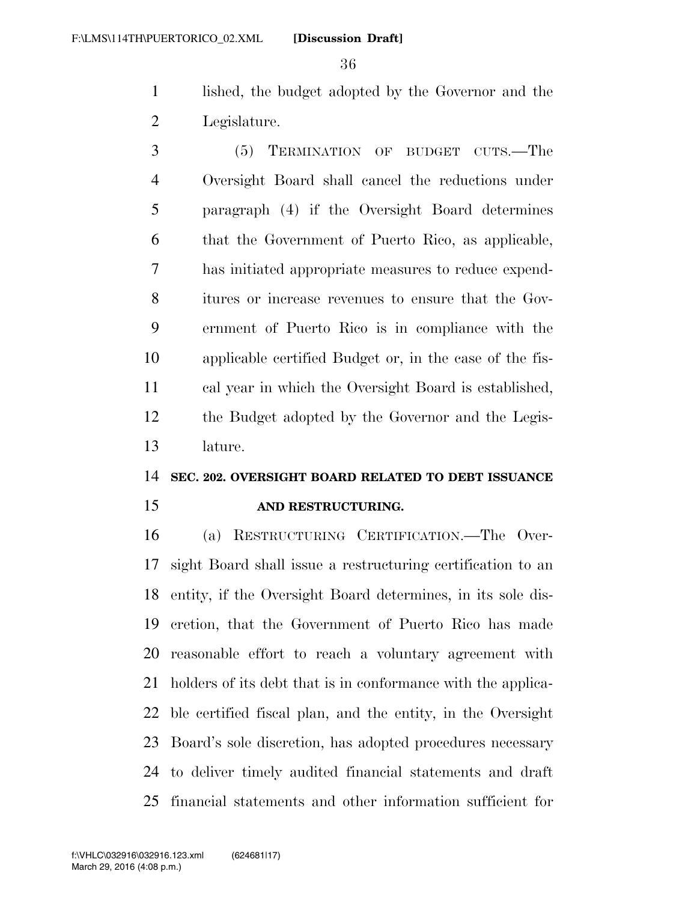lished, the budget adopted by the Governor and the Legislature.

(5) TERMINATION OF BUDGET CUTS.—The Oversight Board shall cancel the reductions under paragraph (4) if the Oversight Board determines that the Government of Puerto Rico, as applicable, has initiated appropriate measures to reduce expenditures or increase revenues to ensure that the Government of Puerto Rico is in compliance with the applicable certified Budget or, in the case of the fiscal year in which the Oversight Board is established, the Budget adopted by the Governor and the Legislature.

## SEC. 202. OVERSIGHT BOARD RELATED TO DEBT ISSUANCE AND RESTRUCTURING.

(a) RESTRUCTURING CERTIFICATION.—The Oversight Board shall issue a restructuring certification to an entity, if the Oversight Board determines, in its sole discretion, that the Government of Puerto Rico has made reasonable effort to reach a voluntary agreement with holders of its debt that is in conformance with the applicable certified fiscal plan, and the entity, in the Oversight Board's sole discretion, has adopted procedures necessary to deliver timely audited financial statements and draft financial statements and other information sufficient for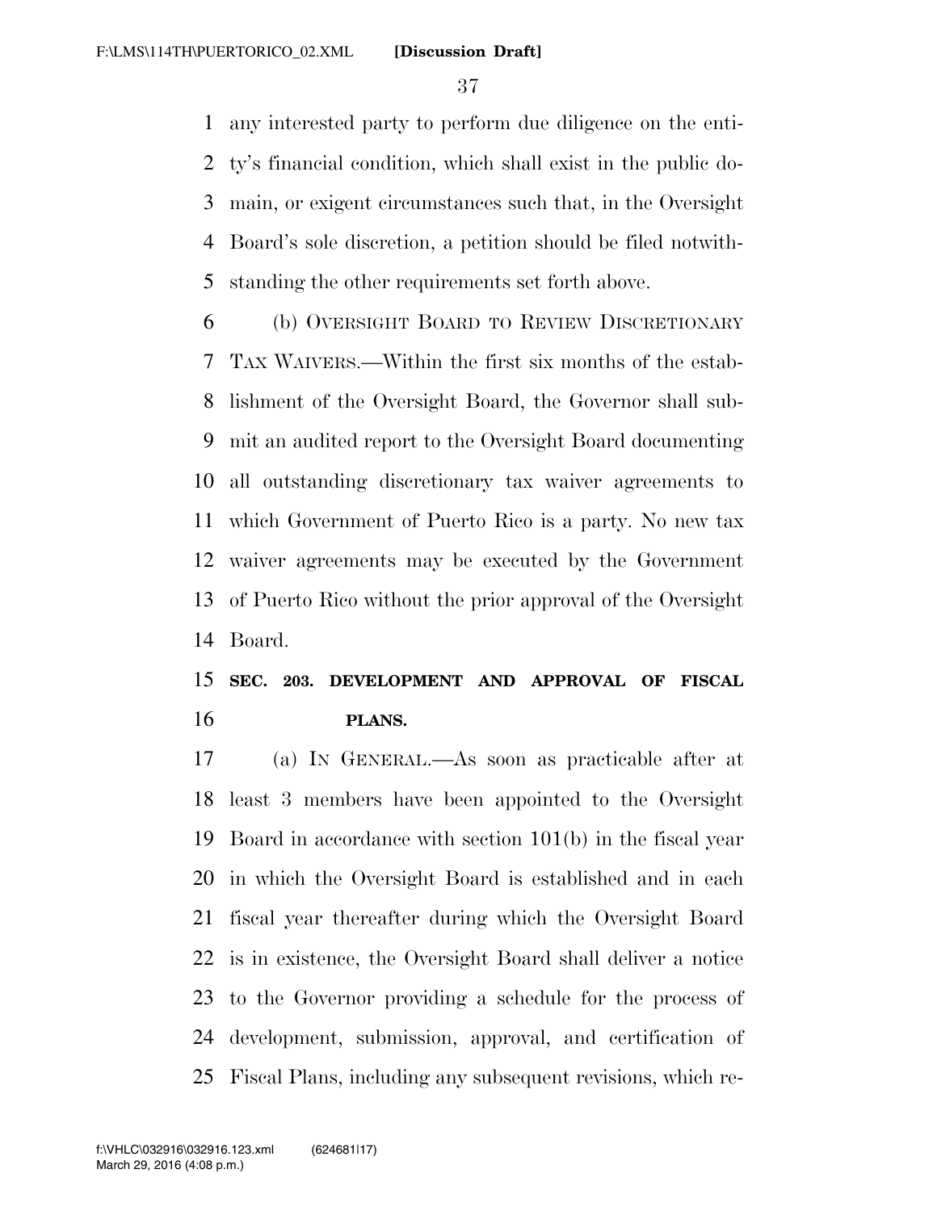any interested party to perform due diligence on the entity's financial condition, which shall exist in the public domain, or exigent circumstances such that, in the Oversight Board's sole discretion, a petition should be filed notwithstanding the other requirements set forth above.

(b) OVERSIGHT BOARD TO REVIEW DISCRETIONARY TAX WAIVERS.—Within the first six months of the establishment of the Oversight Board, the Governor shall submit an audited report to the Oversight Board documenting all outstanding discretionary tax waiver agreements to which Government of Puerto Rico is a party. No new tax waiver agreements may be executed by the Government of Puerto Rico without the prior approval of the Oversight Board.

**SEC. 203. DEVELOPMENT AND APPROVAL OF FISCAL PLANS.**

(a) IN GENERAL.—As soon as practicable after at least 3 members have been appointed to the Oversight Board in accordance with section 101(b) in the fiscal year in which the Oversight Board is established and in each fiscal year thereafter during which the Oversight Board is in existence, the Oversight Board shall deliver a notice to the Governor providing a schedule for the process of development, submission, approval, and certification of Fiscal Plans, including any subsequent revisions, which re-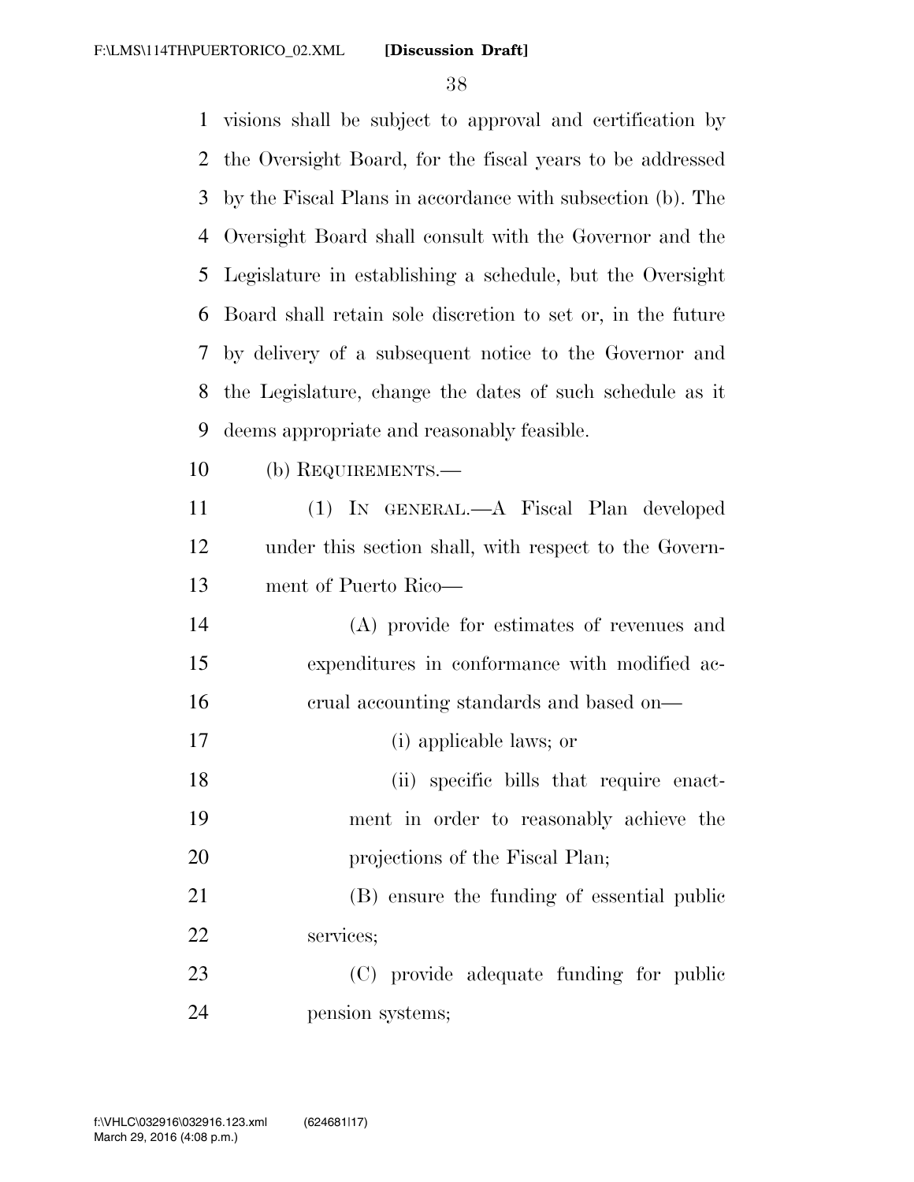visions shall be subject to approval and certification by the Oversight Board, for the fiscal years to be addressed by the Fiscal Plans in accordance with subsection (b). The Oversight Board shall consult with the Governor and the Legislature in establishing a schedule, but the Oversight Board shall retain sole discretion to set or, in the future by delivery of a subsequent notice to the Governor and the Legislature, change the dates of such schedule as it deems appropriate and reasonably feasible.

(b) REQUIREMENTS.—

(1) IN GENERAL.—A Fiscal Plan developed under this section shall, with respect to the Government of Puerto Rico—

(A) provide for estimates of revenues and expenditures in conformance with modified accrual accounting standards and based on—

(i) applicable laws; or

(ii) specific bills that require enactment in order to reasonably achieve the projections of the Fiscal Plan;

(B) ensure the funding of essential public services;

(C) provide adequate funding for public pension systems;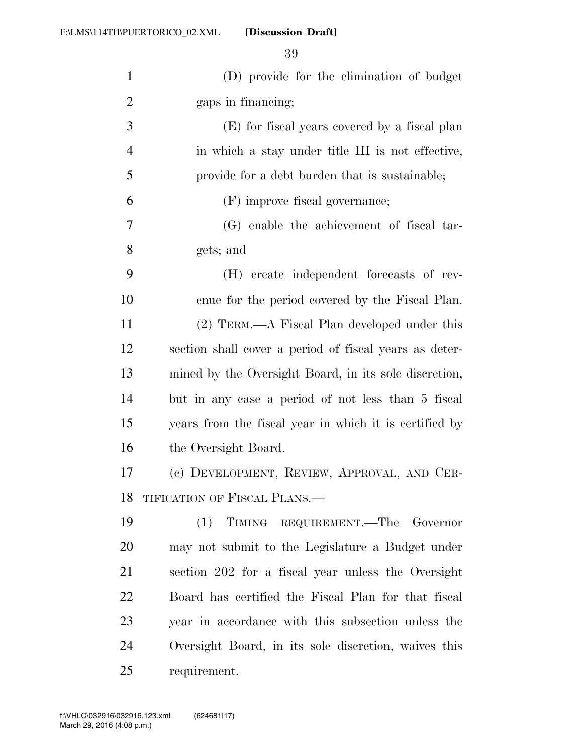(D) provide for the elimination of budget gaps in financing;

(E) for fiscal years covered by a fiscal plan in which a stay under title III is not effective, provide for a debt burden that is sustainable;

(F) improve fiscal governance;

(G) enable the achievement of fiscal targets; and

(H) create independent forecasts of revenue for the period covered by the Fiscal Plan.

(2) TERM.—A Fiscal Plan developed under this section shall cover a period of fiscal years as determined by the Oversight Board, in its sole discretion, but in any case a period of not less than 5 fiscal years from the fiscal year in which it is certified by the Oversight Board.

(c) DEVELOPMENT, REVIEW, APPROVAL, AND CERTIFICATION OF FISCAL PLANS.—

(1) TIMING REQUIREMENT.—The Governor may not submit to the Legislature a Budget under section 202 for a fiscal year unless the Oversight Board has certified the Fiscal Plan for that fiscal year in accordance with this subsection unless the Oversight Board, in its sole discretion, waives this requirement.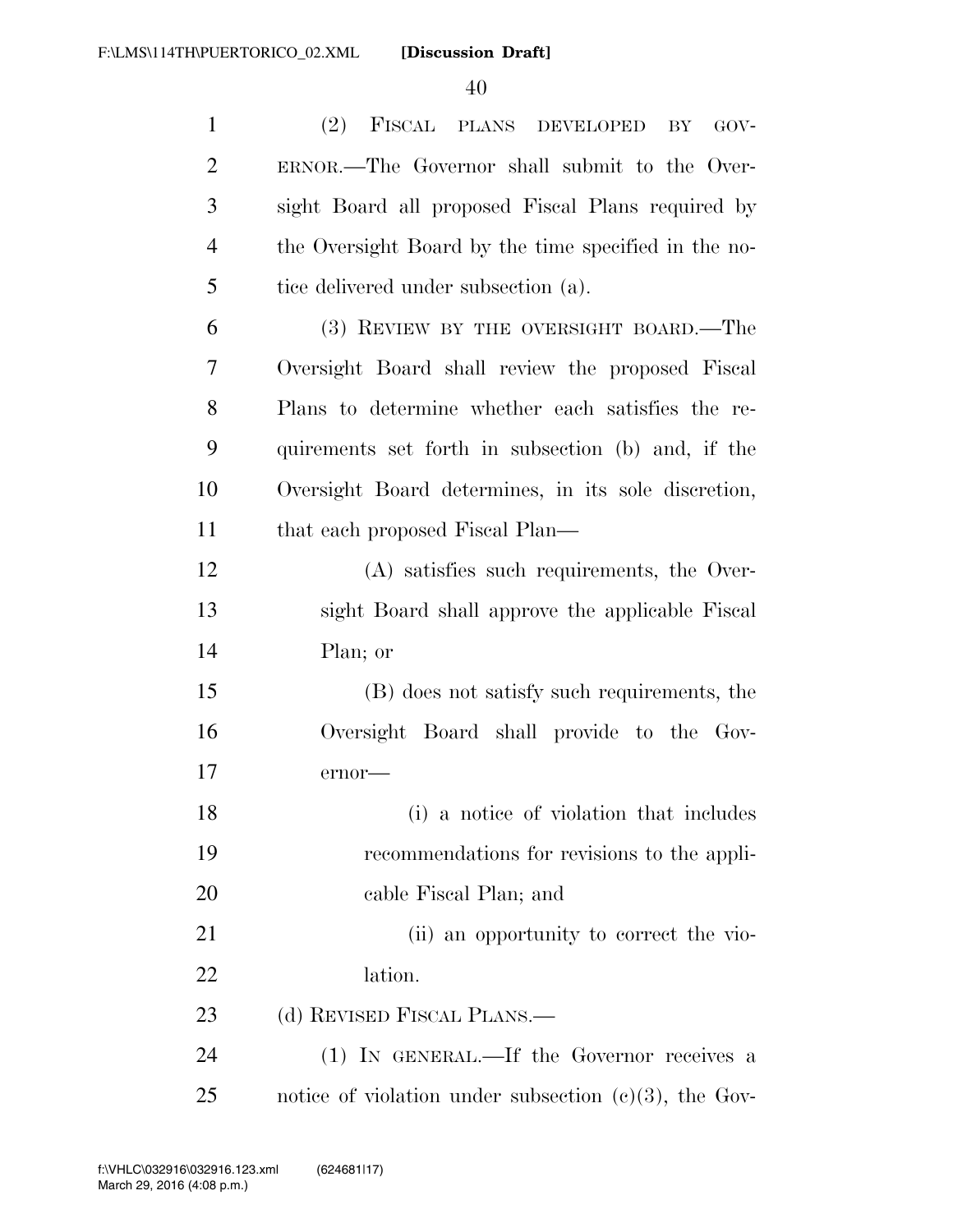(2) FISCAL PLANS DEVELOPED BY GOVERNOR.—The Governor shall submit to the Oversight Board all proposed Fiscal Plans required by the Oversight Board by the time specified in the notice delivered under subsection (a).

(3) REVIEW BY THE OVERSIGHT BOARD.—The Oversight Board shall review the proposed Fiscal Plans to determine whether each satisfies the requirements set forth in subsection (b) and, if the Oversight Board determines, in its sole discretion, that each proposed Fiscal Plan—

(A) satisfies such requirements, the Oversight Board shall approve the applicable Fiscal Plan; or

(B) does not satisfy such requirements, the Oversight Board shall provide to the Governor—

(i) a notice of violation that includes recommendations for revisions to the applicable Fiscal Plan; and

(ii) an opportunity to correct the violation.

(d) REVISED FISCAL PLANS.—

(1) IN GENERAL.—If the Governor receives a notice of violation under subsection (c)(3), the Gov-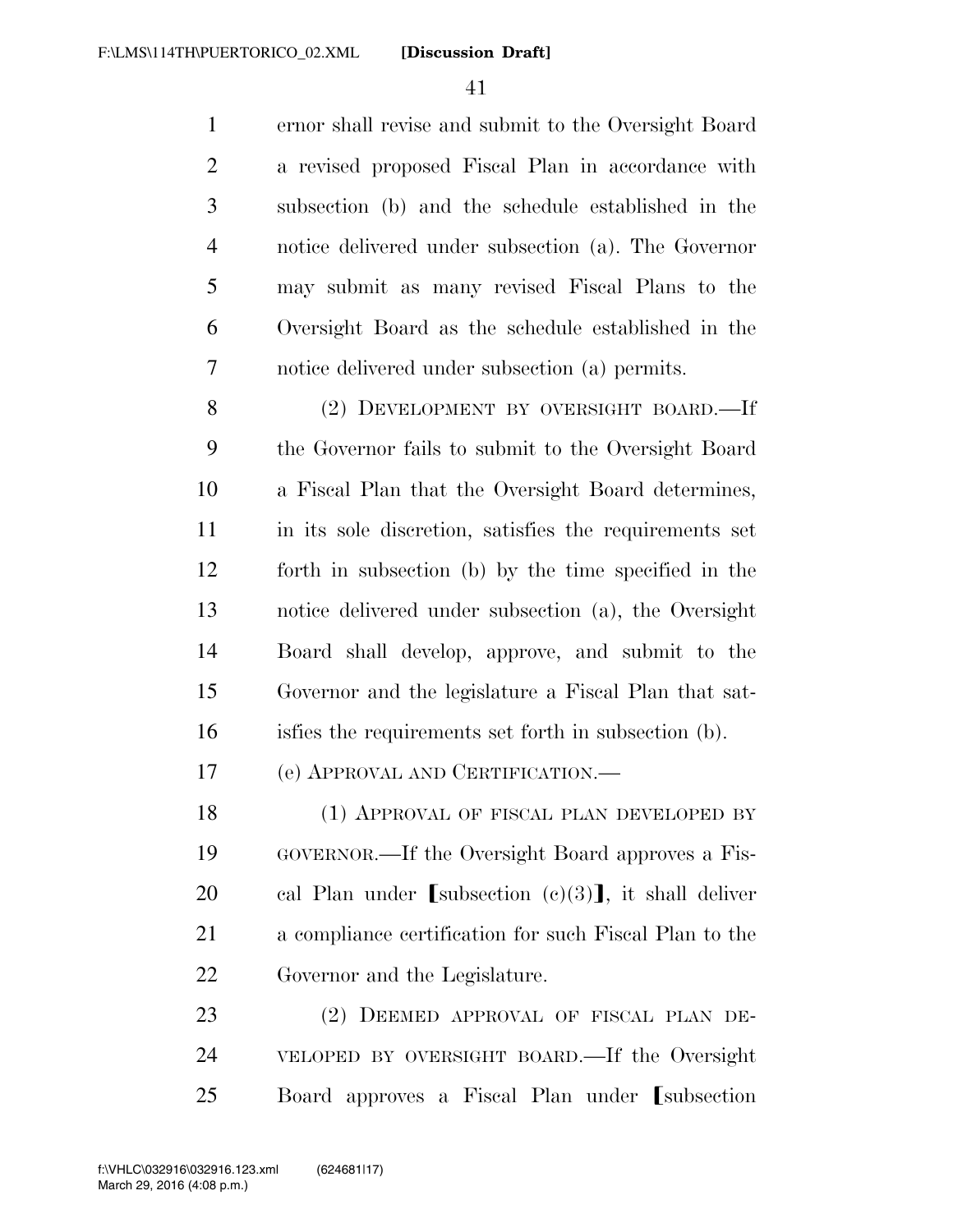ernor shall revise and submit to the Oversight Board a revised proposed Fiscal Plan in accordance with subsection (b) and the schedule established in the notice delivered under subsection (a). The Governor may submit as many revised Fiscal Plans to the Oversight Board as the schedule established in the notice delivered under subsection (a) permits.

(2) DEVELOPMENT BY OVERSIGHT BOARD.—If the Governor fails to submit to the Oversight Board a Fiscal Plan that the Oversight Board determines, in its sole discretion, satisfies the requirements set forth in subsection (b) by the time specified in the notice delivered under subsection (a), the Oversight Board shall develop, approve, and submit to the Governor and the legislature a Fiscal Plan that satisfies the requirements set forth in subsection (b).

(e) APPROVAL AND CERTIFICATION.—

(1) APPROVAL OF FISCAL PLAN DEVELOPED BY GOVERNOR.—If the Oversight Board approves a Fiscal Plan under ⟦subsection (c)(3)⟧, it shall deliver a compliance certification for such Fiscal Plan to the Governor and the Legislature.

(2) DEEMED APPROVAL OF FISCAL PLAN DEVELOPED BY OVERSIGHT BOARD.—If the Oversight Board approves a Fiscal Plan under ⟦subsection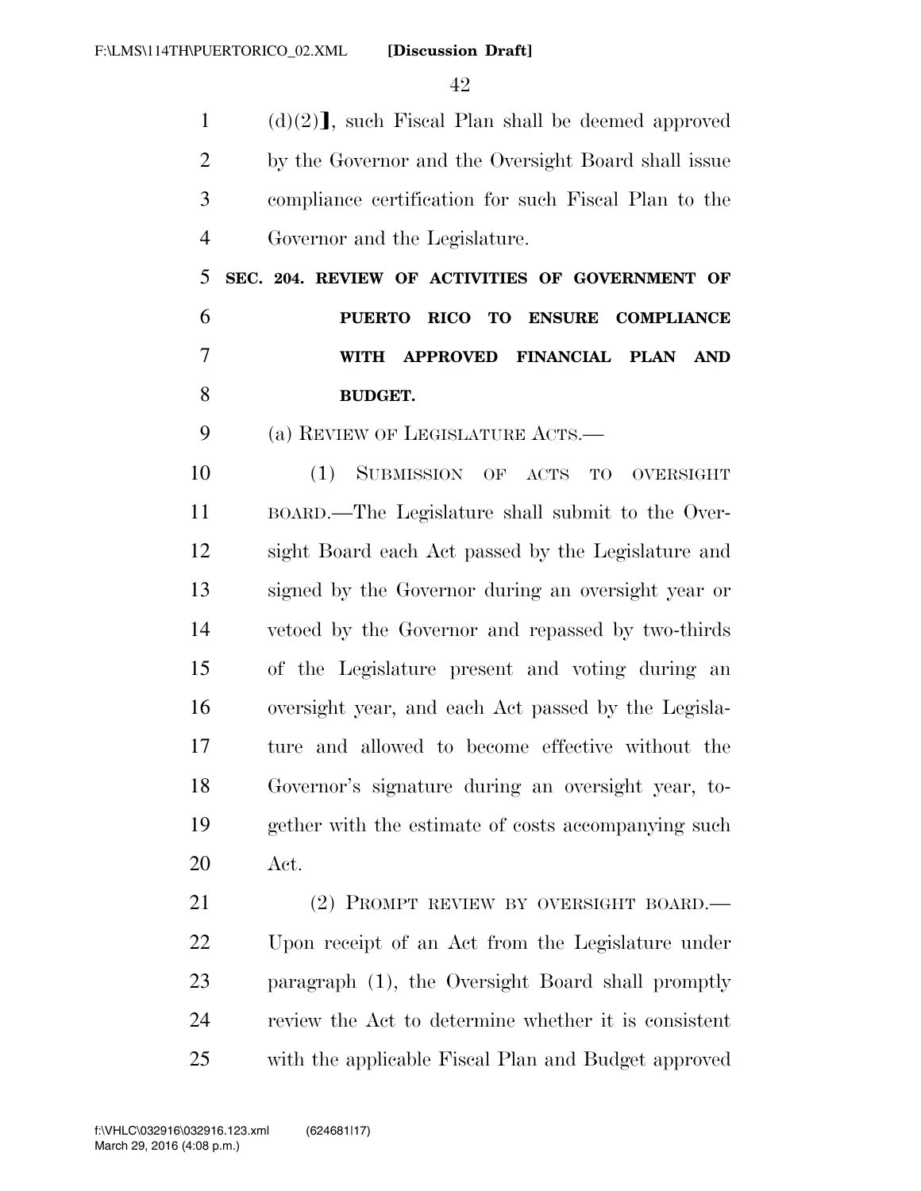(d)(2)], such Fiscal Plan shall be deemed approved by the Governor and the Oversight Board shall issue compliance certification for such Fiscal Plan to the Governor and the Legislature.

**SEC. 204. REVIEW OF ACTIVITIES OF GOVERNMENT OF PUERTO RICO TO ENSURE COMPLIANCE WITH APPROVED FINANCIAL PLAN AND BUDGET.**

(a) REVIEW OF LEGISLATURE ACTS.—

(1) SUBMISSION OF ACTS TO OVERSIGHT BOARD.—The Legislature shall submit to the Oversight Board each Act passed by the Legislature and signed by the Governor during an oversight year or vetoed by the Governor and repassed by two-thirds of the Legislature present and voting during an oversight year, and each Act passed by the Legislature and allowed to become effective without the Governor's signature during an oversight year, together with the estimate of costs accompanying such Act.

(2) PROMPT REVIEW BY OVERSIGHT BOARD.—Upon receipt of an Act from the Legislature under paragraph (1), the Oversight Board shall promptly review the Act to determine whether it is consistent with the applicable Fiscal Plan and Budget approved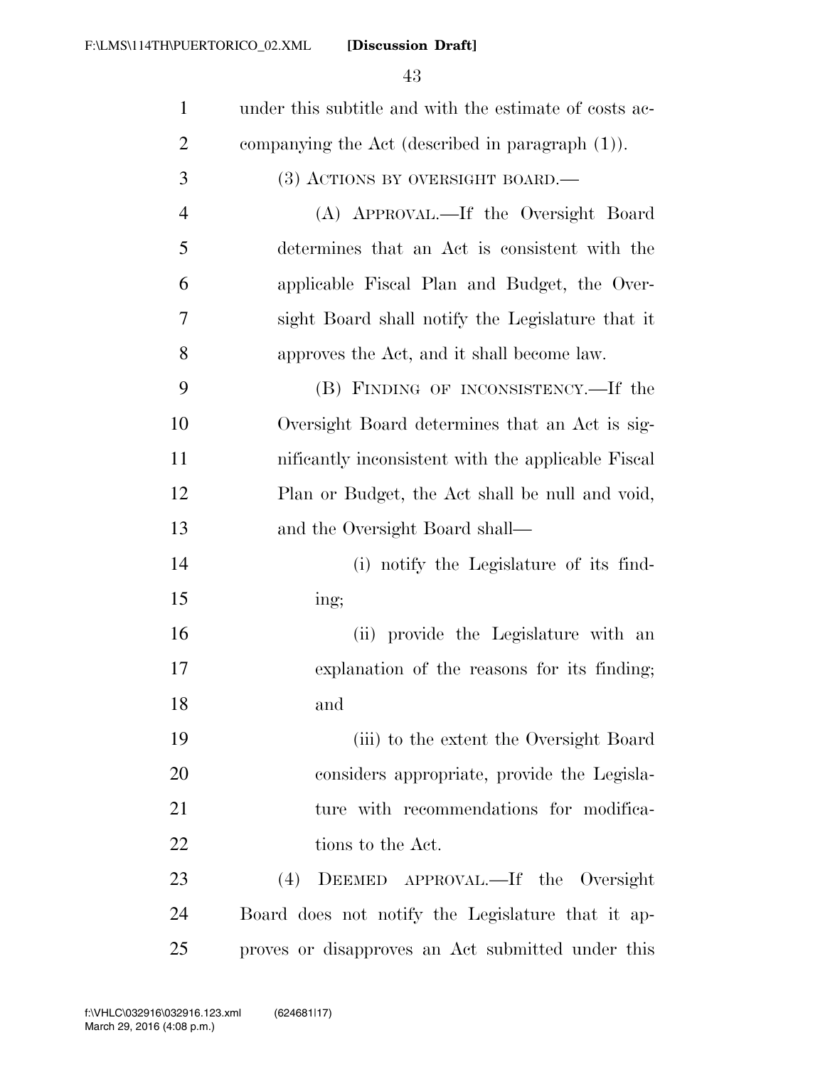under this subtitle and with the estimate of costs accompanying the Act (described in paragraph (1)).

(3) ACTIONS BY OVERSIGHT BOARD.—

(A) APPROVAL.—If the Oversight Board determines that an Act is consistent with the applicable Fiscal Plan and Budget, the Oversight Board shall notify the Legislature that it approves the Act, and it shall become law.

(B) FINDING OF INCONSISTENCY.—If the Oversight Board determines that an Act is significantly inconsistent with the applicable Fiscal Plan or Budget, the Act shall be null and void, and the Oversight Board shall—

(i) notify the Legislature of its finding;

(ii) provide the Legislature with an explanation of the reasons for its finding; and

(iii) to the extent the Oversight Board considers appropriate, provide the Legislature with recommendations for modifications to the Act.

(4) DEEMED APPROVAL.—If the Oversight Board does not notify the Legislature that it approves or disapproves an Act submitted under this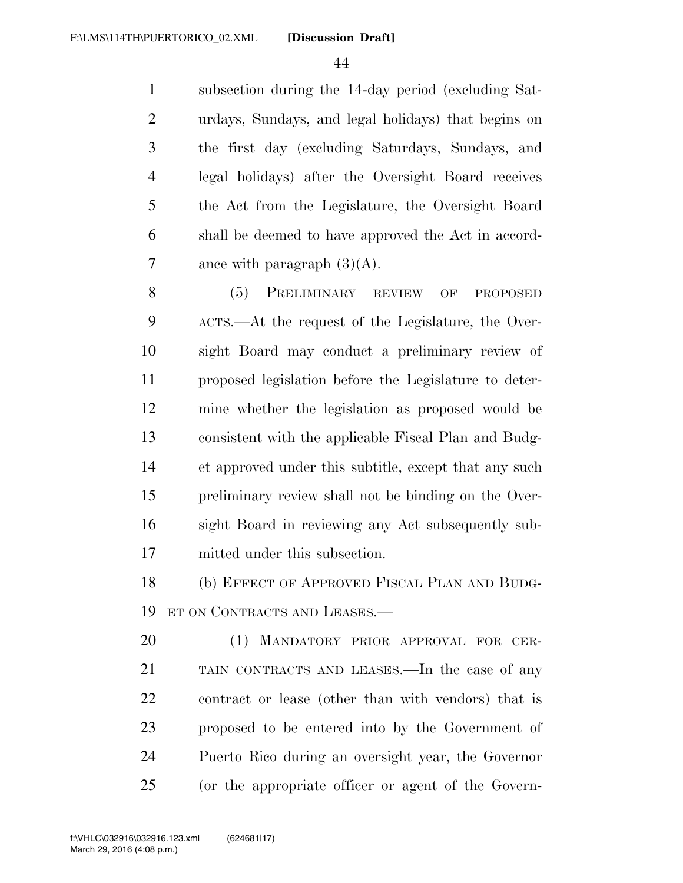subsection during the 14-day period (excluding Saturdays, Sundays, and legal holidays) that begins on the first day (excluding Saturdays, Sundays, and legal holidays) after the Oversight Board receives the Act from the Legislature, the Oversight Board shall be deemed to have approved the Act in accordance with paragraph (3)(A).

(5) PRELIMINARY REVIEW OF PROPOSED ACTS.—At the request of the Legislature, the Oversight Board may conduct a preliminary review of proposed legislation before the Legislature to determine whether the legislation as proposed would be consistent with the applicable Fiscal Plan and Budget approved under this subtitle, except that any such preliminary review shall not be binding on the Oversight Board in reviewing any Act subsequently submitted under this subsection.

(b) EFFECT OF APPROVED FISCAL PLAN AND BUDGET ON CONTRACTS AND LEASES.—

(1) MANDATORY PRIOR APPROVAL FOR CERTAIN CONTRACTS AND LEASES.—In the case of any contract or lease (other than with vendors) that is proposed to be entered into by the Government of Puerto Rico during an oversight year, the Governor (or the appropriate officer or agent of the Govern-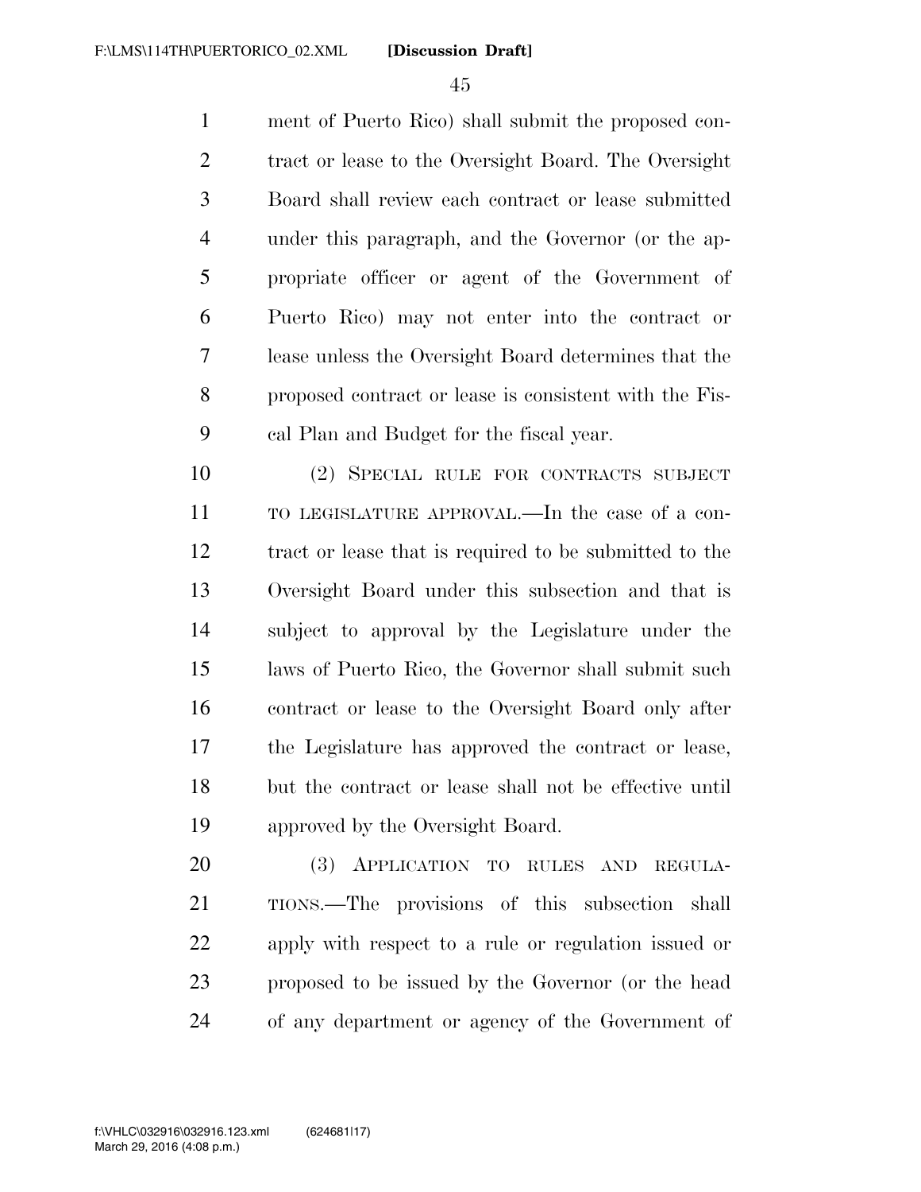ment of Puerto Rico) shall submit the proposed contract or lease to the Oversight Board. The Oversight Board shall review each contract or lease submitted under this paragraph, and the Governor (or the appropriate officer or agent of the Government of Puerto Rico) may not enter into the contract or lease unless the Oversight Board determines that the proposed contract or lease is consistent with the Fiscal Plan and Budget for the fiscal year.

(2) SPECIAL RULE FOR CONTRACTS SUBJECT TO LEGISLATURE APPROVAL.—In the case of a contract or lease that is required to be submitted to the Oversight Board under this subsection and that is subject to approval by the Legislature under the laws of Puerto Rico, the Governor shall submit such contract or lease to the Oversight Board only after the Legislature has approved the contract or lease, but the contract or lease shall not be effective until approved by the Oversight Board.

(3) APPLICATION TO RULES AND REGULATIONS.—The provisions of this subsection shall apply with respect to a rule or regulation issued or proposed to be issued by the Governor (or the head of any department or agency of the Government of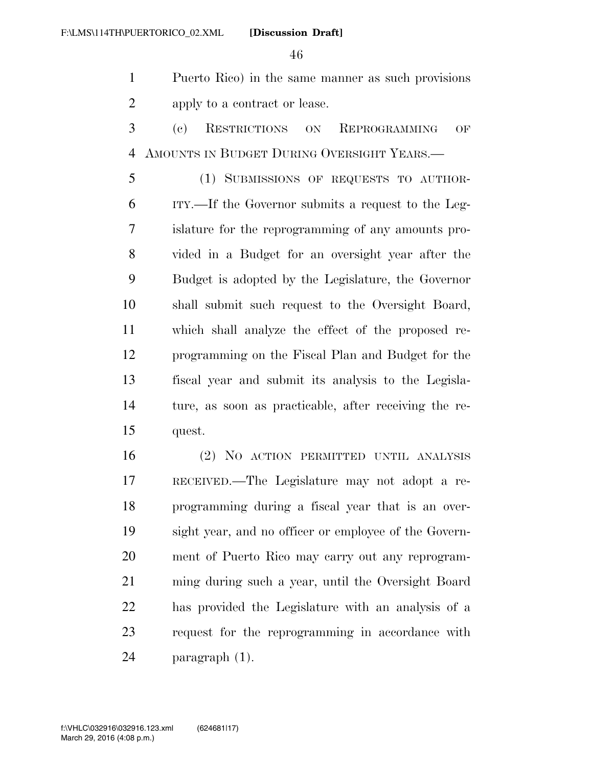Puerto Rico) in the same manner as such provisions apply to a contract or lease.

(c) RESTRICTIONS ON REPROGRAMMING OF AMOUNTS IN BUDGET DURING OVERSIGHT YEARS.—

(1) SUBMISSIONS OF REQUESTS TO AUTHORITY.—If the Governor submits a request to the Legislature for the reprogramming of any amounts provided in a Budget for an oversight year after the Budget is adopted by the Legislature, the Governor shall submit such request to the Oversight Board, which shall analyze the effect of the proposed reprogramming on the Fiscal Plan and Budget for the fiscal year and submit its analysis to the Legislature, as soon as practicable, after receiving the request.

(2) NO ACTION PERMITTED UNTIL ANALYSIS RECEIVED.—The Legislature may not adopt a reprogramming during a fiscal year that is an oversight year, and no officer or employee of the Government of Puerto Rico may carry out any reprogramming during such a year, until the Oversight Board has provided the Legislature with an analysis of a request for the reprogramming in accordance with paragraph (1).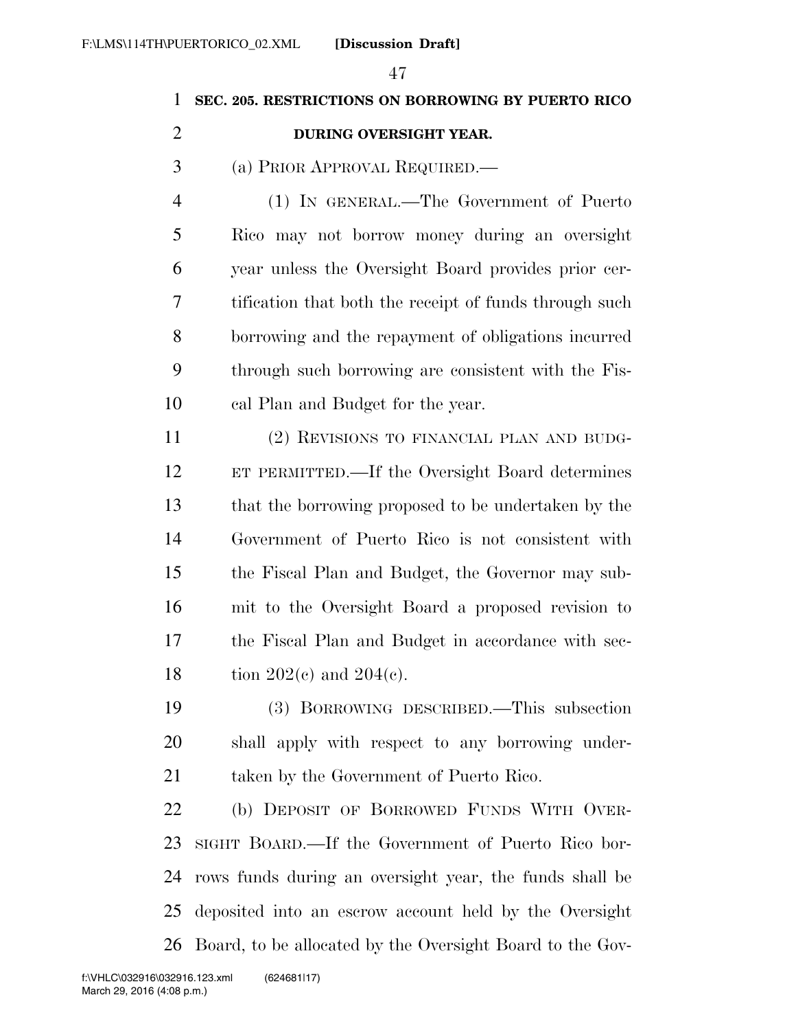**SEC. 205. RESTRICTIONS ON BORROWING BY PUERTO RICO DURING OVERSIGHT YEAR.**

(a) PRIOR APPROVAL REQUIRED.—

(1) IN GENERAL.—The Government of Puerto Rico may not borrow money during an oversight year unless the Oversight Board provides prior certification that both the receipt of funds through such borrowing and the repayment of obligations incurred through such borrowing are consistent with the Fiscal Plan and Budget for the year.

(2) REVISIONS TO FINANCIAL PLAN AND BUDGET PERMITTED.—If the Oversight Board determines that the borrowing proposed to be undertaken by the Government of Puerto Rico is not consistent with the Fiscal Plan and Budget, the Governor may submit to the Oversight Board a proposed revision to the Fiscal Plan and Budget in accordance with section 202(c) and 204(c).

(3) BORROWING DESCRIBED.—This subsection shall apply with respect to any borrowing undertaken by the Government of Puerto Rico.

(b) DEPOSIT OF BORROWED FUNDS WITH OVERSIGHT BOARD.—If the Government of Puerto Rico borrows funds during an oversight year, the funds shall be deposited into an escrow account held by the Oversight Board, to be allocated by the Oversight Board to the Gov-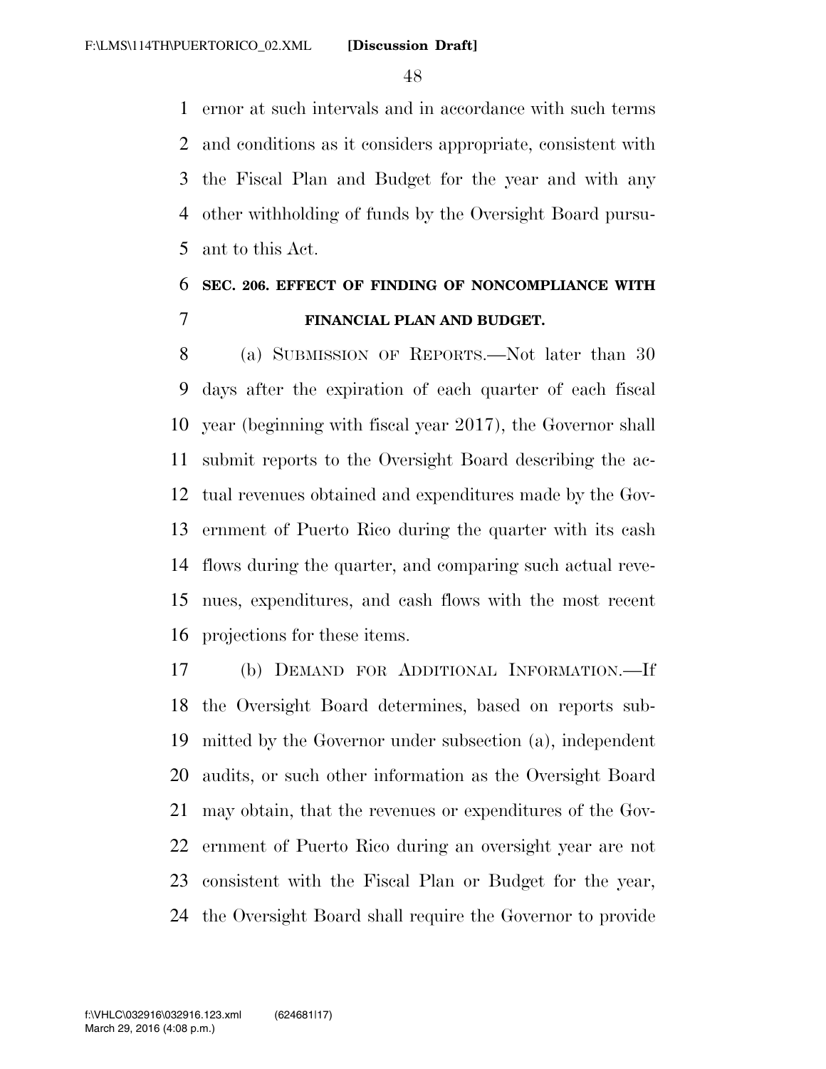ernor at such intervals and in accordance with such terms and conditions as it considers appropriate, consistent with the Fiscal Plan and Budget for the year and with any other withholding of funds by the Oversight Board pursuant to this Act.

## SEC. 206. EFFECT OF FINDING OF NONCOMPLIANCE WITH FINANCIAL PLAN AND BUDGET.

(a) SUBMISSION OF REPORTS.—Not later than 30 days after the expiration of each quarter of each fiscal year (beginning with fiscal year 2017), the Governor shall submit reports to the Oversight Board describing the actual revenues obtained and expenditures made by the Government of Puerto Rico during the quarter with its cash flows during the quarter, and comparing such actual revenues, expenditures, and cash flows with the most recent projections for these items.

(b) DEMAND FOR ADDITIONAL INFORMATION.—If the Oversight Board determines, based on reports submitted by the Governor under subsection (a), independent audits, or such other information as the Oversight Board may obtain, that the revenues or expenditures of the Government of Puerto Rico during an oversight year are not consistent with the Fiscal Plan or Budget for the year, the Oversight Board shall require the Governor to provide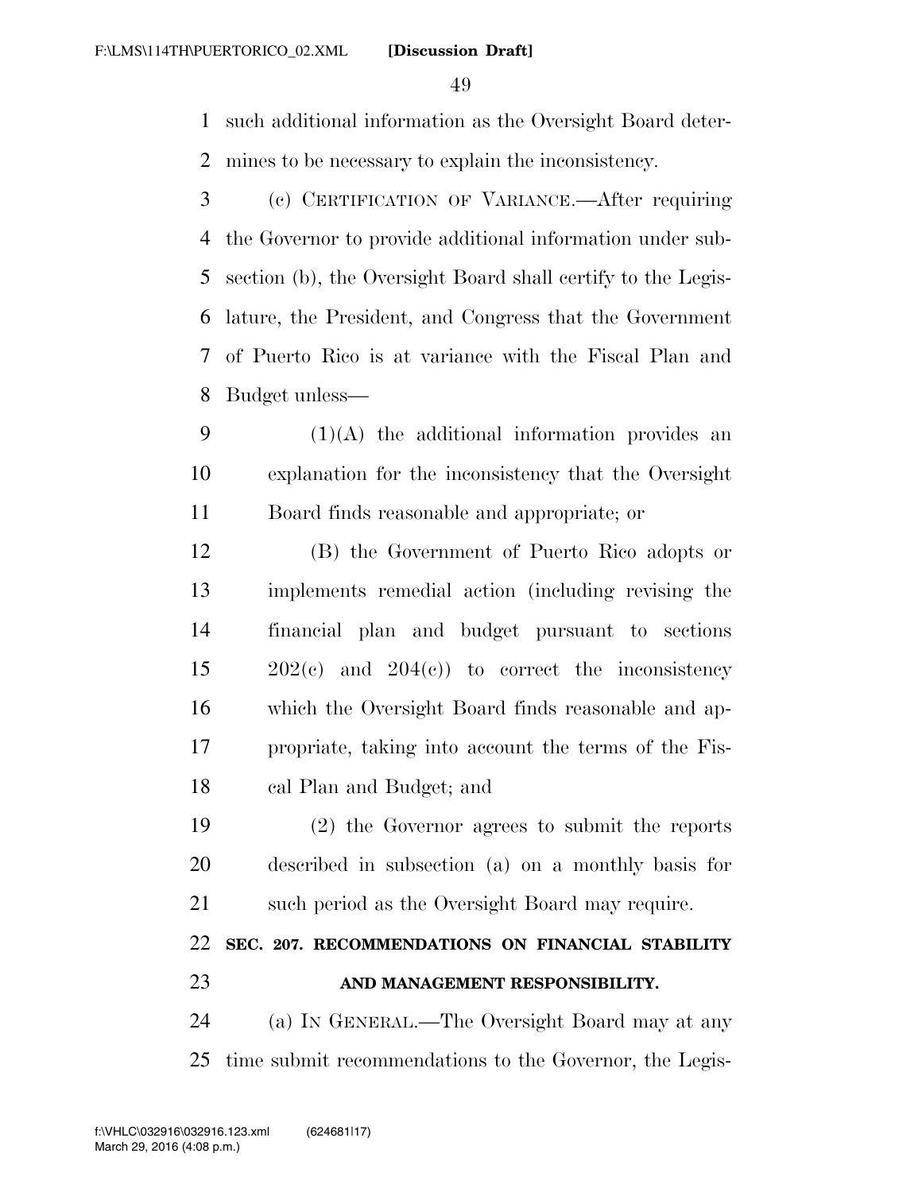such additional information as the Oversight Board determines to be necessary to explain the inconsistency.

(c) CERTIFICATION OF VARIANCE.—After requiring the Governor to provide additional information under subsection (b), the Oversight Board shall certify to the Legislature, the President, and Congress that the Government of Puerto Rico is at variance with the Fiscal Plan and Budget unless—

(1)(A) the additional information provides an explanation for the inconsistency that the Oversight Board finds reasonable and appropriate; or

(B) the Government of Puerto Rico adopts or implements remedial action (including revising the financial plan and budget pursuant to sections 202(c) and 204(c)) to correct the inconsistency which the Oversight Board finds reasonable and appropriate, taking into account the terms of the Fiscal Plan and Budget; and

(2) the Governor agrees to submit the reports described in subsection (a) on a monthly basis for such period as the Oversight Board may require.

## SEC. 207. RECOMMENDATIONS ON FINANCIAL STABILITY AND MANAGEMENT RESPONSIBILITY.

(a) IN GENERAL.—The Oversight Board may at any time submit recommendations to the Governor, the Legis-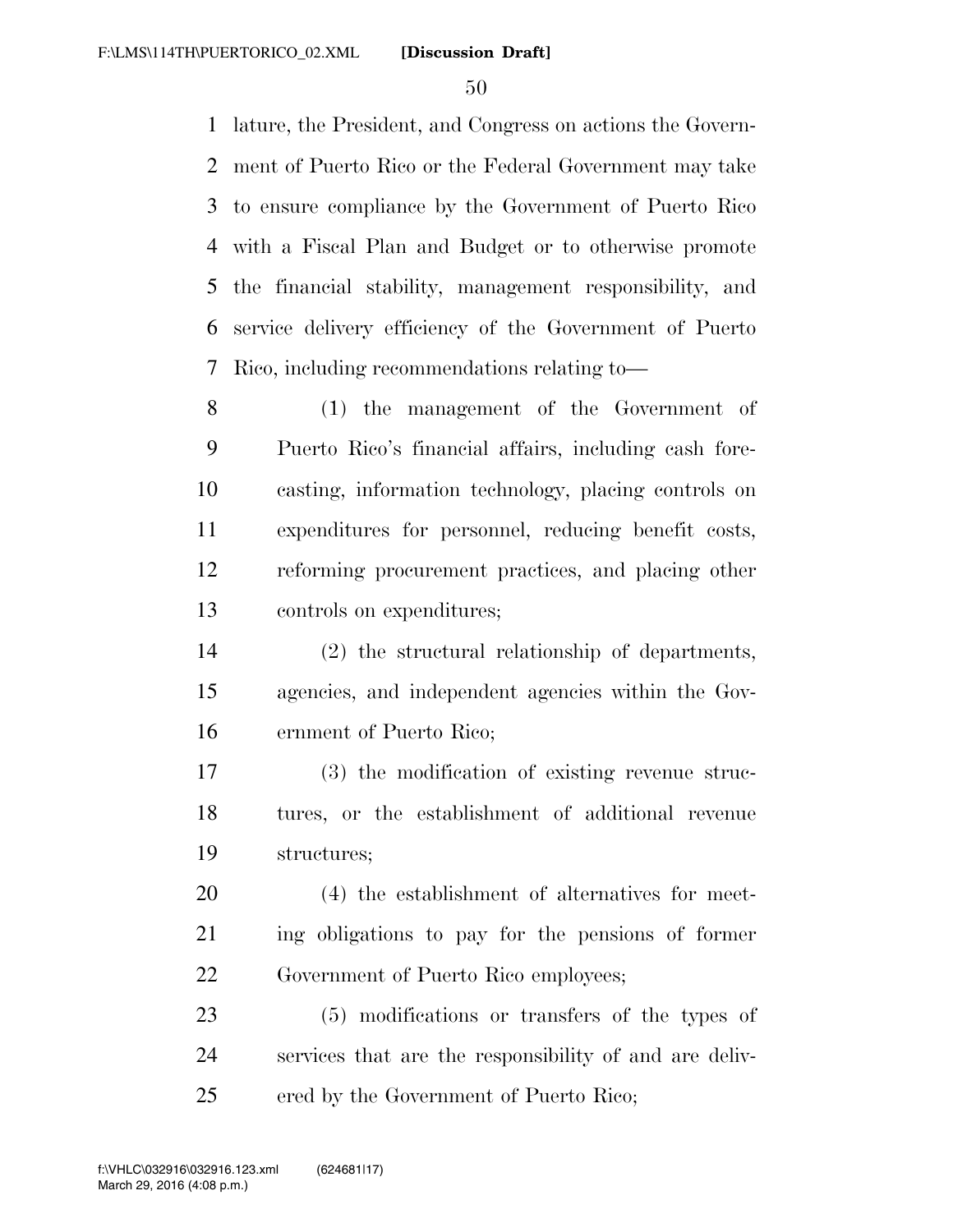lature, the President, and Congress on actions the Government of Puerto Rico or the Federal Government may take to ensure compliance by the Government of Puerto Rico with a Fiscal Plan and Budget or to otherwise promote the financial stability, management responsibility, and service delivery efficiency of the Government of Puerto Rico, including recommendations relating to—

(1) the management of the Government of Puerto Rico's financial affairs, including cash forecasting, information technology, placing controls on expenditures for personnel, reducing benefit costs, reforming procurement practices, and placing other controls on expenditures;

(2) the structural relationship of departments, agencies, and independent agencies within the Government of Puerto Rico;

(3) the modification of existing revenue structures, or the establishment of additional revenue structures;

(4) the establishment of alternatives for meeting obligations to pay for the pensions of former Government of Puerto Rico employees;

(5) modifications or transfers of the types of services that are the responsibility of and are delivered by the Government of Puerto Rico;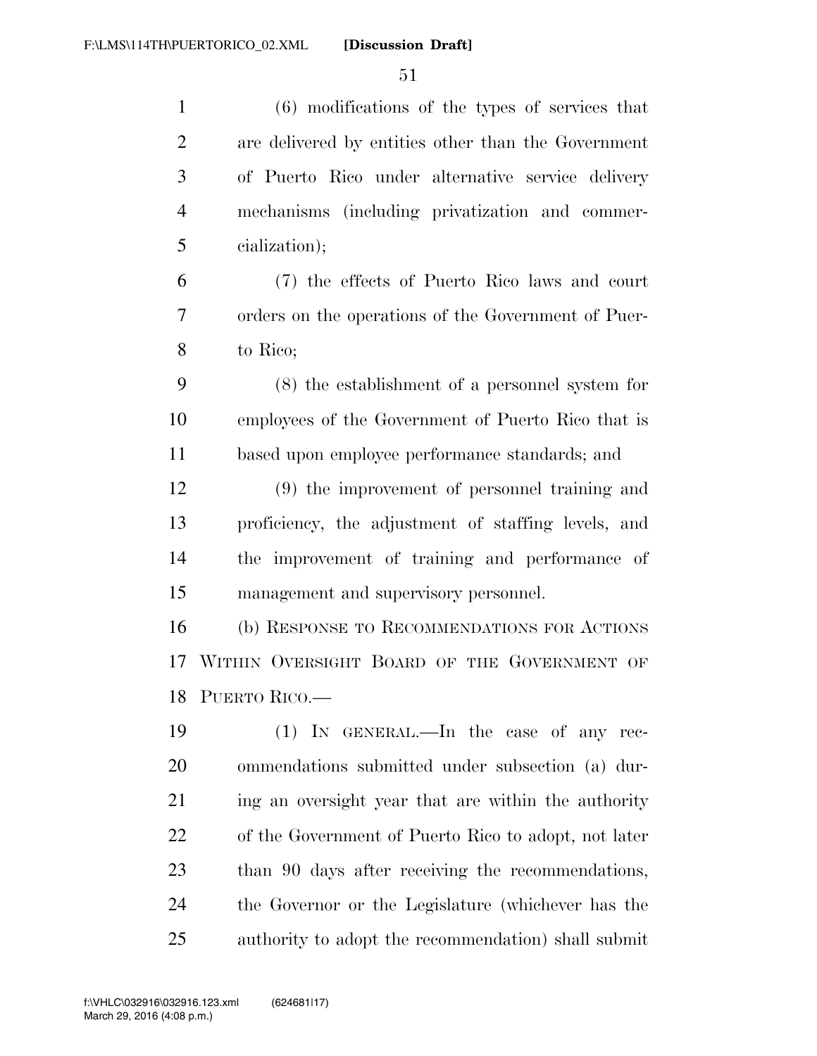(6) modifications of the types of services that are delivered by entities other than the Government of Puerto Rico under alternative service delivery mechanisms (including privatization and commercialization);

(7) the effects of Puerto Rico laws and court orders on the operations of the Government of Puerto Rico;

(8) the establishment of a personnel system for employees of the Government of Puerto Rico that is based upon employee performance standards; and

(9) the improvement of personnel training and proficiency, the adjustment of staffing levels, and the improvement of training and performance of management and supervisory personnel.

(b) RESPONSE TO RECOMMENDATIONS FOR ACTIONS WITHIN OVERSIGHT BOARD OF THE GOVERNMENT OF PUERTO RICO.—

(1) IN GENERAL.—In the case of any recommendations submitted under subsection (a) during an oversight year that are within the authority of the Government of Puerto Rico to adopt, not later than 90 days after receiving the recommendations, the Governor or the Legislature (whichever has the authority to adopt the recommendation) shall submit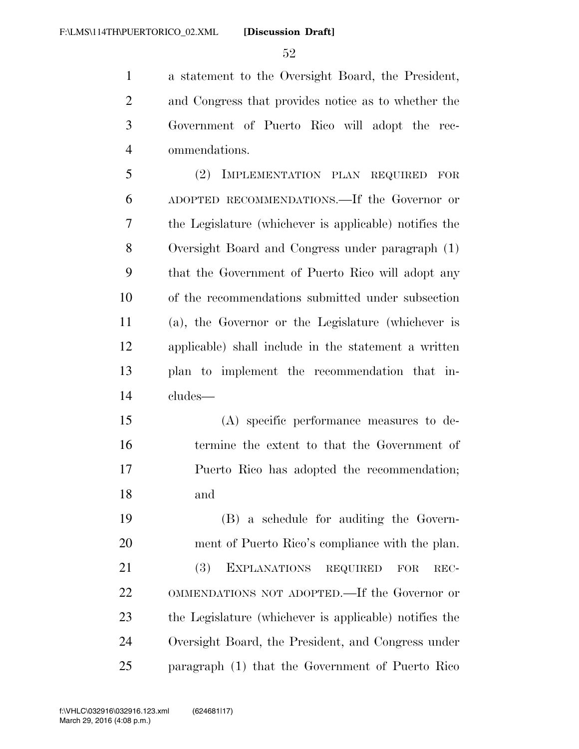a statement to the Oversight Board, the President, and Congress that provides notice as to whether the Government of Puerto Rico will adopt the recommendations.

(2) IMPLEMENTATION PLAN REQUIRED FOR ADOPTED RECOMMENDATIONS.—If the Governor or the Legislature (whichever is applicable) notifies the Oversight Board and Congress under paragraph (1) that the Government of Puerto Rico will adopt any of the recommendations submitted under subsection (a), the Governor or the Legislature (whichever is applicable) shall include in the statement a written plan to implement the recommendation that includes—

(A) specific performance measures to determine the extent to that the Government of Puerto Rico has adopted the recommendation; and

(B) a schedule for auditing the Government of Puerto Rico's compliance with the plan.

(3) EXPLANATIONS REQUIRED FOR RECOMMENDATIONS NOT ADOPTED.—If the Governor or the Legislature (whichever is applicable) notifies the Oversight Board, the President, and Congress under paragraph (1) that the Government of Puerto Rico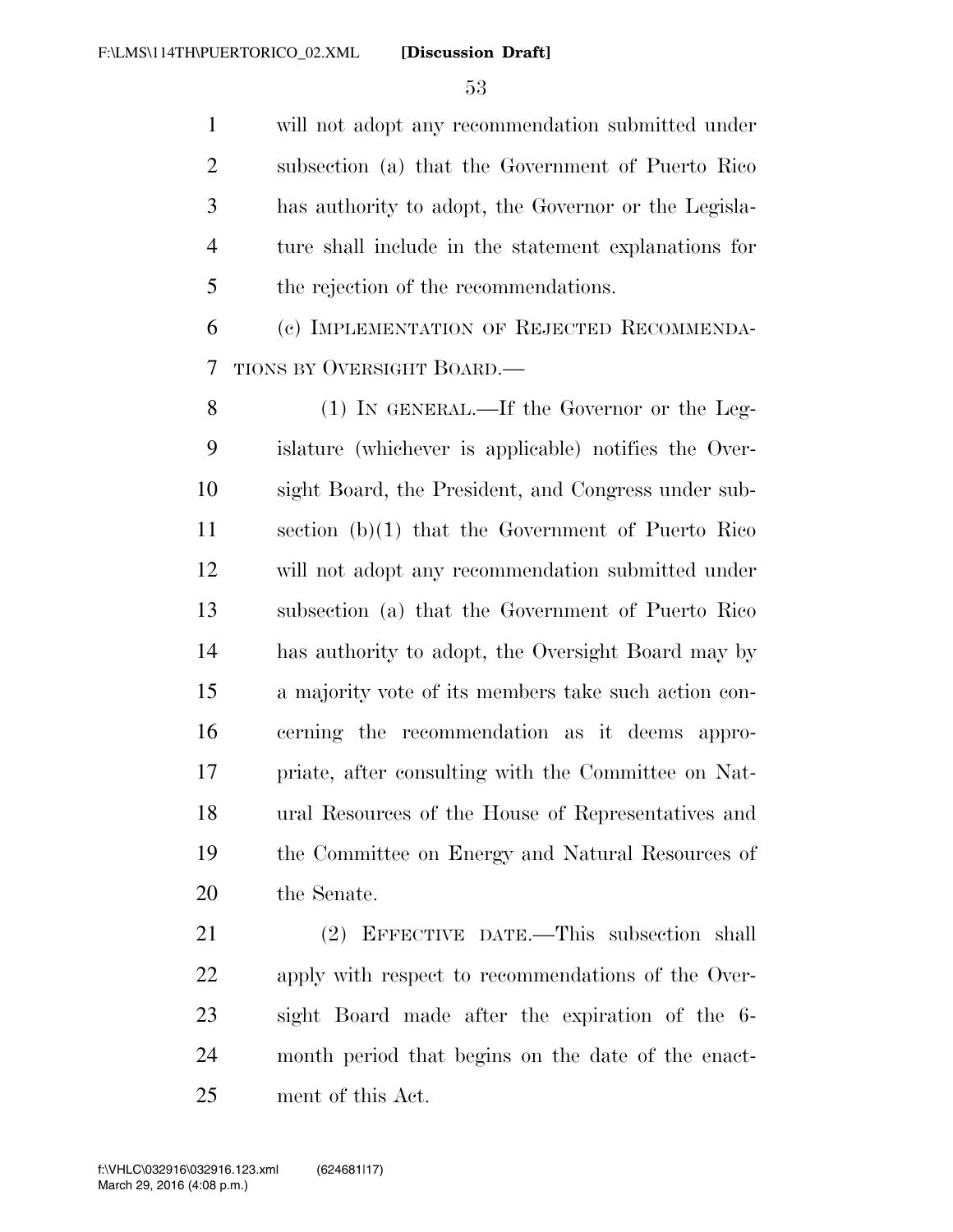will not adopt any recommendation submitted under subsection (a) that the Government of Puerto Rico has authority to adopt, the Governor or the Legislature shall include in the statement explanations for the rejection of the recommendations.

(c) IMPLEMENTATION OF REJECTED RECOMMENDATIONS BY OVERSIGHT BOARD.—

(1) IN GENERAL.—If the Governor or the Legislature (whichever is applicable) notifies the Oversight Board, the President, and Congress under subsection (b)(1) that the Government of Puerto Rico will not adopt any recommendation submitted under subsection (a) that the Government of Puerto Rico has authority to adopt, the Oversight Board may by a majority vote of its members take such action concerning the recommendation as it deems appropriate, after consulting with the Committee on Natural Resources of the House of Representatives and the Committee on Energy and Natural Resources of the Senate.

(2) EFFECTIVE DATE.—This subsection shall apply with respect to recommendations of the Oversight Board made after the expiration of the 6-month period that begins on the date of the enactment of this Act.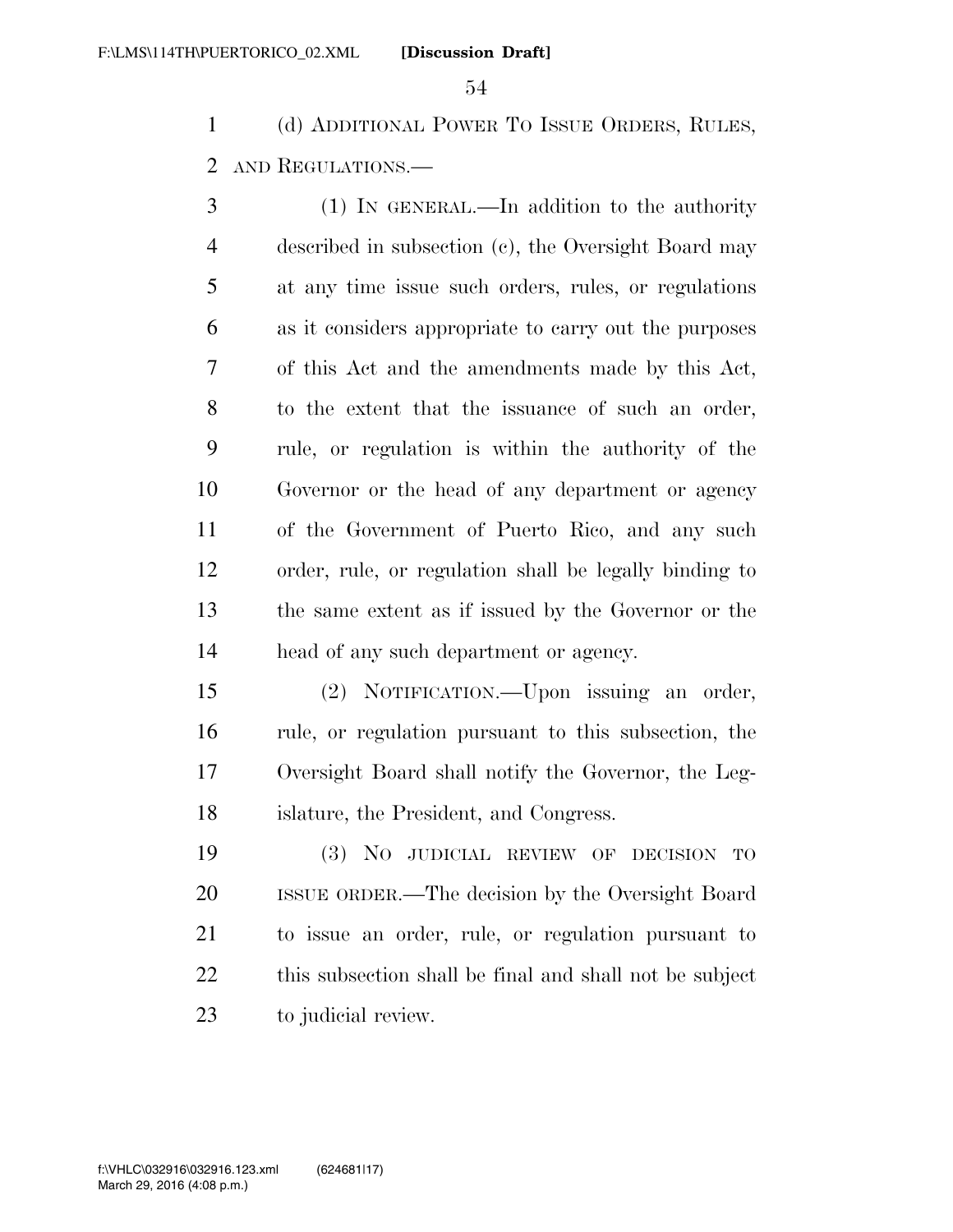(d) ADDITIONAL POWER TO ISSUE ORDERS, RULES, AND REGULATIONS.—

(1) IN GENERAL.—In addition to the authority described in subsection (c), the Oversight Board may at any time issue such orders, rules, or regulations as it considers appropriate to carry out the purposes of this Act and the amendments made by this Act, to the extent that the issuance of such an order, rule, or regulation is within the authority of the Governor or the head of any department or agency of the Government of Puerto Rico, and any such order, rule, or regulation shall be legally binding to the same extent as if issued by the Governor or the head of any such department or agency.

(2) NOTIFICATION.—Upon issuing an order, rule, or regulation pursuant to this subsection, the Oversight Board shall notify the Governor, the Legislature, the President, and Congress.

(3) NO JUDICIAL REVIEW OF DECISION TO ISSUE ORDER.—The decision by the Oversight Board to issue an order, rule, or regulation pursuant to this subsection shall be final and shall not be subject to judicial review.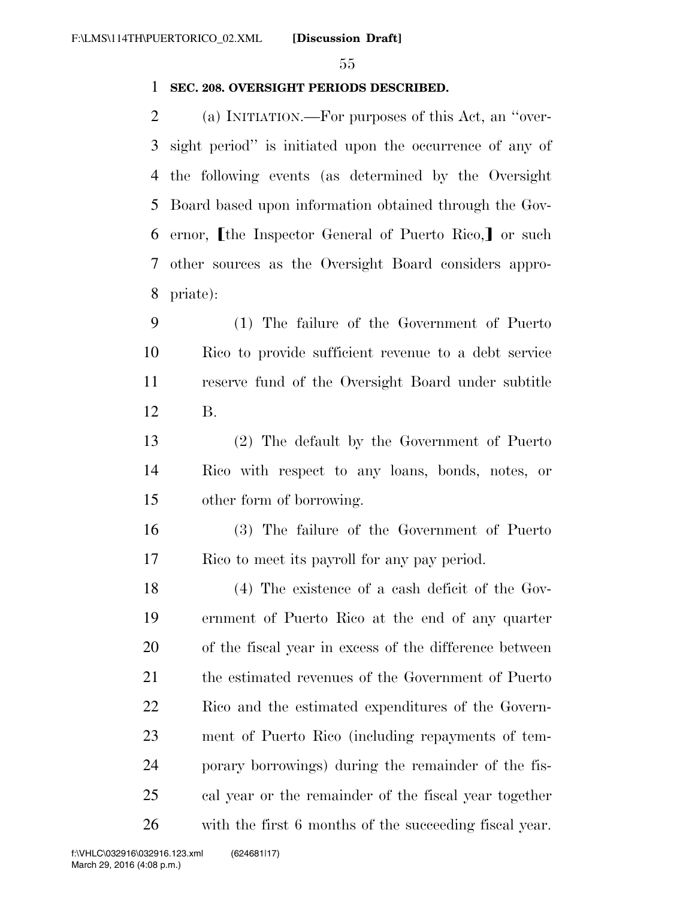**SEC. 208. OVERSIGHT PERIODS DESCRIBED.**

(a) INITIATION.—For purposes of this Act, an ''oversight period'' is initiated upon the occurrence of any of the following events (as determined by the Oversight Board based upon information obtained through the Governor, ⟦the Inspector General of Puerto Rico,⟧ or such other sources as the Oversight Board considers appropriate):

(1) The failure of the Government of Puerto Rico to provide sufficient revenue to a debt service reserve fund of the Oversight Board under subtitle B.

(2) The default by the Government of Puerto Rico with respect to any loans, bonds, notes, or other form of borrowing.

(3) The failure of the Government of Puerto Rico to meet its payroll for any pay period.

(4) The existence of a cash deficit of the Government of Puerto Rico at the end of any quarter of the fiscal year in excess of the difference between the estimated revenues of the Government of Puerto Rico and the estimated expenditures of the Government of Puerto Rico (including repayments of temporary borrowings) during the remainder of the fiscal year or the remainder of the fiscal year together with the first 6 months of the succeeding fiscal year.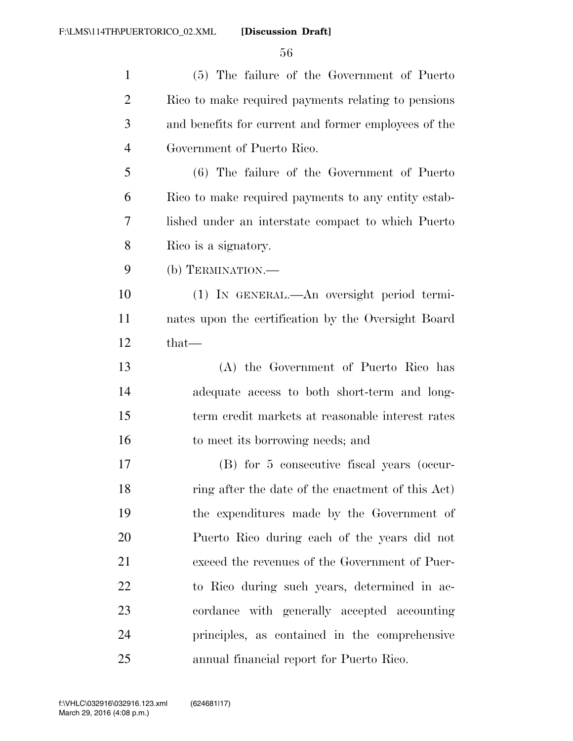(5) The failure of the Government of Puerto Rico to make required payments relating to pensions and benefits for current and former employees of the Government of Puerto Rico.

(6) The failure of the Government of Puerto Rico to make required payments to any entity established under an interstate compact to which Puerto Rico is a signatory.

(b) TERMINATION.—

(1) IN GENERAL.—An oversight period terminates upon the certification by the Oversight Board that—

(A) the Government of Puerto Rico has adequate access to both short-term and long-term credit markets at reasonable interest rates to meet its borrowing needs; and

(B) for 5 consecutive fiscal years (occurring after the date of the enactment of this Act) the expenditures made by the Government of Puerto Rico during each of the years did not exceed the revenues of the Government of Puerto Rico during such years, determined in accordance with generally accepted accounting principles, as contained in the comprehensive annual financial report for Puerto Rico.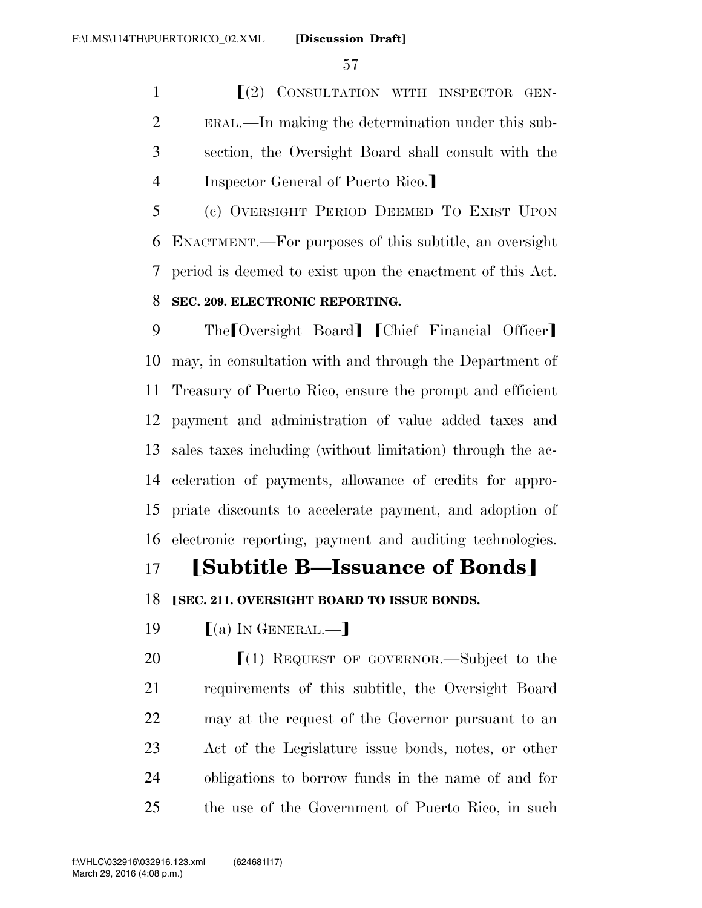⟦(2) CONSULTATION WITH INSPECTOR GENERAL.—In making the determination under this subsection, the Oversight Board shall consult with the Inspector General of Puerto Rico.⟧

(c) OVERSIGHT PERIOD DEEMED TO EXIST UPON ENACTMENT.—For purposes of this subtitle, an oversight period is deemed to exist upon the enactment of this Act.

**SEC. 209. ELECTRONIC REPORTING.**

The⟦Oversight Board⟧ ⟦Chief Financial Officer⟧ may, in consultation with and through the Department of Treasury of Puerto Rico, ensure the prompt and efficient payment and administration of value added taxes and sales taxes including (without limitation) through the acceleration of payments, allowance of credits for appropriate discounts to accelerate payment, and adoption of electronic reporting, payment and auditing technologies.

# ⟦Subtitle B—Issuance of Bonds⟧

**⟦SEC. 211. OVERSIGHT BOARD TO ISSUE BONDS.**

⟦(a) IN GENERAL.—⟧

⟦(1) REQUEST OF GOVERNOR.—Subject to the requirements of this subtitle, the Oversight Board may at the request of the Governor pursuant to an Act of the Legislature issue bonds, notes, or other obligations to borrow funds in the name of and for the use of the Government of Puerto Rico, in such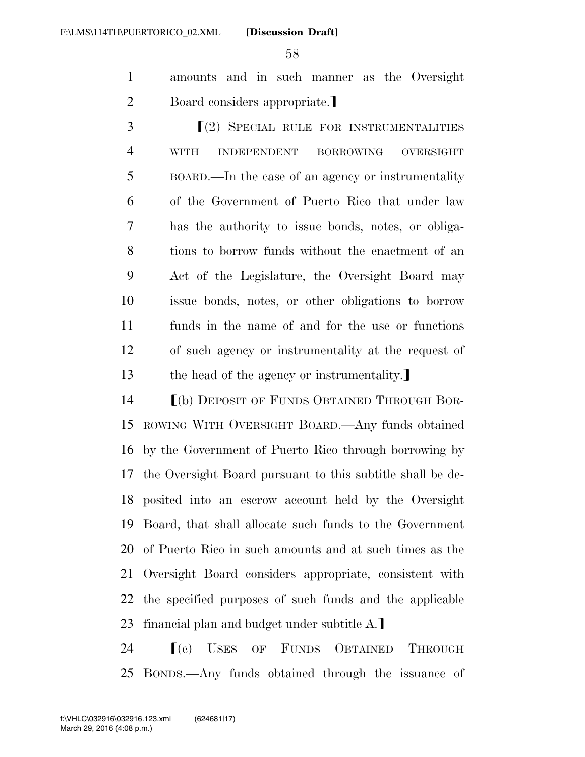amounts and in such manner as the Oversight Board considers appropriate.]

[(2) SPECIAL RULE FOR INSTRUMENTALITIES WITH INDEPENDENT BORROWING OVERSIGHT BOARD.—In the case of an agency or instrumentality of the Government of Puerto Rico that under law has the authority to issue bonds, notes, or obligations to borrow funds without the enactment of an Act of the Legislature, the Oversight Board may issue bonds, notes, or other obligations to borrow funds in the name of and for the use or functions of such agency or instrumentality at the request of the head of the agency or instrumentality.]

[(b) DEPOSIT OF FUNDS OBTAINED THROUGH BORROWING WITH OVERSIGHT BOARD.—Any funds obtained by the Government of Puerto Rico through borrowing by the Oversight Board pursuant to this subtitle shall be deposited into an escrow account held by the Oversight Board, that shall allocate such funds to the Government of Puerto Rico in such amounts and at such times as the Oversight Board considers appropriate, consistent with the specified purposes of such funds and the applicable financial plan and budget under subtitle A.]

[(c) USES OF FUNDS OBTAINED THROUGH BONDS.—Any funds obtained through the issuance of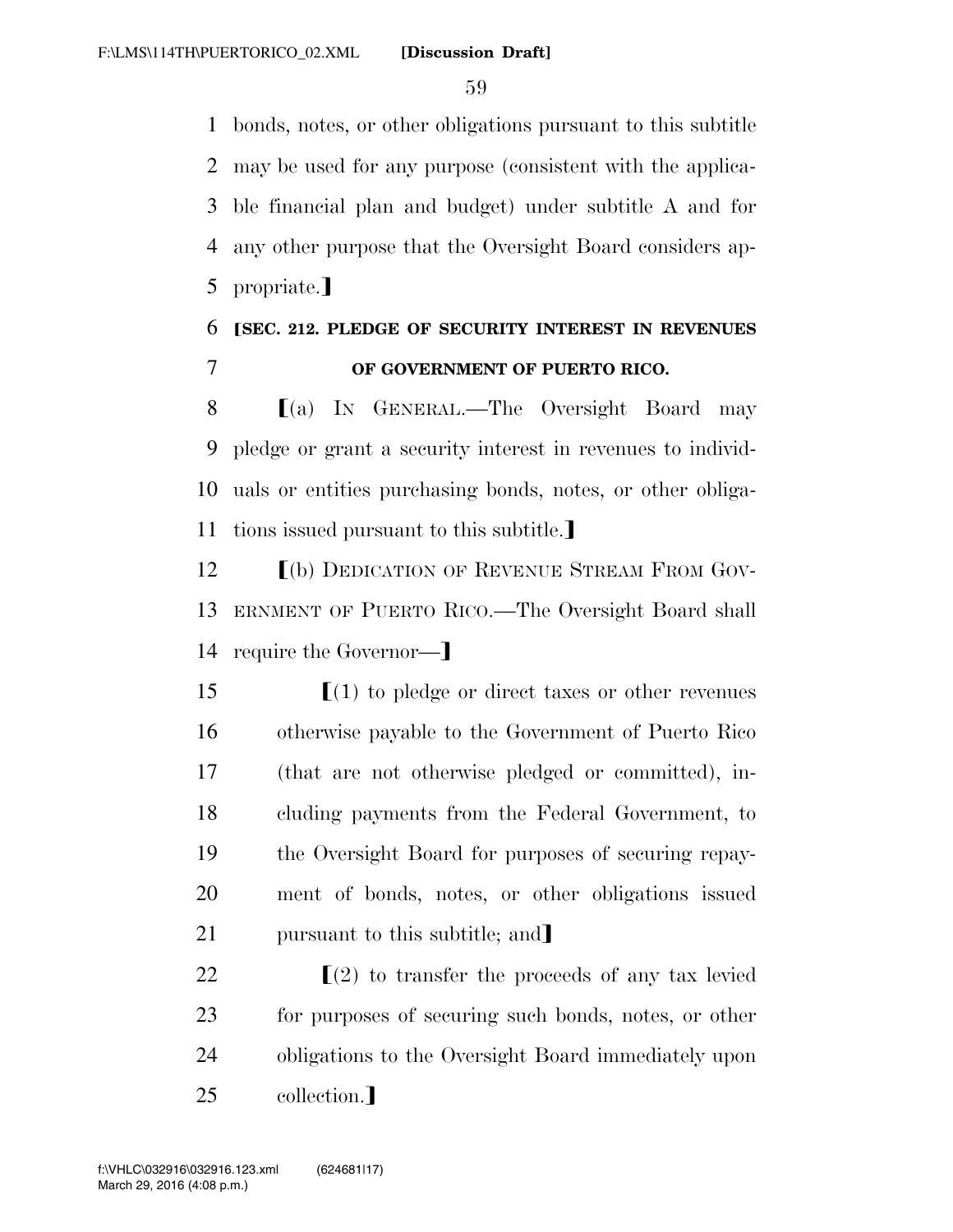bonds, notes, or other obligations pursuant to this subtitle may be used for any purpose (consistent with the applicable financial plan and budget) under subtitle A and for any other purpose that the Oversight Board considers appropriate.⟧

**⟦SEC. 212. PLEDGE OF SECURITY INTEREST IN REVENUES OF GOVERNMENT OF PUERTO RICO.**

⟦(a) IN GENERAL.—The Oversight Board may pledge or grant a security interest in revenues to individuals or entities purchasing bonds, notes, or other obligations issued pursuant to this subtitle.⟧

⟦(b) DEDICATION OF REVENUE STREAM FROM GOVERNMENT OF PUERTO RICO.—The Oversight Board shall require the Governor—⟧

⟦(1) to pledge or direct taxes or other revenues otherwise payable to the Government of Puerto Rico (that are not otherwise pledged or committed), including payments from the Federal Government, to the Oversight Board for purposes of securing repayment of bonds, notes, or other obligations issued pursuant to this subtitle; and⟧

⟦(2) to transfer the proceeds of any tax levied for purposes of securing such bonds, notes, or other obligations to the Oversight Board immediately upon collection.⟧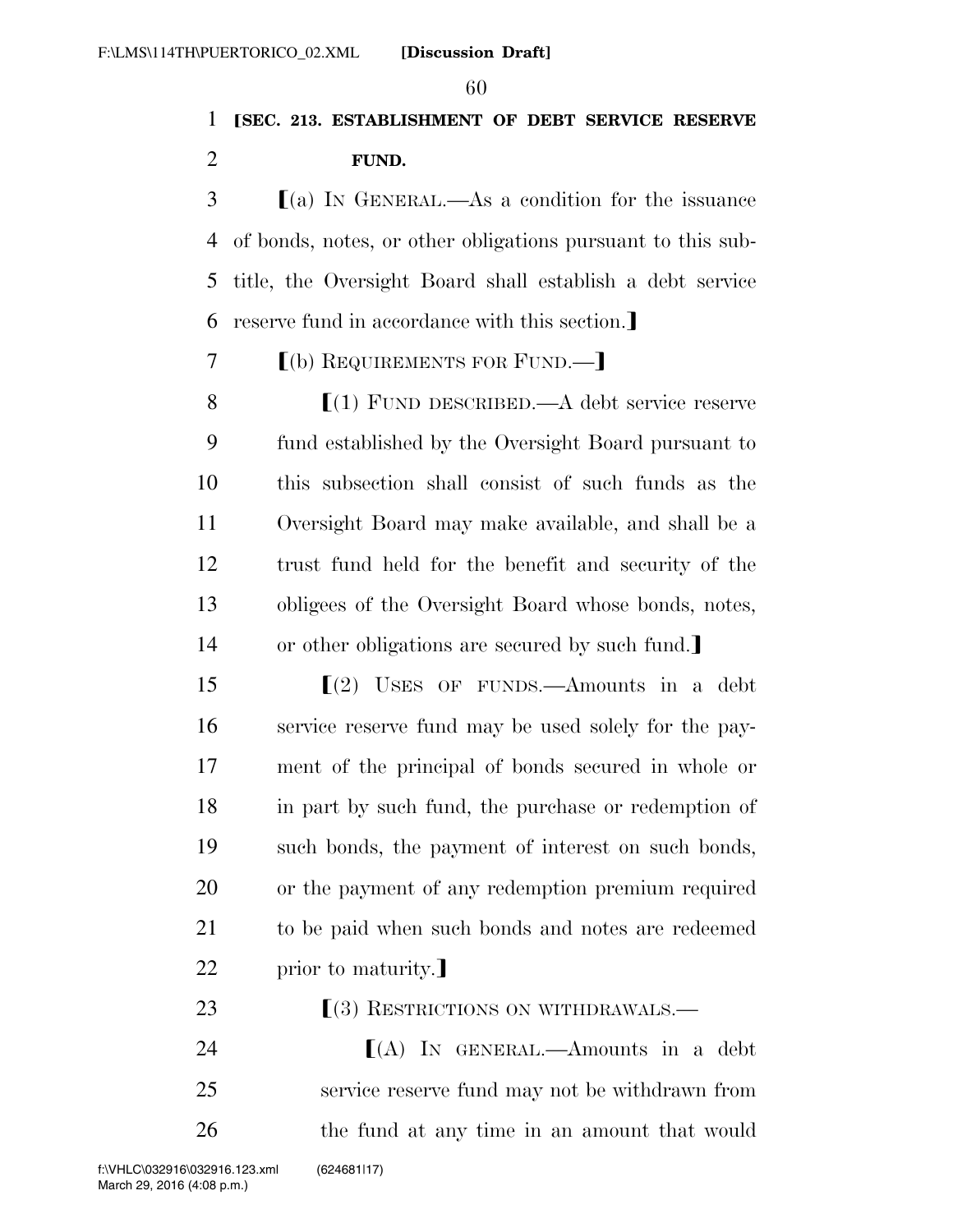**[SEC. 213. ESTABLISHMENT OF DEBT SERVICE RESERVE FUND.**

[(a) IN GENERAL.—As a condition for the issuance of bonds, notes, or other obligations pursuant to this subtitle, the Oversight Board shall establish a debt service reserve fund in accordance with this section.]

[(b) REQUIREMENTS FOR FUND.—]

[(1) FUND DESCRIBED.—A debt service reserve fund established by the Oversight Board pursuant to this subsection shall consist of such funds as the Oversight Board may make available, and shall be a trust fund held for the benefit and security of the obligees of the Oversight Board whose bonds, notes, or other obligations are secured by such fund.]

[(2) USES OF FUNDS.—Amounts in a debt service reserve fund may be used solely for the payment of the principal of bonds secured in whole or in part by such fund, the purchase or redemption of such bonds, the payment of interest on such bonds, or the payment of any redemption premium required to be paid when such bonds and notes are redeemed prior to maturity.]

[(3) RESTRICTIONS ON WITHDRAWALS.—

[(A) IN GENERAL.—Amounts in a debt service reserve fund may not be withdrawn from the fund at any time in an amount that would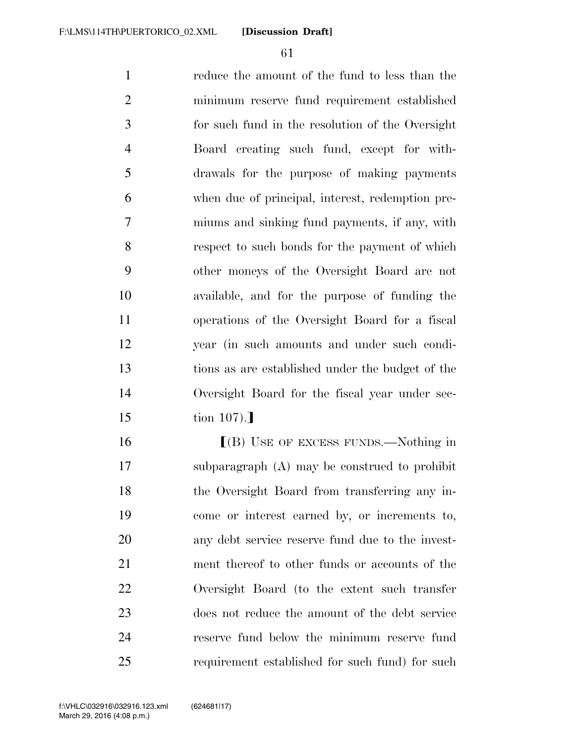reduce the amount of the fund to less than the minimum reserve fund requirement established for such fund in the resolution of the Oversight Board creating such fund, except for withdrawals for the purpose of making payments when due of principal, interest, redemption premiums and sinking fund payments, if any, with respect to such bonds for the payment of which other moneys of the Oversight Board are not available, and for the purpose of funding the operations of the Oversight Board for a fiscal year (in such amounts and under such conditions as are established under the budget of the Oversight Board for the fiscal year under section 107).】

【(B) USE OF EXCESS FUNDS.—Nothing in subparagraph (A) may be construed to prohibit the Oversight Board from transferring any income or interest earned by, or increments to, any debt service reserve fund due to the investment thereof to other funds or accounts of the Oversight Board (to the extent such transfer does not reduce the amount of the debt service reserve fund below the minimum reserve fund requirement established for such fund) for such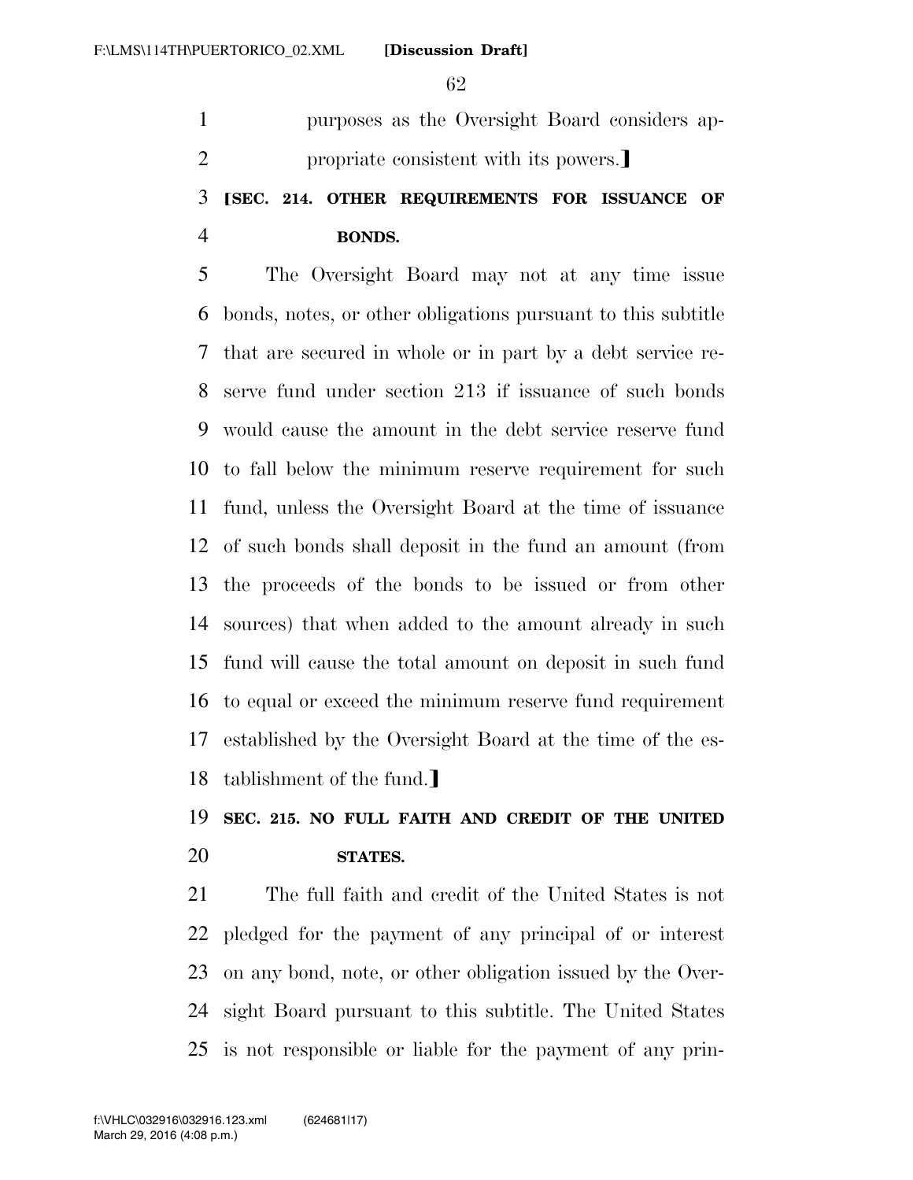purposes as the Oversight Board considers appropriate consistent with its powers.⟧

**⟦SEC. 214. OTHER REQUIREMENTS FOR ISSUANCE OF BONDS.**

The Oversight Board may not at any time issue bonds, notes, or other obligations pursuant to this subtitle that are secured in whole or in part by a debt service reserve fund under section 213 if issuance of such bonds would cause the amount in the debt service reserve fund to fall below the minimum reserve requirement for such fund, unless the Oversight Board at the time of issuance of such bonds shall deposit in the fund an amount (from the proceeds of the bonds to be issued or from other sources) that when added to the amount already in such fund will cause the total amount on deposit in such fund to equal or exceed the minimum reserve fund requirement established by the Oversight Board at the time of the establishment of the fund.⟧

**SEC. 215. NO FULL FAITH AND CREDIT OF THE UNITED STATES.**

The full faith and credit of the United States is not pledged for the payment of any principal of or interest on any bond, note, or other obligation issued by the Oversight Board pursuant to this subtitle. The United States is not responsible or liable for the payment of any prin-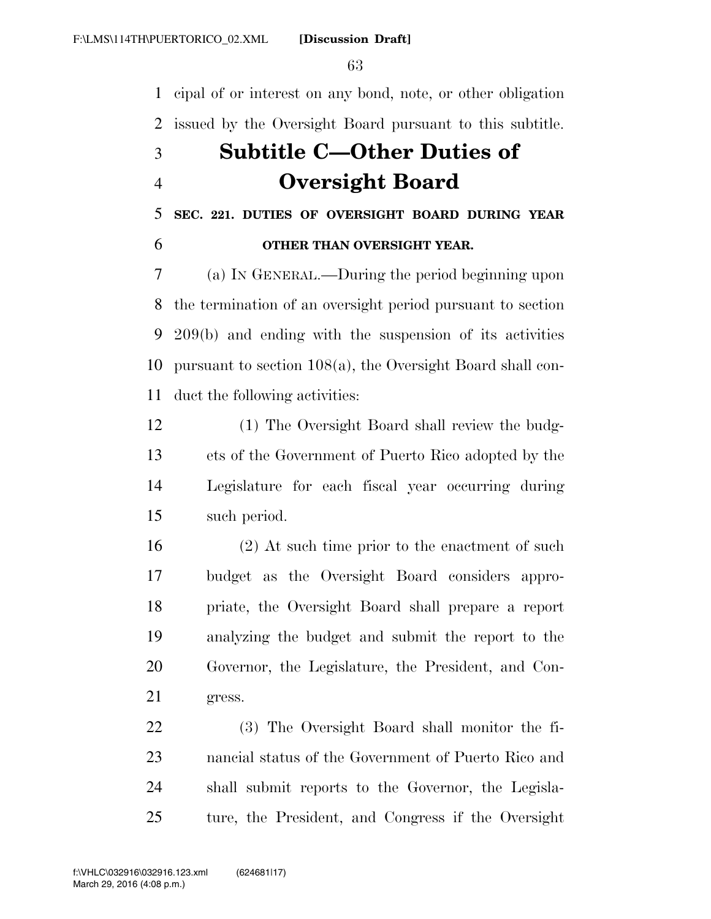cipal of or interest on any bond, note, or other obligation issued by the Oversight Board pursuant to this subtitle.

## Subtitle C—Other Duties of Oversight Board

### SEC. 221. DUTIES OF OVERSIGHT BOARD DURING YEAR OTHER THAN OVERSIGHT YEAR.

(a) IN GENERAL.—During the period beginning upon the termination of an oversight period pursuant to section 209(b) and ending with the suspension of its activities pursuant to section 108(a), the Oversight Board shall conduct the following activities:

(1) The Oversight Board shall review the budgets of the Government of Puerto Rico adopted by the Legislature for each fiscal year occurring during such period.

(2) At such time prior to the enactment of such budget as the Oversight Board considers appropriate, the Oversight Board shall prepare a report analyzing the budget and submit the report to the Governor, the Legislature, the President, and Congress.

(3) The Oversight Board shall monitor the financial status of the Government of Puerto Rico and shall submit reports to the Governor, the Legislature, the President, and Congress if the Oversight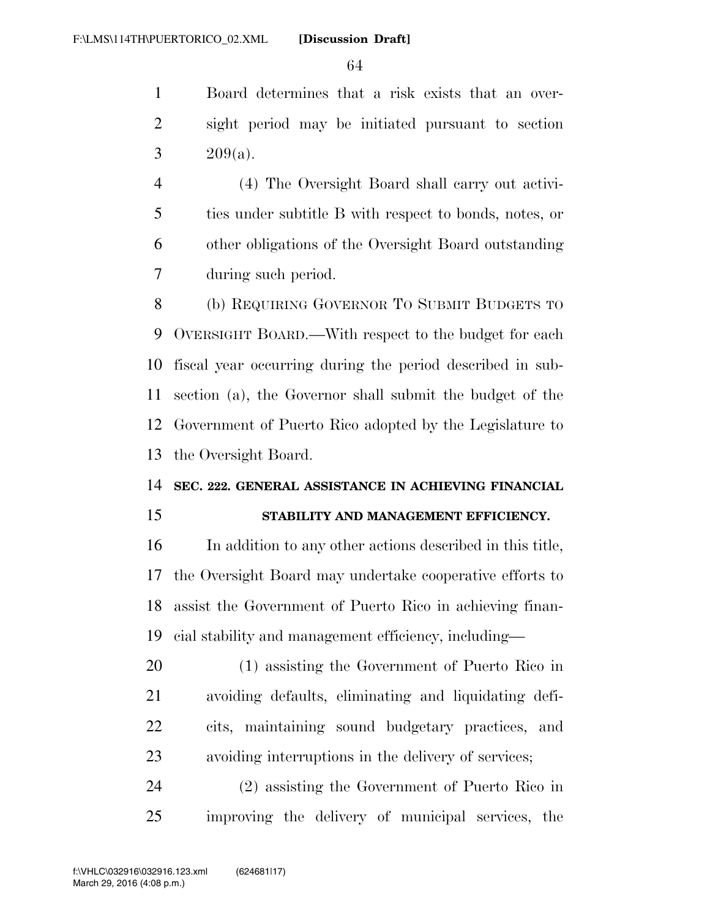Board determines that a risk exists that an oversight period may be initiated pursuant to section 209(a).

(4) The Oversight Board shall carry out activities under subtitle B with respect to bonds, notes, or other obligations of the Oversight Board outstanding during such period.

(b) REQUIRING GOVERNOR TO SUBMIT BUDGETS TO OVERSIGHT BOARD.—With respect to the budget for each fiscal year occurring during the period described in subsection (a), the Governor shall submit the budget of the Government of Puerto Rico adopted by the Legislature to the Oversight Board.

**SEC. 222. GENERAL ASSISTANCE IN ACHIEVING FINANCIAL STABILITY AND MANAGEMENT EFFICIENCY.**

In addition to any other actions described in this title, the Oversight Board may undertake cooperative efforts to assist the Government of Puerto Rico in achieving financial stability and management efficiency, including—

(1) assisting the Government of Puerto Rico in avoiding defaults, eliminating and liquidating deficits, maintaining sound budgetary practices, and avoiding interruptions in the delivery of services;

(2) assisting the Government of Puerto Rico in improving the delivery of municipal services, the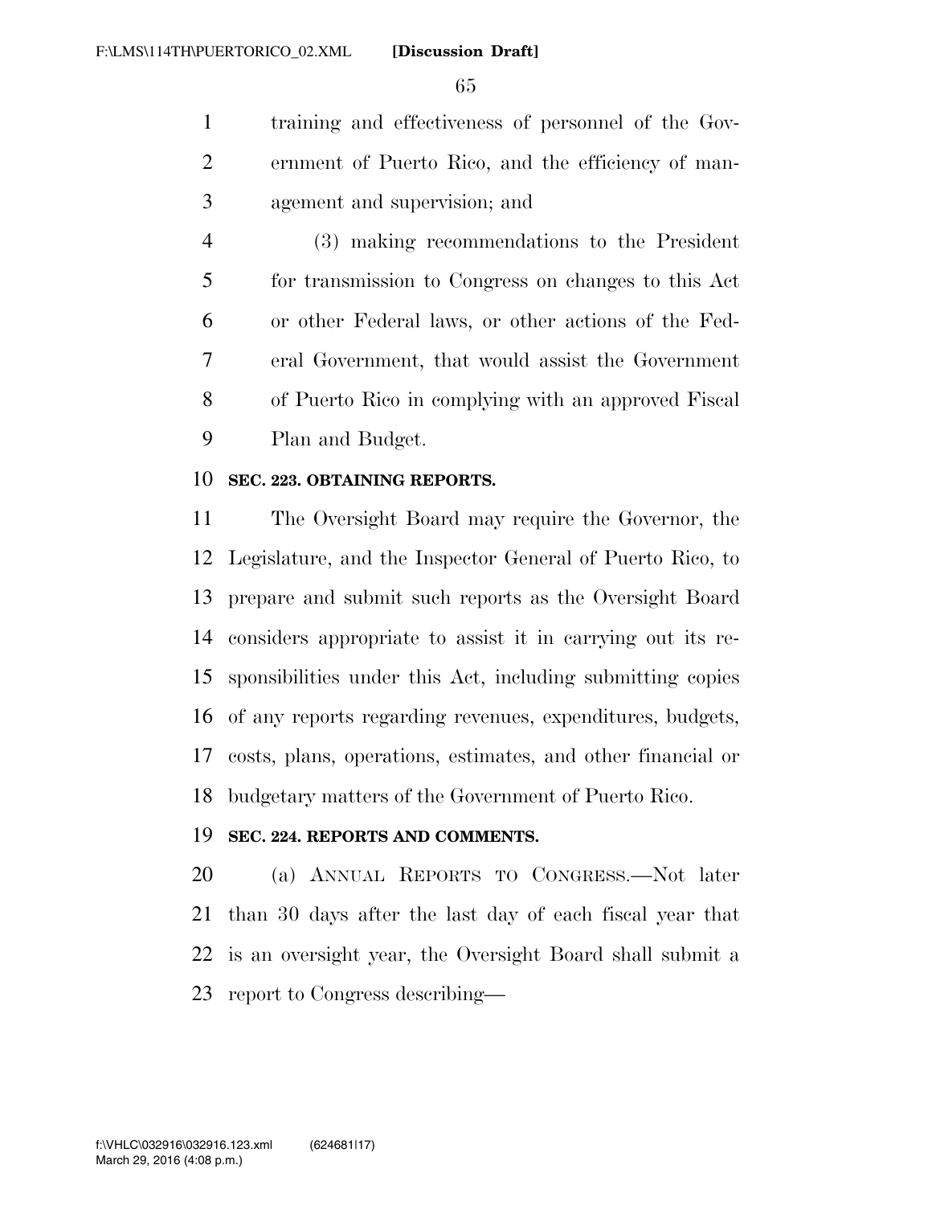training and effectiveness of personnel of the Government of Puerto Rico, and the efficiency of management and supervision; and

(3) making recommendations to the President for transmission to Congress on changes to this Act or other Federal laws, or other actions of the Federal Government, that would assist the Government of Puerto Rico in complying with an approved Fiscal Plan and Budget.

**SEC. 223. OBTAINING REPORTS.**

The Oversight Board may require the Governor, the Legislature, and the Inspector General of Puerto Rico, to prepare and submit such reports as the Oversight Board considers appropriate to assist it in carrying out its responsibilities under this Act, including submitting copies of any reports regarding revenues, expenditures, budgets, costs, plans, operations, estimates, and other financial or budgetary matters of the Government of Puerto Rico.

**SEC. 224. REPORTS AND COMMENTS.**

(a) ANNUAL REPORTS TO CONGRESS.—Not later than 30 days after the last day of each fiscal year that is an oversight year, the Oversight Board shall submit a report to Congress describing—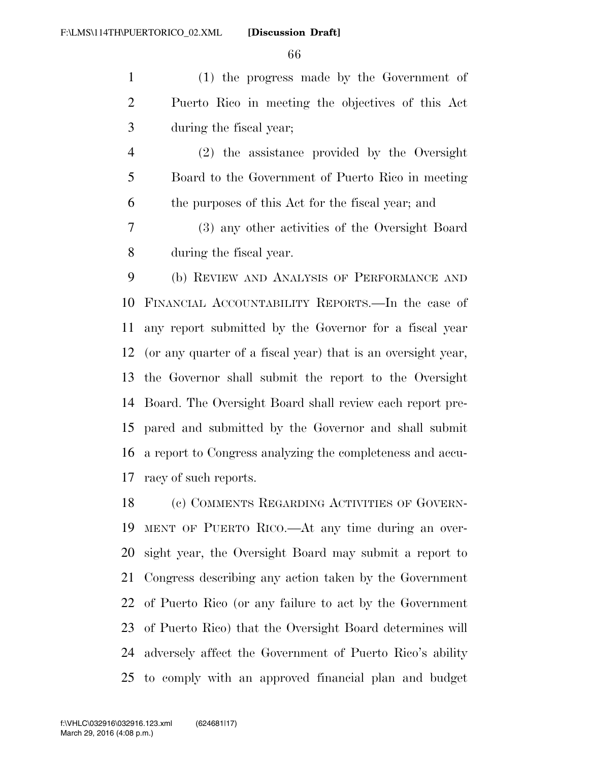(1) the progress made by the Government of Puerto Rico in meeting the objectives of this Act during the fiscal year;

(2) the assistance provided by the Oversight Board to the Government of Puerto Rico in meeting the purposes of this Act for the fiscal year; and

(3) any other activities of the Oversight Board during the fiscal year.

(b) REVIEW AND ANALYSIS OF PERFORMANCE AND FINANCIAL ACCOUNTABILITY REPORTS.—In the case of any report submitted by the Governor for a fiscal year (or any quarter of a fiscal year) that is an oversight year, the Governor shall submit the report to the Oversight Board. The Oversight Board shall review each report prepared and submitted by the Governor and shall submit a report to Congress analyzing the completeness and accuracy of such reports.

(c) COMMENTS REGARDING ACTIVITIES OF GOVERNMENT OF PUERTO RICO.—At any time during an oversight year, the Oversight Board may submit a report to Congress describing any action taken by the Government of Puerto Rico (or any failure to act by the Government of Puerto Rico) that the Oversight Board determines will adversely affect the Government of Puerto Rico's ability to comply with an approved financial plan and budget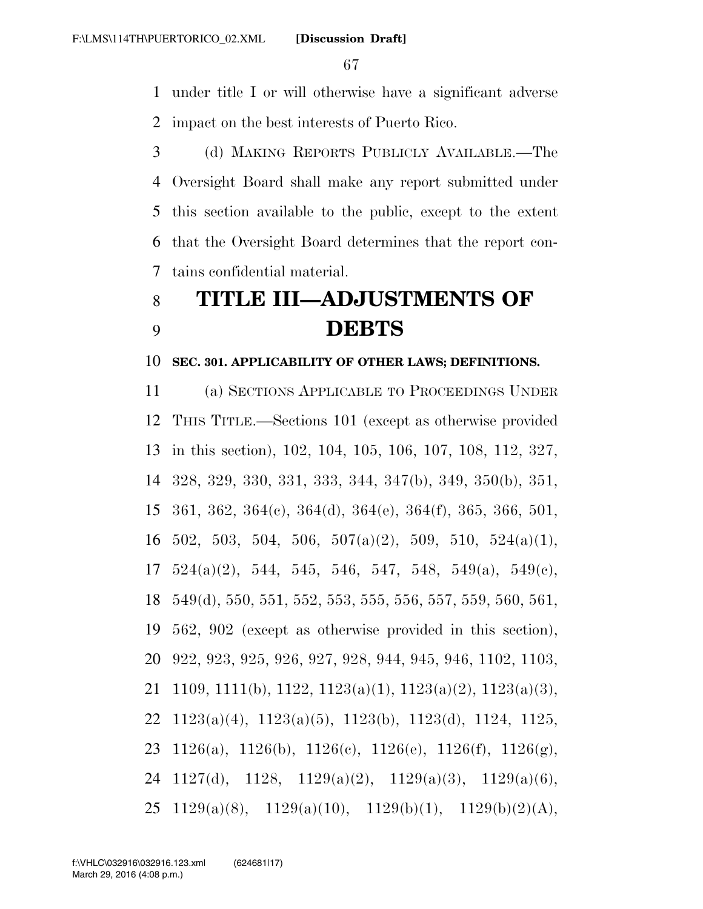under title I or will otherwise have a significant adverse impact on the best interests of Puerto Rico.

(d) MAKING REPORTS PUBLICLY AVAILABLE.—The Oversight Board shall make any report submitted under this section available to the public, except to the extent that the Oversight Board determines that the report contains confidential material.

# TITLE III—ADJUSTMENTS OF DEBTS

### SEC. 301. APPLICABILITY OF OTHER LAWS; DEFINITIONS.

(a) SECTIONS APPLICABLE TO PROCEEDINGS UNDER THIS TITLE.—Sections 101 (except as otherwise provided in this section), 102, 104, 105, 106, 107, 108, 112, 327, 328, 329, 330, 331, 333, 344, 347(b), 349, 350(b), 351, 361, 362, 364(c), 364(d), 364(e), 364(f), 365, 366, 501, 502, 503, 504, 506, 507(a)(2), 509, 510, 524(a)(1), 524(a)(2), 544, 545, 546, 547, 548, 549(a), 549(c), 549(d), 550, 551, 552, 553, 555, 556, 557, 559, 560, 561, 562, 902 (except as otherwise provided in this section), 922, 923, 925, 926, 927, 928, 944, 945, 946, 1102, 1103, 1109, 1111(b), 1122, 1123(a)(1), 1123(a)(2), 1123(a)(3), 1123(a)(4), 1123(a)(5), 1123(b), 1123(d), 1124, 1125, 1126(a), 1126(b), 1126(c), 1126(e), 1126(f), 1126(g), 1127(d), 1128, 1129(a)(2), 1129(a)(3), 1129(a)(6), 1129(a)(8), 1129(a)(10), 1129(b)(1), 1129(b)(2)(A),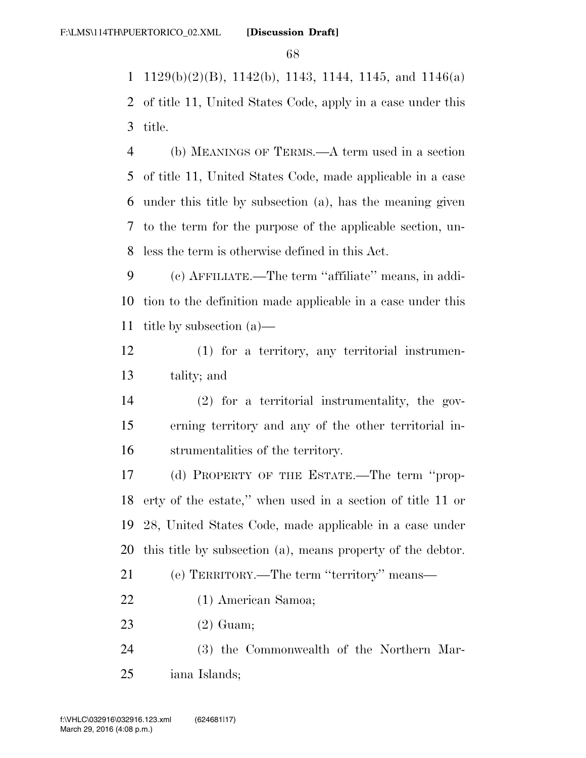1129(b)(2)(B), 1142(b), 1143, 1144, 1145, and 1146(a) of title 11, United States Code, apply in a case under this title.

(b) MEANINGS OF TERMS.—A term used in a section of title 11, United States Code, made applicable in a case under this title by subsection (a), has the meaning given to the term for the purpose of the applicable section, unless the term is otherwise defined in this Act.

(c) AFFILIATE.—The term ''affiliate'' means, in addition to the definition made applicable in a case under this title by subsection (a)—

(1) for a territory, any territorial instrumentality; and

(2) for a territorial instrumentality, the governing territory and any of the other territorial instrumentalities of the territory.

(d) PROPERTY OF THE ESTATE.—The term ''property of the estate,'' when used in a section of title 11 or 28, United States Code, made applicable in a case under this title by subsection (a), means property of the debtor.

(e) TERRITORY.—The term ''territory'' means—

(1) American Samoa;

(2) Guam;

(3) the Commonwealth of the Northern Mariana Islands;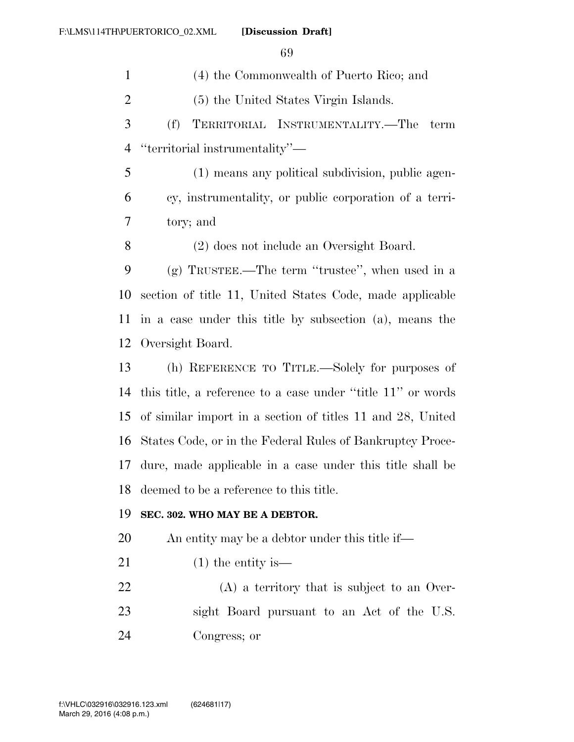(4) the Commonwealth of Puerto Rico; and

(5) the United States Virgin Islands.

(f) TERRITORIAL INSTRUMENTALITY.—The term "territorial instrumentality"—

(1) means any political subdivision, public agency, instrumentality, or public corporation of a territory; and

(2) does not include an Oversight Board.

(g) TRUSTEE.—The term "trustee", when used in a section of title 11, United States Code, made applicable in a case under this title by subsection (a), means the Oversight Board.

(h) REFERENCE TO TITLE.—Solely for purposes of this title, a reference to a case under "title 11" or words of similar import in a section of titles 11 and 28, United States Code, or in the Federal Rules of Bankruptcy Procedure, made applicable in a case under this title shall be deemed to be a reference to this title.

**SEC. 302. WHO MAY BE A DEBTOR.**

An entity may be a debtor under this title if—

(1) the entity is—

(A) a territory that is subject to an Oversight Board pursuant to an Act of the U.S. Congress; or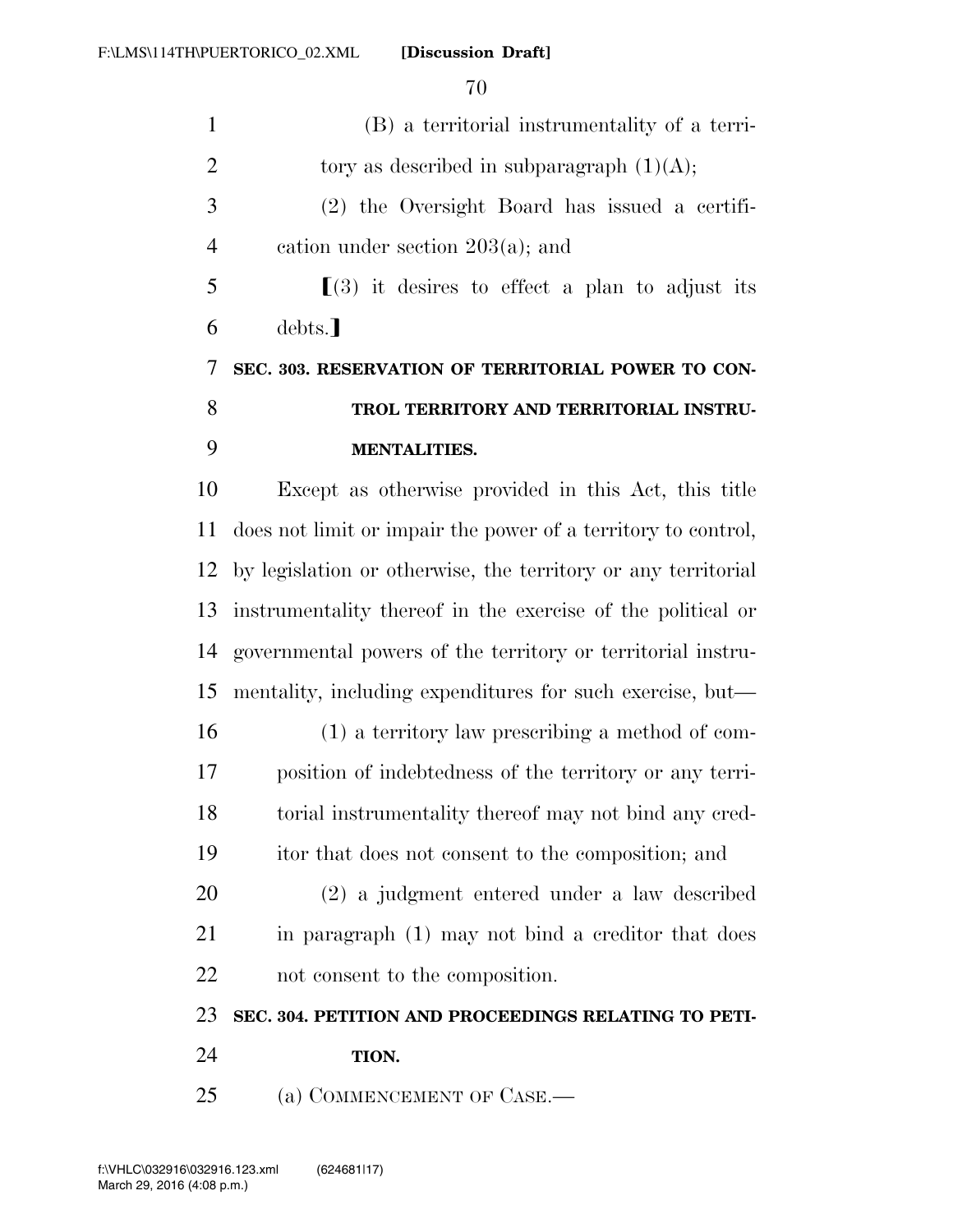(B) a territorial instrumentality of a territory as described in subparagraph (1)(A);

(2) the Oversight Board has issued a certification under section 203(a); and

⟦(3) it desires to effect a plan to adjust its debts.⟧

**SEC. 303. RESERVATION OF TERRITORIAL POWER TO CONTROL TERRITORY AND TERRITORIAL INSTRUMENTALITIES.**

Except as otherwise provided in this Act, this title does not limit or impair the power of a territory to control, by legislation or otherwise, the territory or any territorial instrumentality thereof in the exercise of the political or governmental powers of the territory or territorial instrumentality, including expenditures for such exercise, but—

(1) a territory law prescribing a method of composition of indebtedness of the territory or any territorial instrumentality thereof may not bind any creditor that does not consent to the composition; and

(2) a judgment entered under a law described in paragraph (1) may not bind a creditor that does not consent to the composition.

**SEC. 304. PETITION AND PROCEEDINGS RELATING TO PETITION.**

(a) COMMENCEMENT OF CASE.—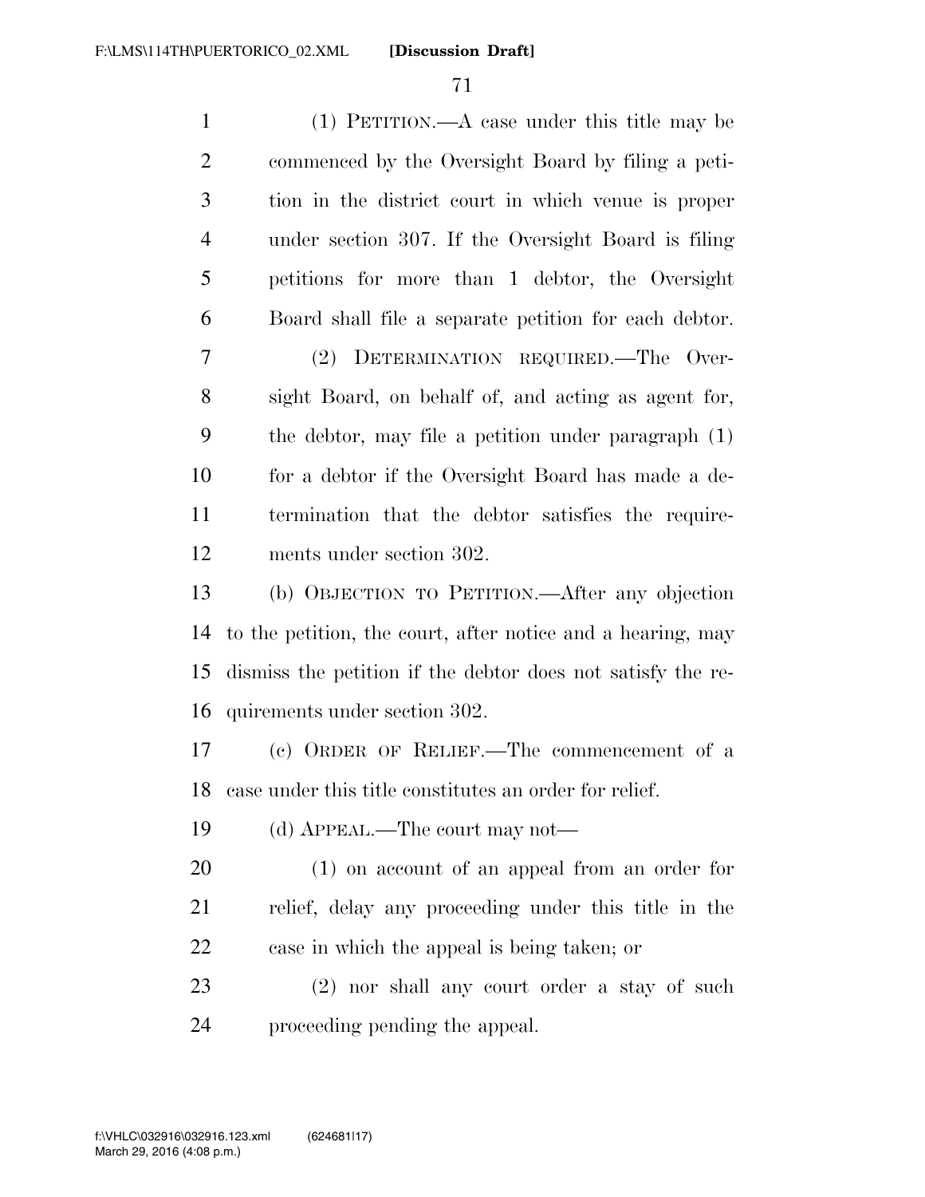(1) PETITION.—A case under this title may be commenced by the Oversight Board by filing a petition in the district court in which venue is proper under section 307. If the Oversight Board is filing petitions for more than 1 debtor, the Oversight Board shall file a separate petition for each debtor.

(2) DETERMINATION REQUIRED.—The Oversight Board, on behalf of, and acting as agent for, the debtor, may file a petition under paragraph (1) for a debtor if the Oversight Board has made a determination that the debtor satisfies the requirements under section 302.

(b) OBJECTION TO PETITION.—After any objection to the petition, the court, after notice and a hearing, may dismiss the petition if the debtor does not satisfy the requirements under section 302.

(c) ORDER OF RELIEF.—The commencement of a case under this title constitutes an order for relief.

(d) APPEAL.—The court may not—

(1) on account of an appeal from an order for relief, delay any proceeding under this title in the case in which the appeal is being taken; or

(2) nor shall any court order a stay of such proceeding pending the appeal.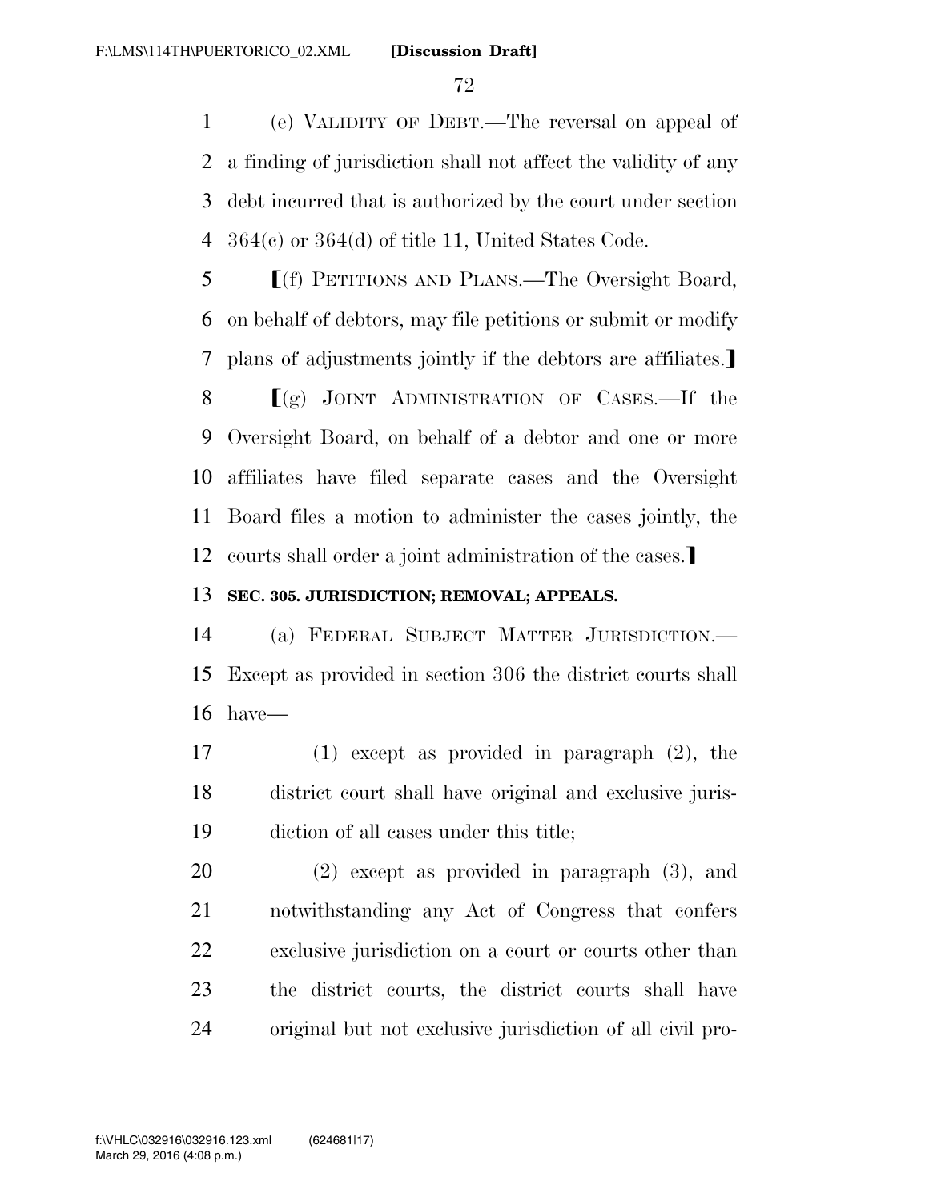(e) VALIDITY OF DEBT.—The reversal on appeal of a finding of jurisdiction shall not affect the validity of any debt incurred that is authorized by the court under section 364(c) or 364(d) of title 11, United States Code.

【(f) PETITIONS AND PLANS.—The Oversight Board, on behalf of debtors, may file petitions or submit or modify plans of adjustments jointly if the debtors are affiliates.】

【(g) JOINT ADMINISTRATION OF CASES.—If the Oversight Board, on behalf of a debtor and one or more affiliates have filed separate cases and the Oversight Board files a motion to administer the cases jointly, the courts shall order a joint administration of the cases.】

**SEC. 305. JURISDICTION; REMOVAL; APPEALS.**

(a) FEDERAL SUBJECT MATTER JURISDICTION.— Except as provided in section 306 the district courts shall have—

(1) except as provided in paragraph (2), the district court shall have original and exclusive jurisdiction of all cases under this title;

(2) except as provided in paragraph (3), and notwithstanding any Act of Congress that confers exclusive jurisdiction on a court or courts other than the district courts, the district courts shall have original but not exclusive jurisdiction of all civil pro-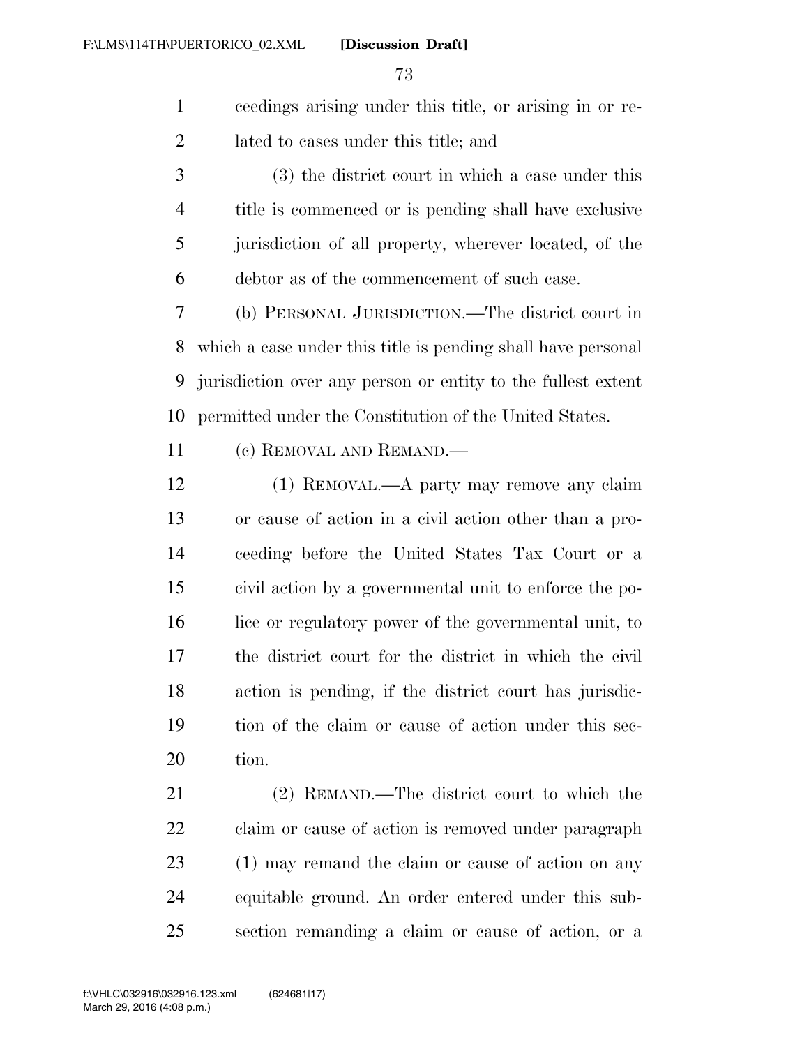ceedings arising under this title, or arising in or related to cases under this title; and

(3) the district court in which a case under this title is commenced or is pending shall have exclusive jurisdiction of all property, wherever located, of the debtor as of the commencement of such case.

(b) PERSONAL JURISDICTION.—The district court in which a case under this title is pending shall have personal jurisdiction over any person or entity to the fullest extent permitted under the Constitution of the United States.

(c) REMOVAL AND REMAND.—

(1) REMOVAL.—A party may remove any claim or cause of action in a civil action other than a proceeding before the United States Tax Court or a civil action by a governmental unit to enforce the police or regulatory power of the governmental unit, to the district court for the district in which the civil action is pending, if the district court has jurisdiction of the claim or cause of action under this section.

(2) REMAND.—The district court to which the claim or cause of action is removed under paragraph (1) may remand the claim or cause of action on any equitable ground. An order entered under this subsection remanding a claim or cause of action, or a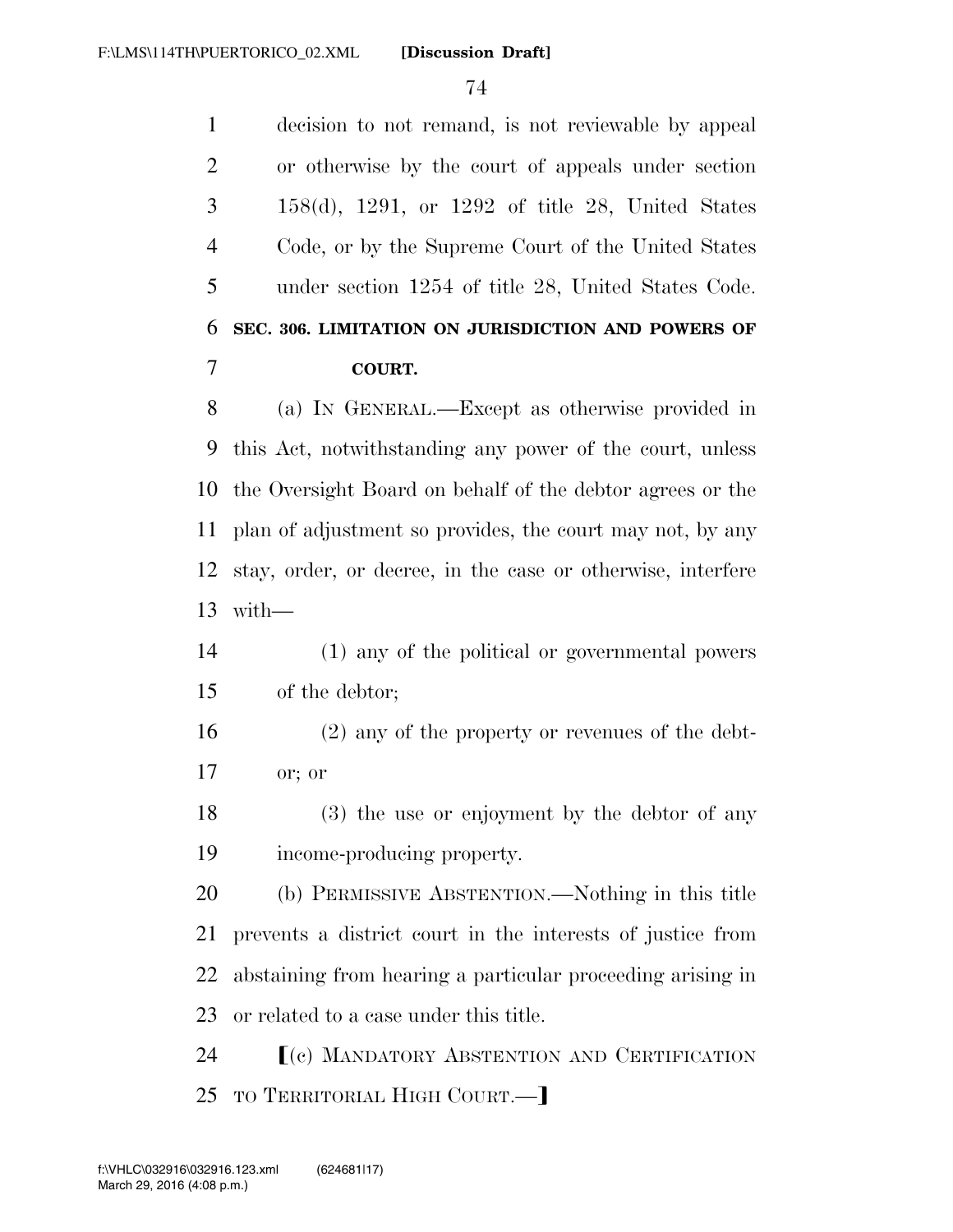decision to not remand, is not reviewable by appeal or otherwise by the court of appeals under section 158(d), 1291, or 1292 of title 28, United States Code, or by the Supreme Court of the United States under section 1254 of title 28, United States Code.

### SEC. 306. LIMITATION ON JURISDICTION AND POWERS OF COURT.

(a) IN GENERAL.—Except as otherwise provided in this Act, notwithstanding any power of the court, unless the Oversight Board on behalf of the debtor agrees or the plan of adjustment so provides, the court may not, by any stay, order, or decree, in the case or otherwise, interfere with—

(1) any of the political or governmental powers of the debtor;

(2) any of the property or revenues of the debtor; or

(3) the use or enjoyment by the debtor of any income-producing property.

(b) PERMISSIVE ABSTENTION.—Nothing in this title prevents a district court in the interests of justice from abstaining from hearing a particular proceeding arising in or related to a case under this title.

[(c) MANDATORY ABSTENTION AND CERTIFICATION TO TERRITORIAL HIGH COURT.—]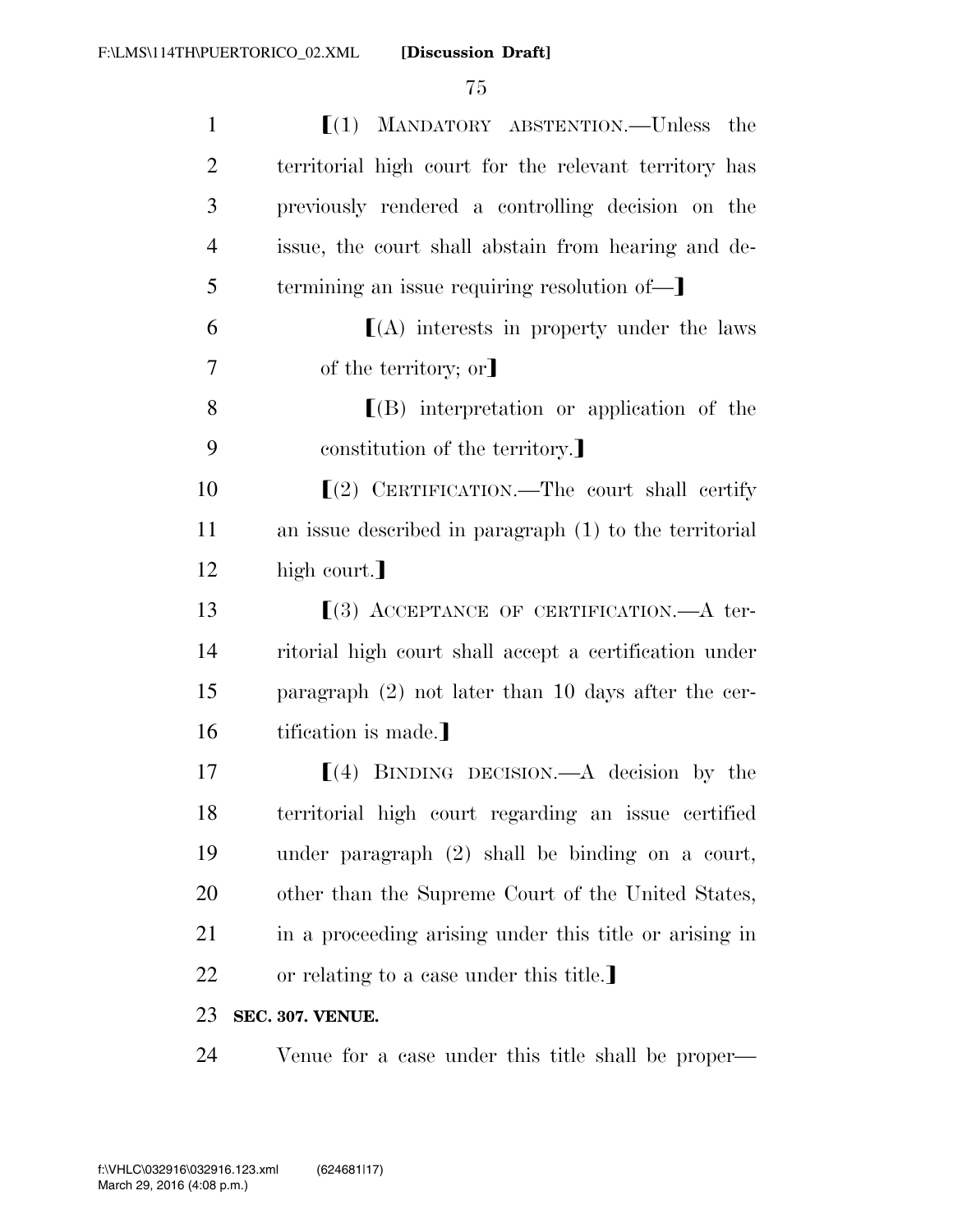⟦(1) MANDATORY ABSTENTION.—Unless the territorial high court for the relevant territory has previously rendered a controlling decision on the issue, the court shall abstain from hearing and determining an issue requiring resolution of—⟧

⟦(A) interests in property under the laws of the territory; or⟧

⟦(B) interpretation or application of the constitution of the territory.⟧

⟦(2) CERTIFICATION.—The court shall certify an issue described in paragraph (1) to the territorial high court.⟧

⟦(3) ACCEPTANCE OF CERTIFICATION.—A territorial high court shall accept a certification under paragraph (2) not later than 10 days after the certification is made.⟧

⟦(4) BINDING DECISION.—A decision by the territorial high court regarding an issue certified under paragraph (2) shall be binding on a court, other than the Supreme Court of the United States, in a proceeding arising under this title or arising in or relating to a case under this title.⟧

**SEC. 307. VENUE.**

Venue for a case under this title shall be proper—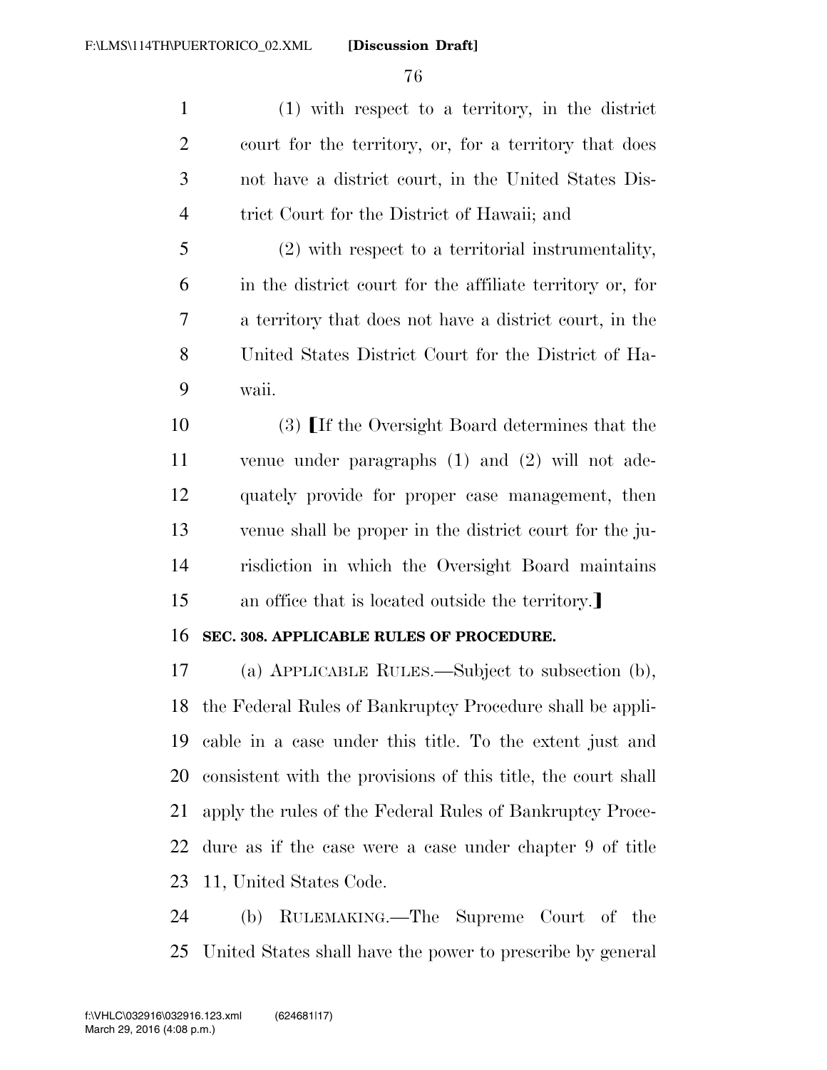(1) with respect to a territory, in the district court for the territory, or, for a territory that does not have a district court, in the United States District Court for the District of Hawaii; and

(2) with respect to a territorial instrumentality, in the district court for the affiliate territory or, for a territory that does not have a district court, in the United States District Court for the District of Hawaii.

(3) [If the Oversight Board determines that the venue under paragraphs (1) and (2) will not adequately provide for proper case management, then venue shall be proper in the district court for the jurisdiction in which the Oversight Board maintains an office that is located outside the territory.]

**SEC. 308. APPLICABLE RULES OF PROCEDURE.**

(a) APPLICABLE RULES.—Subject to subsection (b), the Federal Rules of Bankruptcy Procedure shall be applicable in a case under this title. To the extent just and consistent with the provisions of this title, the court shall apply the rules of the Federal Rules of Bankruptcy Procedure as if the case were a case under chapter 9 of title 11, United States Code.

(b) RULEMAKING.—The Supreme Court of the United States shall have the power to prescribe by general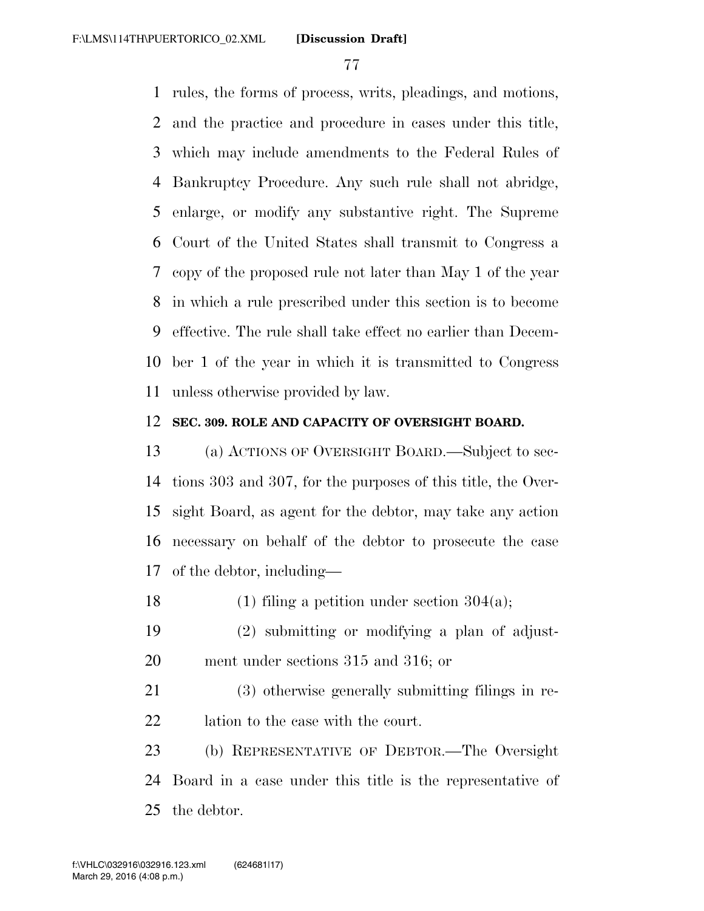rules, the forms of process, writs, pleadings, and motions, and the practice and procedure in cases under this title, which may include amendments to the Federal Rules of Bankruptcy Procedure. Any such rule shall not abridge, enlarge, or modify any substantive right. The Supreme Court of the United States shall transmit to Congress a copy of the proposed rule not later than May 1 of the year in which a rule prescribed under this section is to become effective. The rule shall take effect no earlier than December 1 of the year in which it is transmitted to Congress unless otherwise provided by law.

**SEC. 309. ROLE AND CAPACITY OF OVERSIGHT BOARD.**

(a) ACTIONS OF OVERSIGHT BOARD.—Subject to sections 303 and 307, for the purposes of this title, the Oversight Board, as agent for the debtor, may take any action necessary on behalf of the debtor to prosecute the case of the debtor, including—

(1) filing a petition under section 304(a);

(2) submitting or modifying a plan of adjustment under sections 315 and 316; or

(3) otherwise generally submitting filings in relation to the case with the court.

(b) REPRESENTATIVE OF DEBTOR.—The Oversight Board in a case under this title is the representative of the debtor.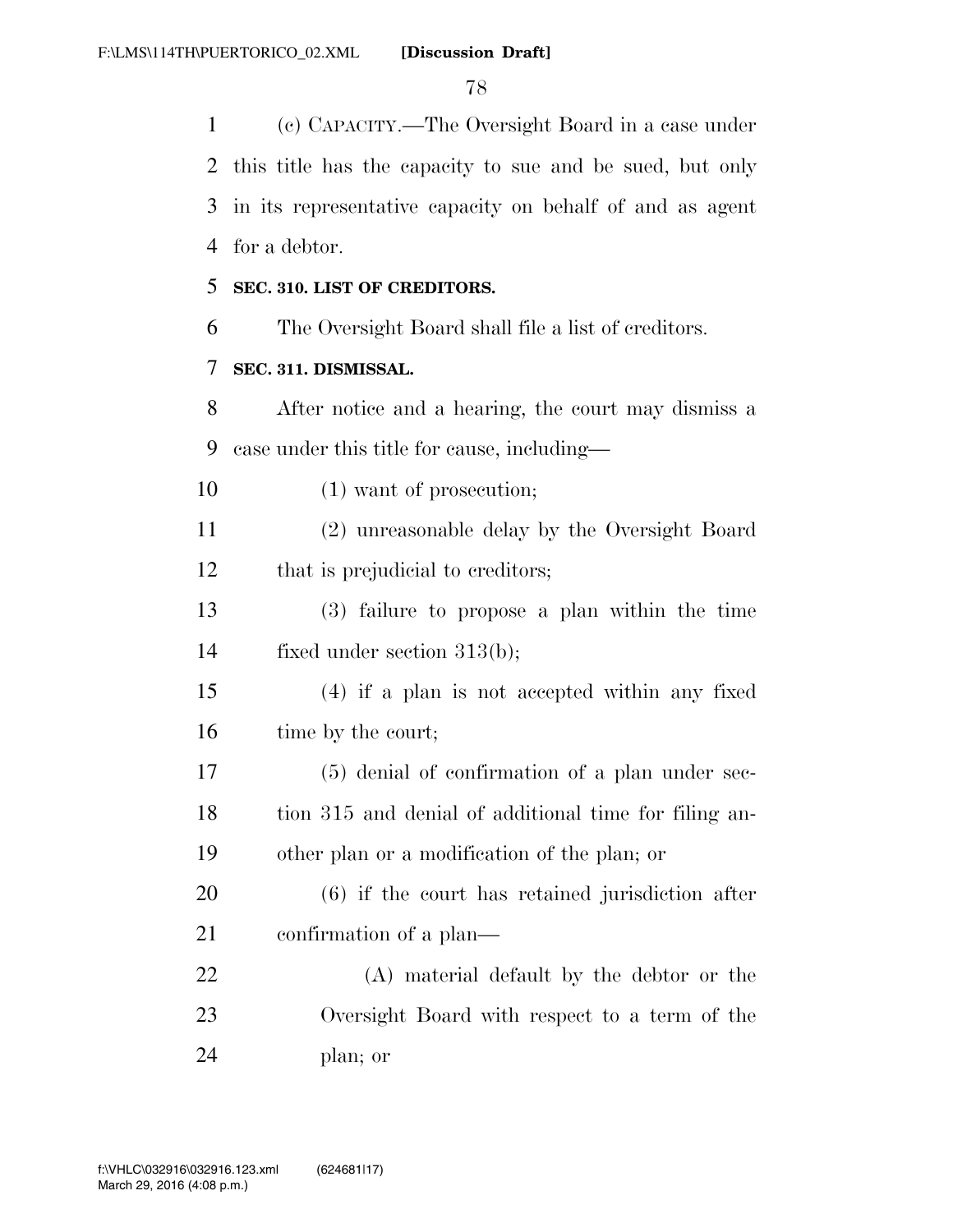(c) CAPACITY.—The Oversight Board in a case under this title has the capacity to sue and be sued, but only in its representative capacity on behalf of and as agent for a debtor.

### SEC. 310. LIST OF CREDITORS.

The Oversight Board shall file a list of creditors.

### SEC. 311. DISMISSAL.

After notice and a hearing, the court may dismiss a case under this title for cause, including—

(1) want of prosecution;

(2) unreasonable delay by the Oversight Board that is prejudicial to creditors;

(3) failure to propose a plan within the time fixed under section 313(b);

(4) if a plan is not accepted within any fixed time by the court;

(5) denial of confirmation of a plan under section 315 and denial of additional time for filing another plan or a modification of the plan; or

(6) if the court has retained jurisdiction after confirmation of a plan—

(A) material default by the debtor or the Oversight Board with respect to a term of the plan; or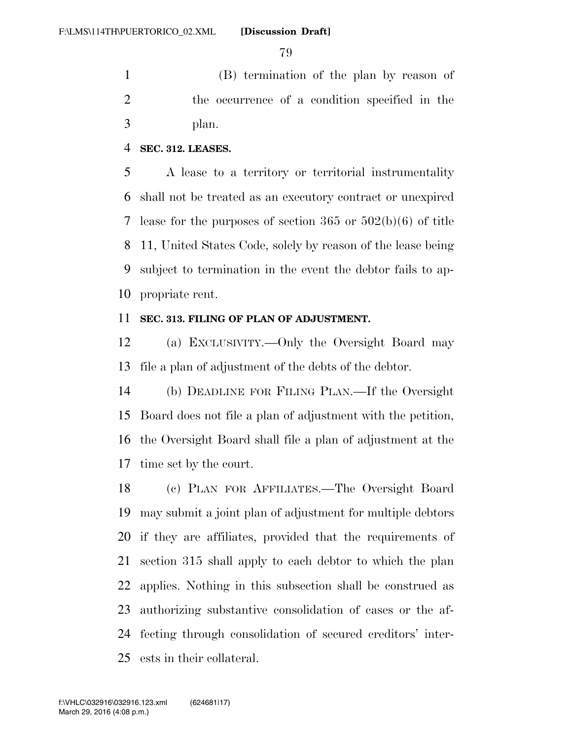(B) termination of the plan by reason of the occurrence of a condition specified in the plan.

**SEC. 312. LEASES.**

A lease to a territory or territorial instrumentality shall not be treated as an executory contract or unexpired lease for the purposes of section 365 or 502(b)(6) of title 11, United States Code, solely by reason of the lease being subject to termination in the event the debtor fails to appropriate rent.

**SEC. 313. FILING OF PLAN OF ADJUSTMENT.**

(a) EXCLUSIVITY.—Only the Oversight Board may file a plan of adjustment of the debts of the debtor.

(b) DEADLINE FOR FILING PLAN.—If the Oversight Board does not file a plan of adjustment with the petition, the Oversight Board shall file a plan of adjustment at the time set by the court.

(c) PLAN FOR AFFILIATES.—The Oversight Board may submit a joint plan of adjustment for multiple debtors if they are affiliates, provided that the requirements of section 315 shall apply to each debtor to which the plan applies. Nothing in this subsection shall be construed as authorizing substantive consolidation of cases or the affecting through consolidation of secured creditors' interests in their collateral.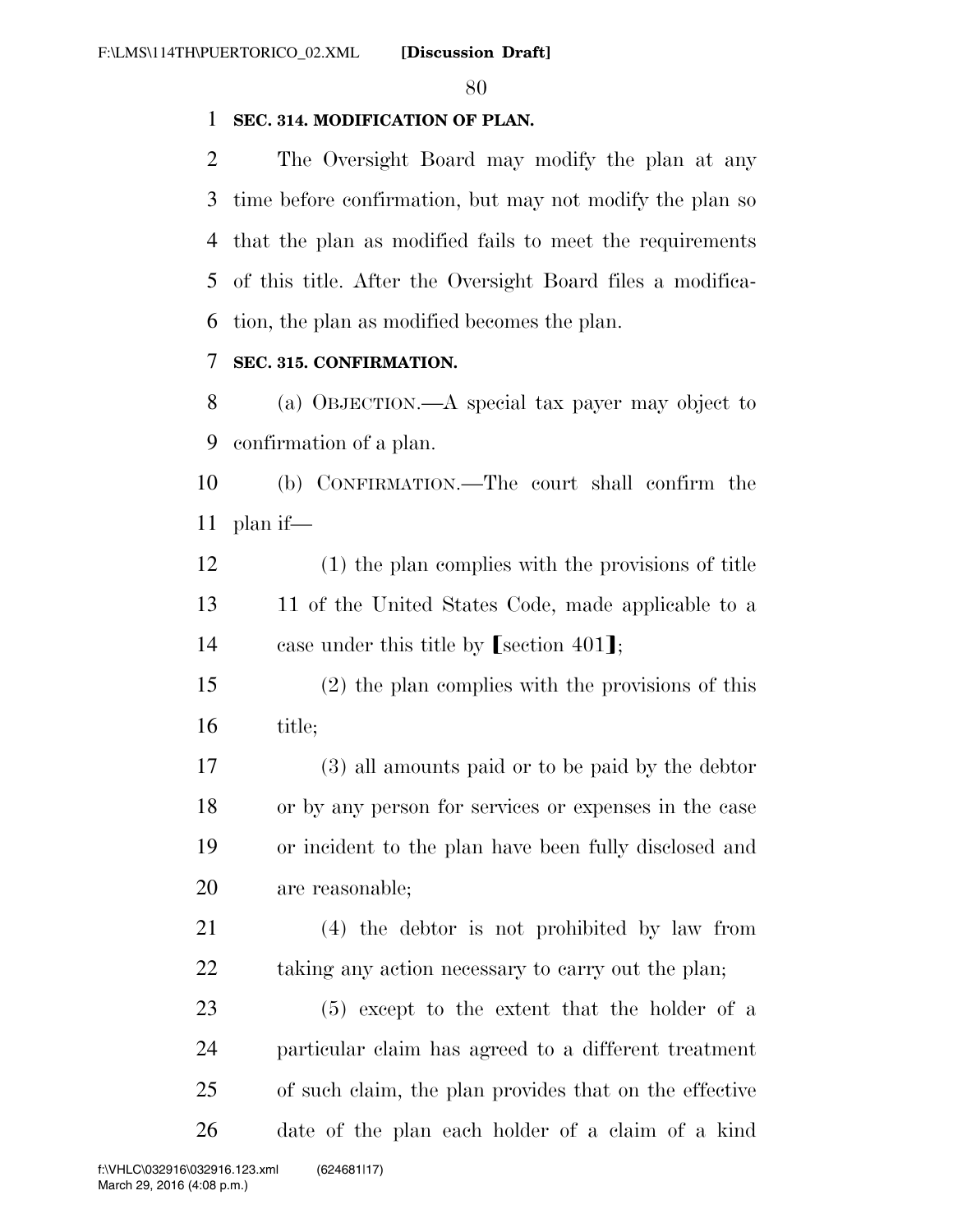**SEC. 314. MODIFICATION OF PLAN.**

The Oversight Board may modify the plan at any time before confirmation, but may not modify the plan so that the plan as modified fails to meet the requirements of this title. After the Oversight Board files a modification, the plan as modified becomes the plan.

**SEC. 315. CONFIRMATION.**

(a) OBJECTION.—A special tax payer may object to confirmation of a plan.

(b) CONFIRMATION.—The court shall confirm the plan if—

(1) the plan complies with the provisions of title 11 of the United States Code, made applicable to a case under this title by [section 401];

(2) the plan complies with the provisions of this title;

(3) all amounts paid or to be paid by the debtor or by any person for services or expenses in the case or incident to the plan have been fully disclosed and are reasonable;

(4) the debtor is not prohibited by law from taking any action necessary to carry out the plan;

(5) except to the extent that the holder of a particular claim has agreed to a different treatment of such claim, the plan provides that on the effective date of the plan each holder of a claim of a kind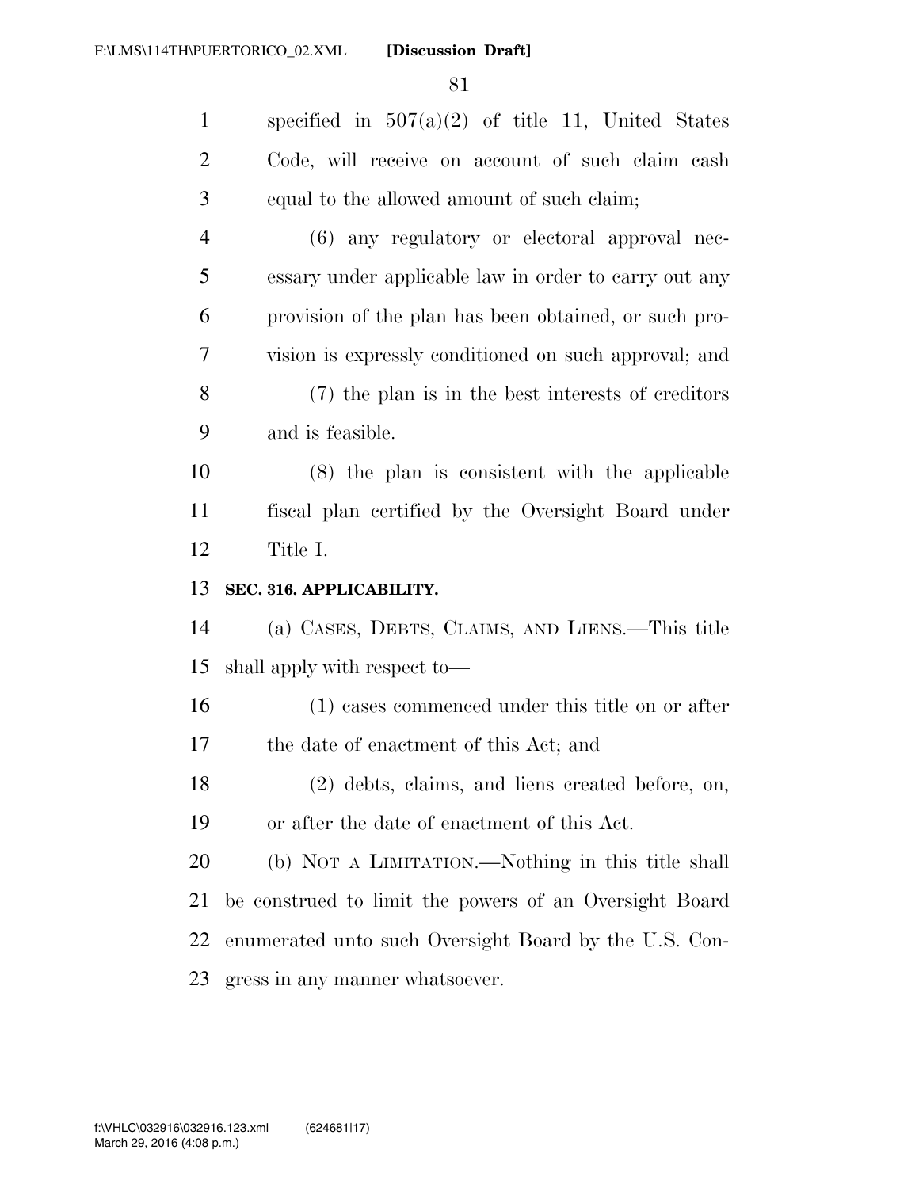specified in 507(a)(2) of title 11, United States Code, will receive on account of such claim cash equal to the allowed amount of such claim;

(6) any regulatory or electoral approval necessary under applicable law in order to carry out any provision of the plan has been obtained, or such provision is expressly conditioned on such approval; and

(7) the plan is in the best interests of creditors and is feasible.

(8) the plan is consistent with the applicable fiscal plan certified by the Oversight Board under Title I.

**SEC. 316. APPLICABILITY.**

(a) CASES, DEBTS, CLAIMS, AND LIENS.—This title shall apply with respect to—

(1) cases commenced under this title on or after the date of enactment of this Act; and

(2) debts, claims, and liens created before, on, or after the date of enactment of this Act.

(b) NOT A LIMITATION.—Nothing in this title shall be construed to limit the powers of an Oversight Board enumerated unto such Oversight Board by the U.S. Congress in any manner whatsoever.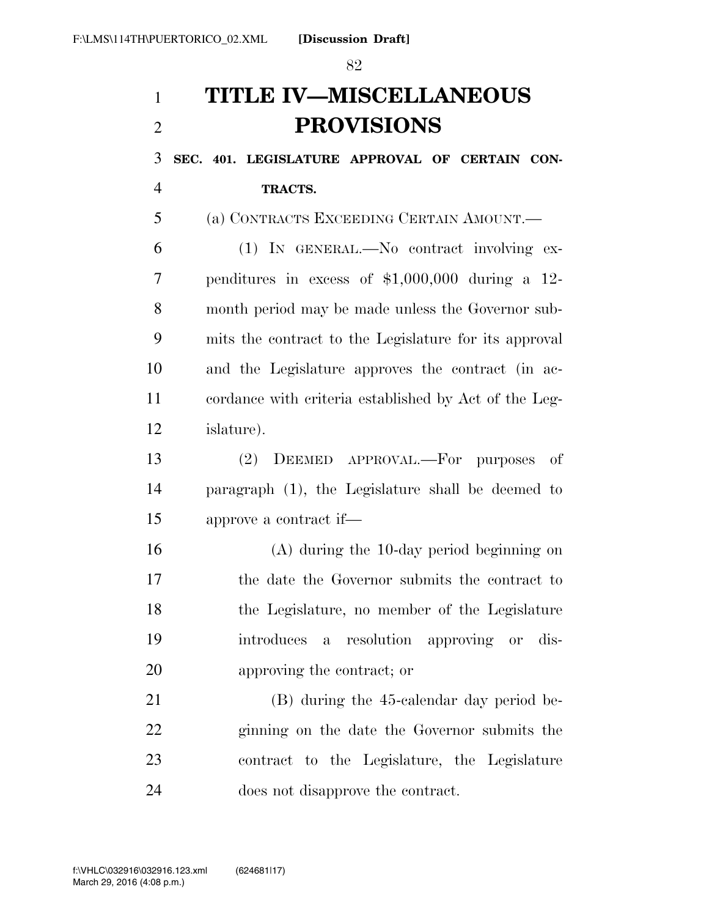# TITLE IV—MISCELLANEOUS PROVISIONS

## SEC. 401. LEGISLATURE APPROVAL OF CERTAIN CONTRACTS.

(a) CONTRACTS EXCEEDING CERTAIN AMOUNT.—

(1) IN GENERAL.—No contract involving expenditures in excess of $1,000,000 during a 12-month period may be made unless the Governor submits the contract to the Legislature for its approval and the Legislature approves the contract (in accordance with criteria established by Act of the Legislature).

(2) DEEMED APPROVAL.—For purposes of paragraph (1), the Legislature shall be deemed to approve a contract if—

(A) during the 10-day period beginning on the date the Governor submits the contract to the Legislature, no member of the Legislature introduces a resolution approving or disapproving the contract; or

(B) during the 45-calendar day period beginning on the date the Governor submits the contract to the Legislature, the Legislature does not disapprove the contract.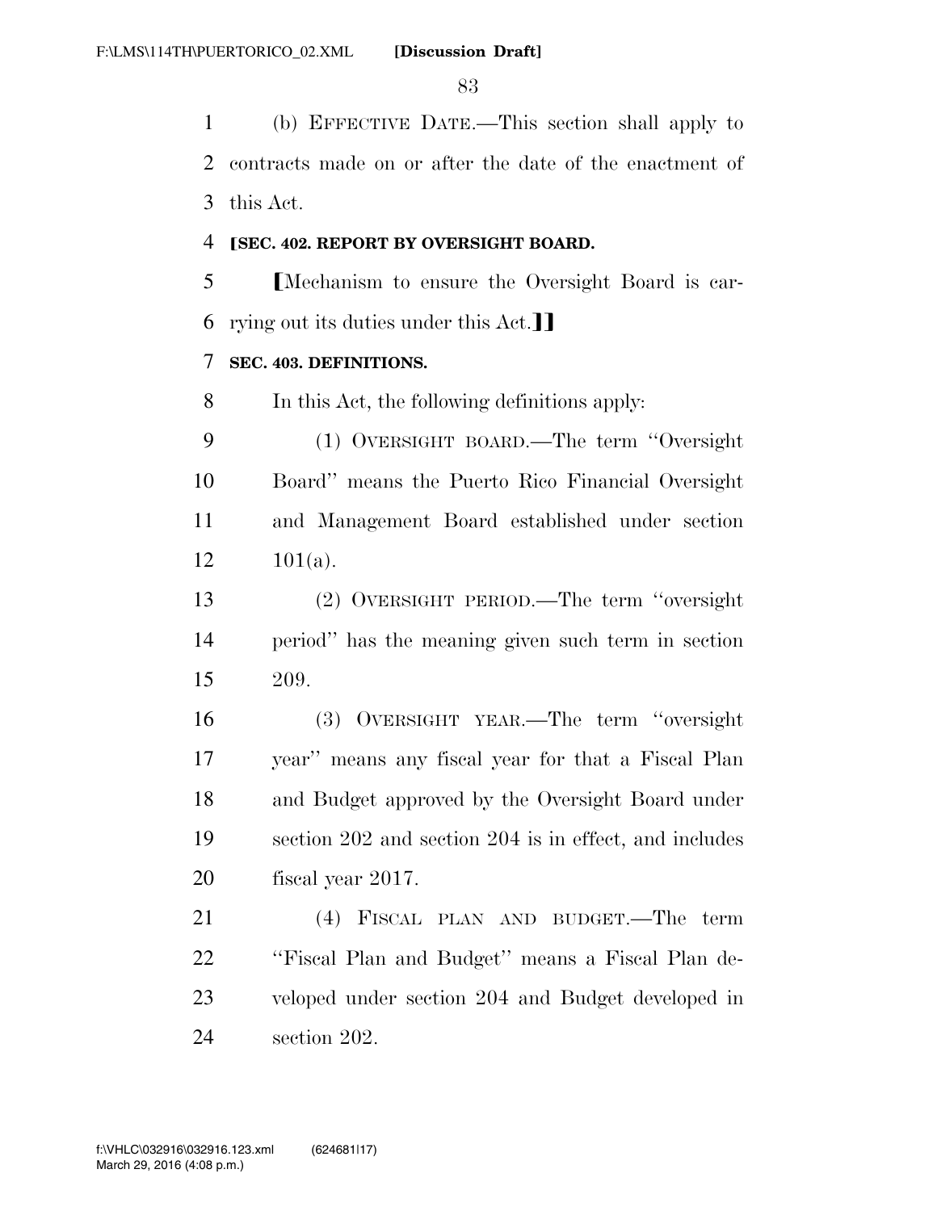(b) EFFECTIVE DATE.—This section shall apply to contracts made on or after the date of the enactment of this Act.

**⟦SEC. 402. REPORT BY OVERSIGHT BOARD.**

⟦Mechanism to ensure the Oversight Board is carrying out its duties under this Act.⟧⟧

**SEC. 403. DEFINITIONS.**

In this Act, the following definitions apply:

(1) OVERSIGHT BOARD.—The term ''Oversight Board'' means the Puerto Rico Financial Oversight and Management Board established under section 101(a).

(2) OVERSIGHT PERIOD.—The term ''oversight period'' has the meaning given such term in section 209.

(3) OVERSIGHT YEAR.—The term ''oversight year'' means any fiscal year for that a Fiscal Plan and Budget approved by the Oversight Board under section 202 and section 204 is in effect, and includes fiscal year 2017.

(4) FISCAL PLAN AND BUDGET.—The term ''Fiscal Plan and Budget'' means a Fiscal Plan developed under section 204 and Budget developed in section 202.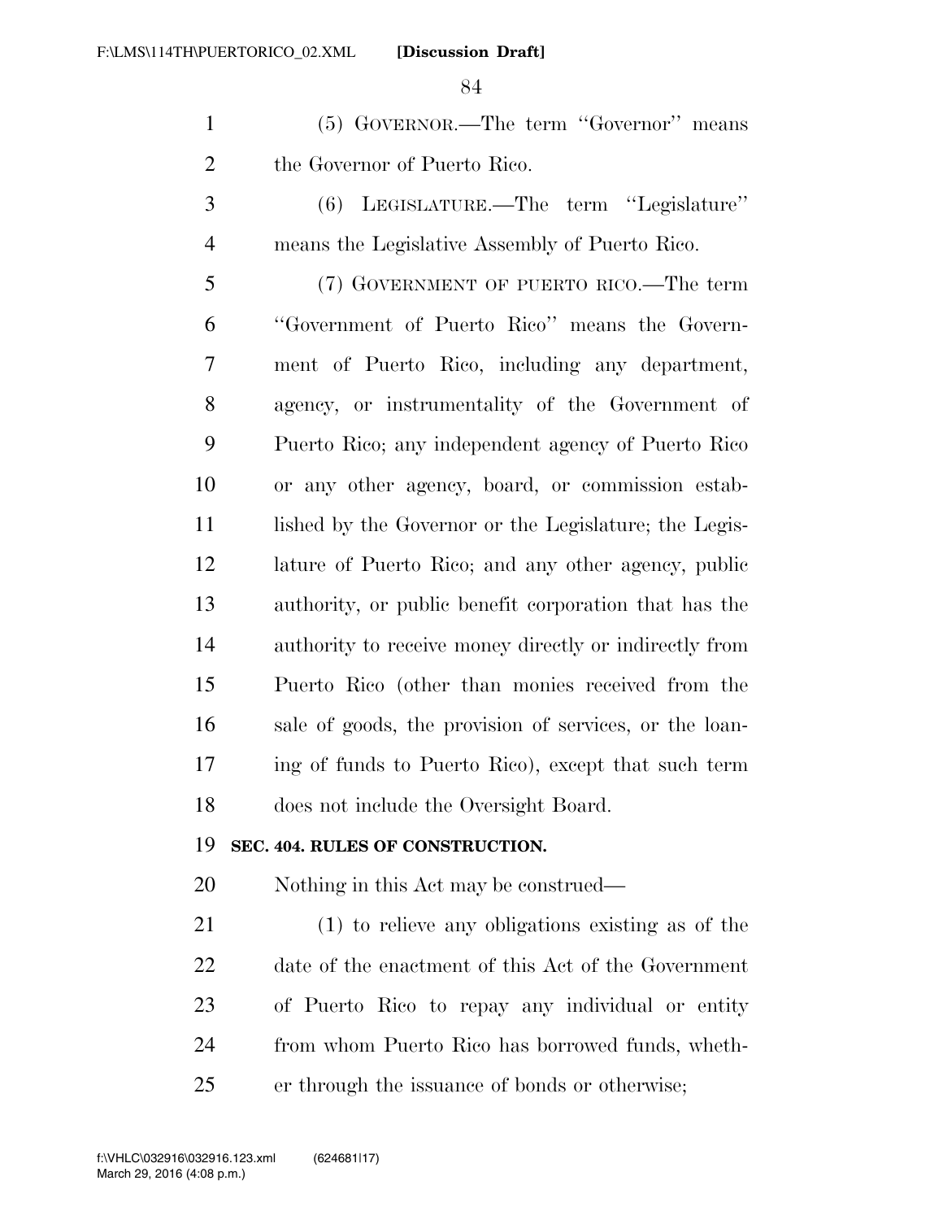(5) GOVERNOR.—The term ''Governor'' means the Governor of Puerto Rico.

(6) LEGISLATURE.—The term ''Legislature'' means the Legislative Assembly of Puerto Rico.

(7) GOVERNMENT OF PUERTO RICO.—The term ''Government of Puerto Rico'' means the Government of Puerto Rico, including any department, agency, or instrumentality of the Government of Puerto Rico; any independent agency of Puerto Rico or any other agency, board, or commission established by the Governor or the Legislature; the Legislature of Puerto Rico; and any other agency, public authority, or public benefit corporation that has the authority to receive money directly or indirectly from Puerto Rico (other than monies received from the sale of goods, the provision of services, or the loaning of funds to Puerto Rico), except that such term does not include the Oversight Board.

**SEC. 404. RULES OF CONSTRUCTION.**

Nothing in this Act may be construed—

(1) to relieve any obligations existing as of the date of the enactment of this Act of the Government of Puerto Rico to repay any individual or entity from whom Puerto Rico has borrowed funds, whether through the issuance of bonds or otherwise;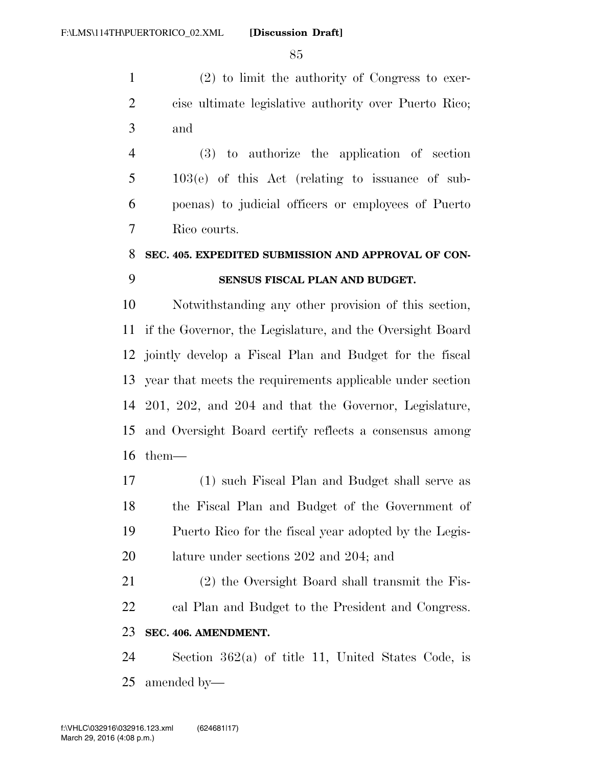(2) to limit the authority of Congress to exercise ultimate legislative authority over Puerto Rico; and

(3) to authorize the application of section 103(e) of this Act (relating to issuance of subpoenas) to judicial officers or employees of Puerto Rico courts.

### SEC. 405. EXPEDITED SUBMISSION AND APPROVAL OF CONSENSUS FISCAL PLAN AND BUDGET.

Notwithstanding any other provision of this section, if the Governor, the Legislature, and the Oversight Board jointly develop a Fiscal Plan and Budget for the fiscal year that meets the requirements applicable under section 201, 202, and 204 and that the Governor, Legislature, and Oversight Board certify reflects a consensus among them—

(1) such Fiscal Plan and Budget shall serve as the Fiscal Plan and Budget of the Government of Puerto Rico for the fiscal year adopted by the Legislature under sections 202 and 204; and

(2) the Oversight Board shall transmit the Fiscal Plan and Budget to the President and Congress.

### SEC. 406. AMENDMENT.

Section 362(a) of title 11, United States Code, is amended by—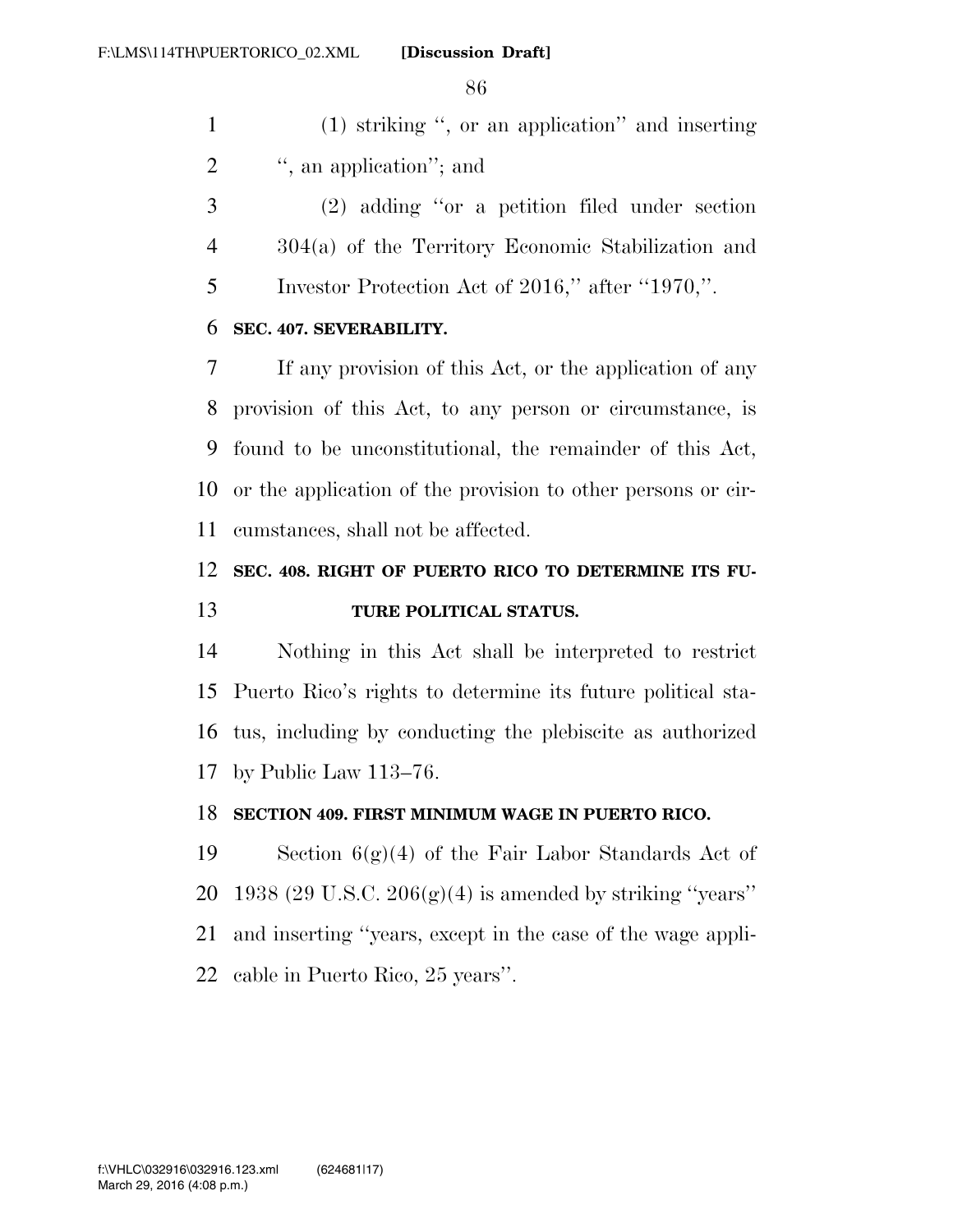(1) striking ‘‘, or an application’’ and inserting ‘‘, an application’’; and

(2) adding ‘‘or a petition filed under section 304(a) of the Territory Economic Stabilization and Investor Protection Act of 2016,’’ after ‘‘1970,’’.

**SEC. 407. SEVERABILITY.**

If any provision of this Act, or the application of any provision of this Act, to any person or circumstance, is found to be unconstitutional, the remainder of this Act, or the application of the provision to other persons or circumstances, shall not be affected.

**SEC. 408. RIGHT OF PUERTO RICO TO DETERMINE ITS FUTURE POLITICAL STATUS.**

Nothing in this Act shall be interpreted to restrict Puerto Rico’s rights to determine its future political status, including by conducting the plebiscite as authorized by Public Law 113–76.

**SECTION 409. FIRST MINIMUM WAGE IN PUERTO RICO.**

Section 6(g)(4) of the Fair Labor Standards Act of 1938 (29 U.S.C. 206(g)(4) is amended by striking ‘‘years’’ and inserting ‘‘years, except in the case of the wage applicable in Puerto Rico, 25 years’’.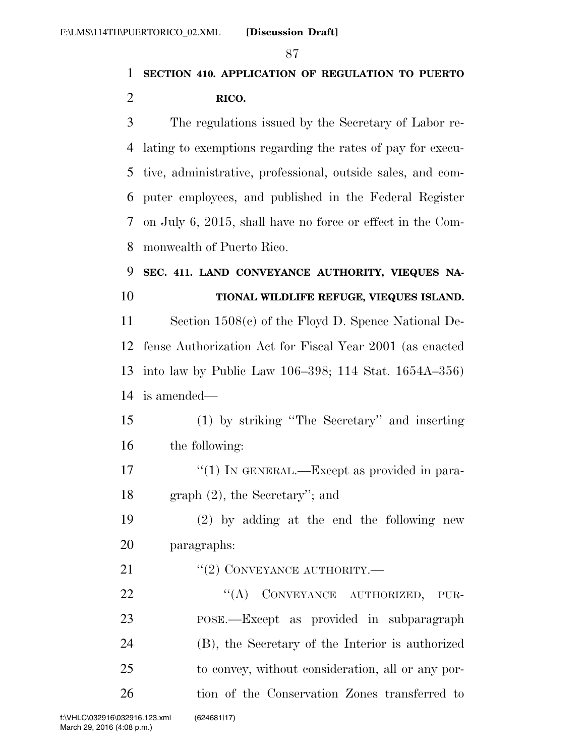**SECTION 410. APPLICATION OF REGULATION TO PUERTO RICO.**

The regulations issued by the Secretary of Labor relating to exemptions regarding the rates of pay for executive, administrative, professional, outside sales, and computer employees, and published in the Federal Register on July 6, 2015, shall have no force or effect in the Commonwealth of Puerto Rico.

**SEC. 411. LAND CONVEYANCE AUTHORITY, VIEQUES NATIONAL WILDLIFE REFUGE, VIEQUES ISLAND.**

Section 1508(c) of the Floyd D. Spence National Defense Authorization Act for Fiscal Year 2001 (as enacted into law by Public Law 106–398; 114 Stat. 1654A–356) is amended—

(1) by striking "The Secretary" and inserting the following:

"(1) IN GENERAL.—Except as provided in paragraph (2), the Secretary"; and

(2) by adding at the end the following new paragraphs:

"(2) CONVEYANCE AUTHORITY.—

"(A) CONVEYANCE AUTHORIZED, PURPOSE.—Except as provided in subparagraph (B), the Secretary of the Interior is authorized to convey, without consideration, all or any portion of the Conservation Zones transferred to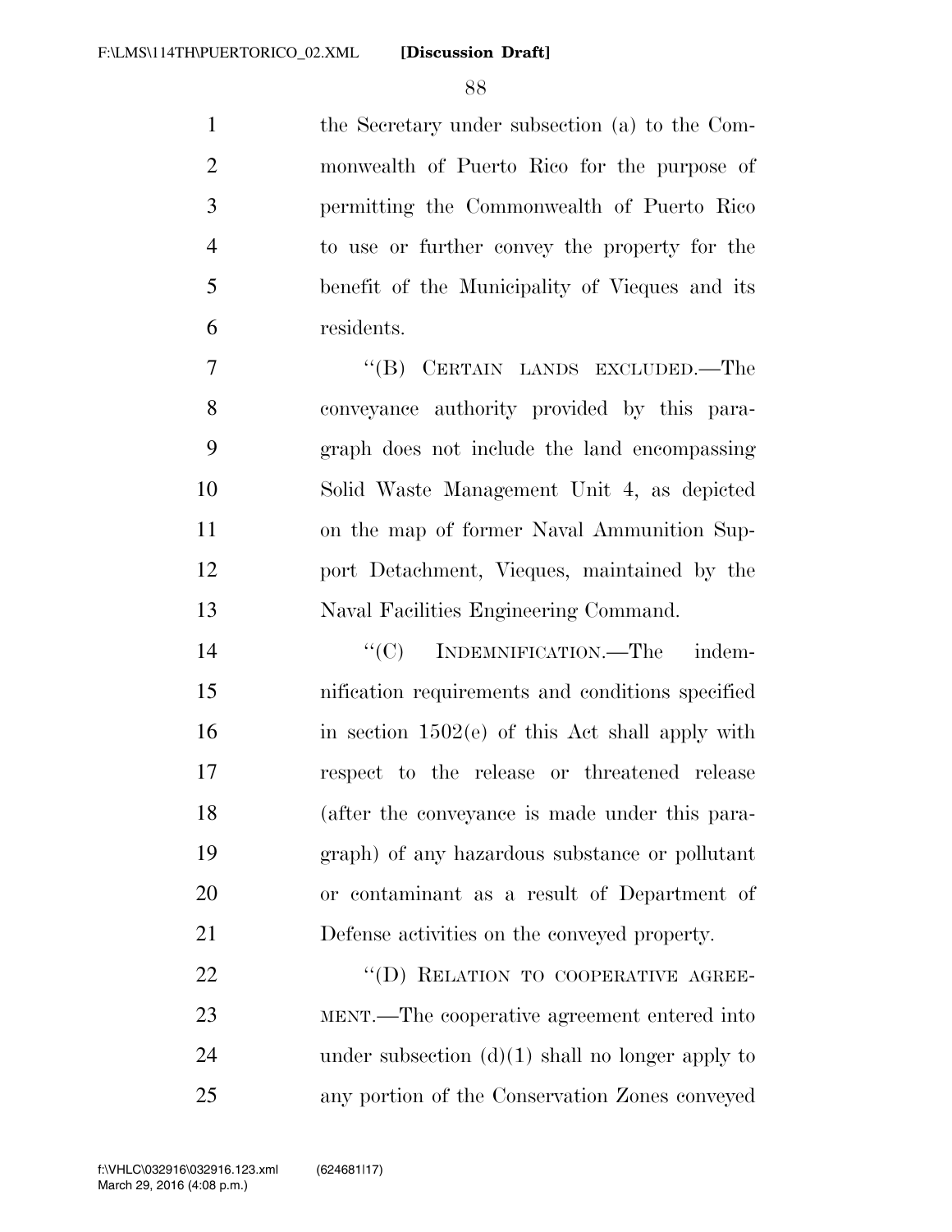the Secretary under subsection (a) to the Commonwealth of Puerto Rico for the purpose of permitting the Commonwealth of Puerto Rico to use or further convey the property for the benefit of the Municipality of Vieques and its residents.

"(B) CERTAIN LANDS EXCLUDED.—The conveyance authority provided by this paragraph does not include the land encompassing Solid Waste Management Unit 4, as depicted on the map of former Naval Ammunition Support Detachment, Vieques, maintained by the Naval Facilities Engineering Command.

"(C) INDEMNIFICATION.—The indemnification requirements and conditions specified in section 1502(e) of this Act shall apply with respect to the release or threatened release (after the conveyance is made under this paragraph) of any hazardous substance or pollutant or contaminant as a result of Department of Defense activities on the conveyed property.

"(D) RELATION TO COOPERATIVE AGREEMENT.—The cooperative agreement entered into under subsection (d)(1) shall no longer apply to any portion of the Conservation Zones conveyed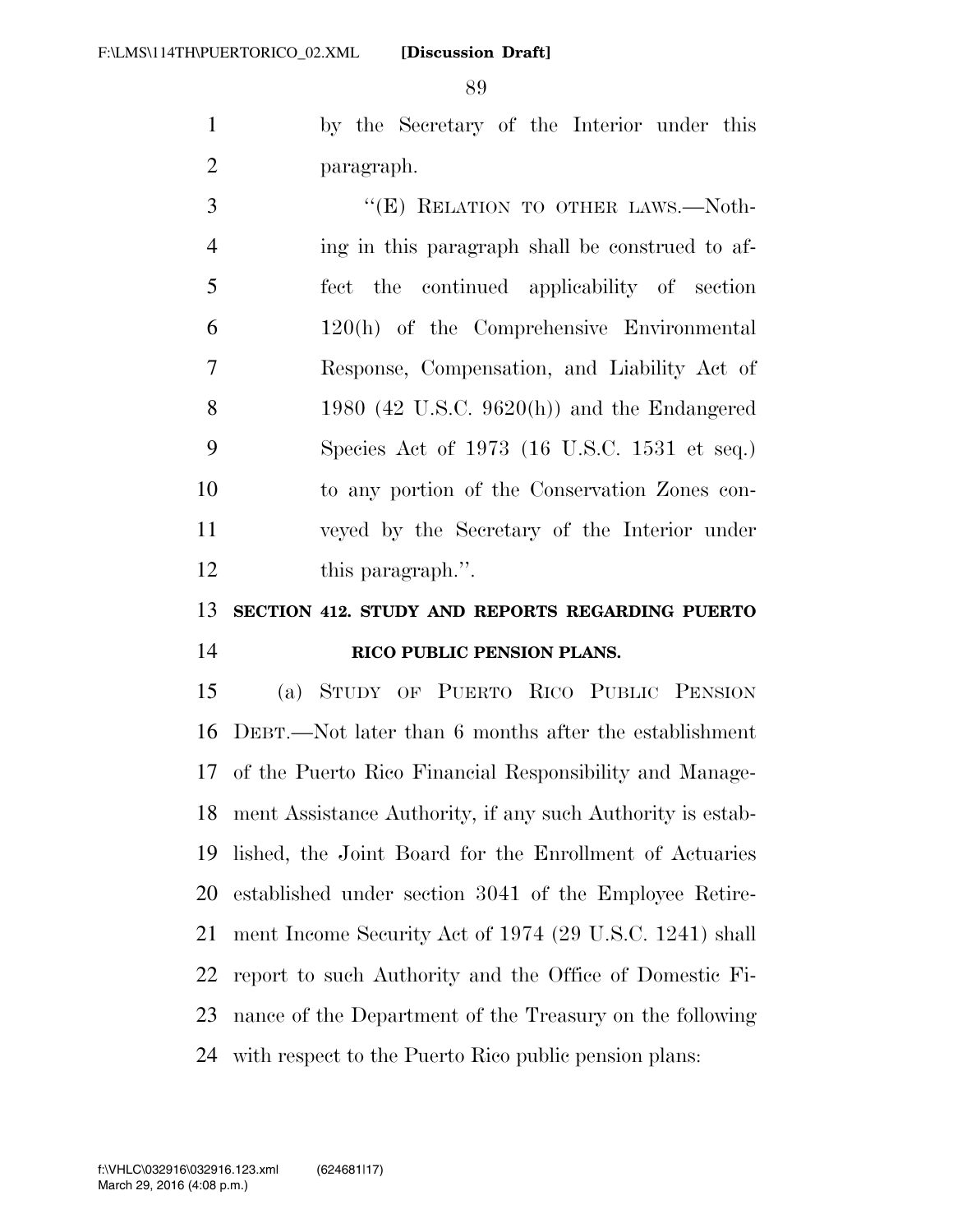by the Secretary of the Interior under this paragraph.

"(E) RELATION TO OTHER LAWS.—Nothing in this paragraph shall be construed to affect the continued applicability of section 120(h) of the Comprehensive Environmental Response, Compensation, and Liability Act of 1980 (42 U.S.C. 9620(h)) and the Endangered Species Act of 1973 (16 U.S.C. 1531 et seq.) to any portion of the Conservation Zones conveyed by the Secretary of the Interior under this paragraph.".

**SECTION 412. STUDY AND REPORTS REGARDING PUERTO RICO PUBLIC PENSION PLANS.**

(a) STUDY OF PUERTO RICO PUBLIC PENSION DEBT.—Not later than 6 months after the establishment of the Puerto Rico Financial Responsibility and Management Assistance Authority, if any such Authority is established, the Joint Board for the Enrollment of Actuaries established under section 3041 of the Employee Retirement Income Security Act of 1974 (29 U.S.C. 1241) shall report to such Authority and the Office of Domestic Finance of the Department of the Treasury on the following with respect to the Puerto Rico public pension plans: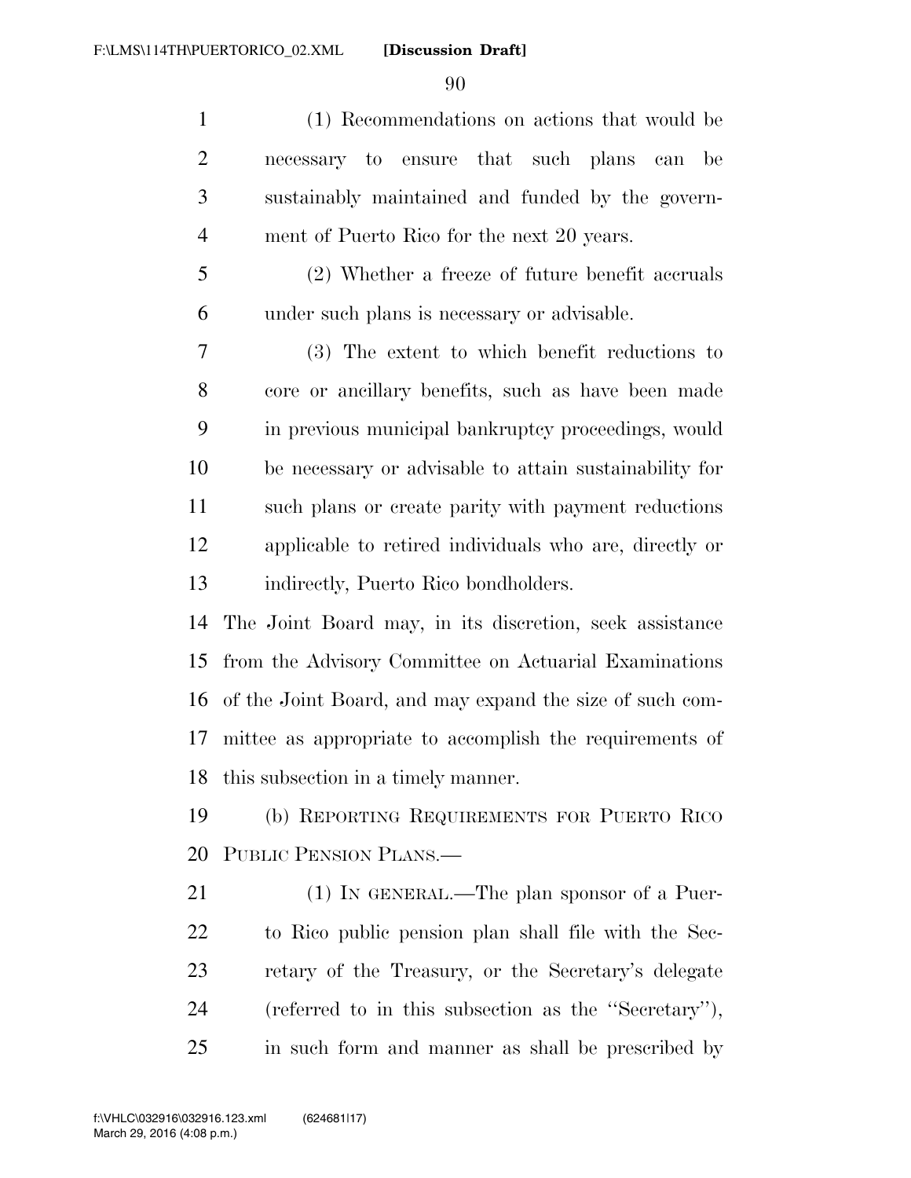(1) Recommendations on actions that would be necessary to ensure that such plans can be sustainably maintained and funded by the government of Puerto Rico for the next 20 years.

(2) Whether a freeze of future benefit accruals under such plans is necessary or advisable.

(3) The extent to which benefit reductions to core or ancillary benefits, such as have been made in previous municipal bankruptcy proceedings, would be necessary or advisable to attain sustainability for such plans or create parity with payment reductions applicable to retired individuals who are, directly or indirectly, Puerto Rico bondholders.

The Joint Board may, in its discretion, seek assistance from the Advisory Committee on Actuarial Examinations of the Joint Board, and may expand the size of such committee as appropriate to accomplish the requirements of this subsection in a timely manner.

(b) REPORTING REQUIREMENTS FOR PUERTO RICO PUBLIC PENSION PLANS.—

(1) IN GENERAL.—The plan sponsor of a Puerto Rico public pension plan shall file with the Secretary of the Treasury, or the Secretary's delegate (referred to in this subsection as the ''Secretary''), in such form and manner as shall be prescribed by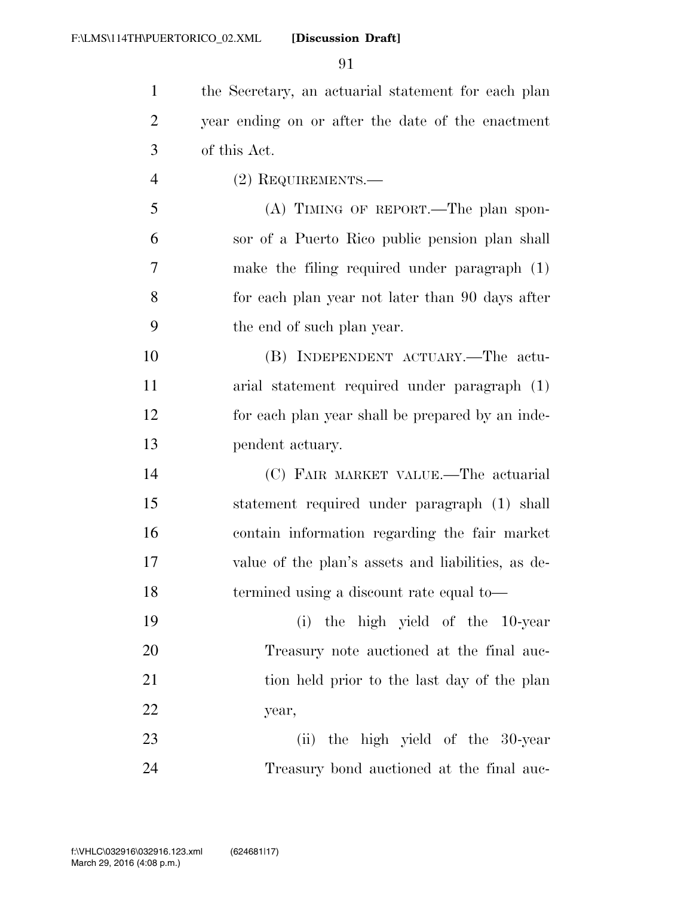the Secretary, an actuarial statement for each plan year ending on or after the date of the enactment of this Act.

(2) REQUIREMENTS.—

(A) TIMING OF REPORT.—The plan sponsor of a Puerto Rico public pension plan shall make the filing required under paragraph (1) for each plan year not later than 90 days after the end of such plan year.

(B) INDEPENDENT ACTUARY.—The actuarial statement required under paragraph (1) for each plan year shall be prepared by an independent actuary.

(C) FAIR MARKET VALUE.—The actuarial statement required under paragraph (1) shall contain information regarding the fair market value of the plan's assets and liabilities, as determined using a discount rate equal to—

(i) the high yield of the 10-year Treasury note auctioned at the final auction held prior to the last day of the plan year,

(ii) the high yield of the 30-year Treasury bond auctioned at the final auc-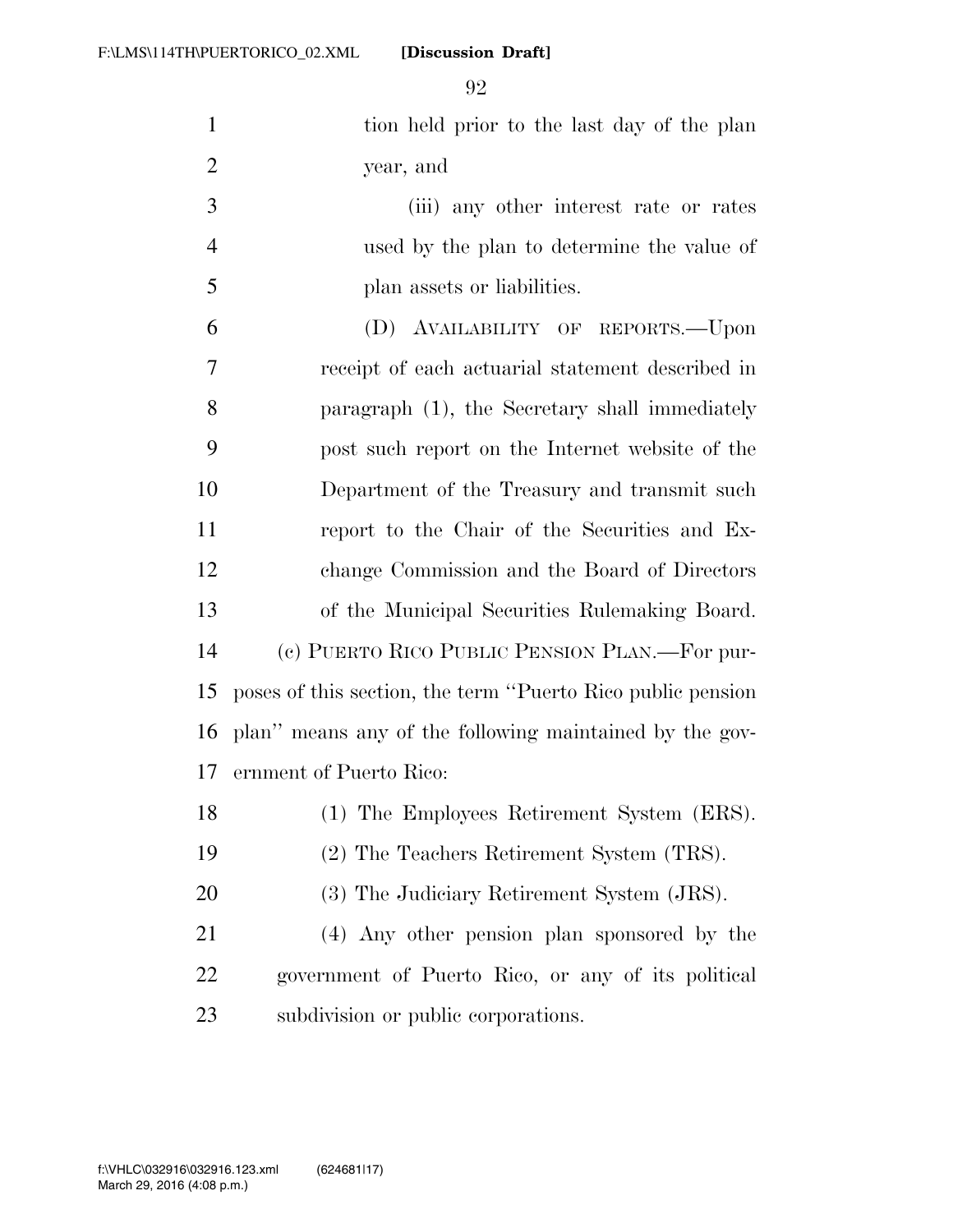tion held prior to the last day of the plan year, and

(iii) any other interest rate or rates used by the plan to determine the value of plan assets or liabilities.

(D) AVAILABILITY OF REPORTS.—Upon receipt of each actuarial statement described in paragraph (1), the Secretary shall immediately post such report on the Internet website of the Department of the Treasury and transmit such report to the Chair of the Securities and Exchange Commission and the Board of Directors of the Municipal Securities Rulemaking Board.

(c) PUERTO RICO PUBLIC PENSION PLAN.—For purposes of this section, the term ''Puerto Rico public pension plan'' means any of the following maintained by the government of Puerto Rico:

(1) The Employees Retirement System (ERS).

(2) The Teachers Retirement System (TRS).

(3) The Judiciary Retirement System (JRS).

(4) Any other pension plan sponsored by the government of Puerto Rico, or any of its political subdivision or public corporations.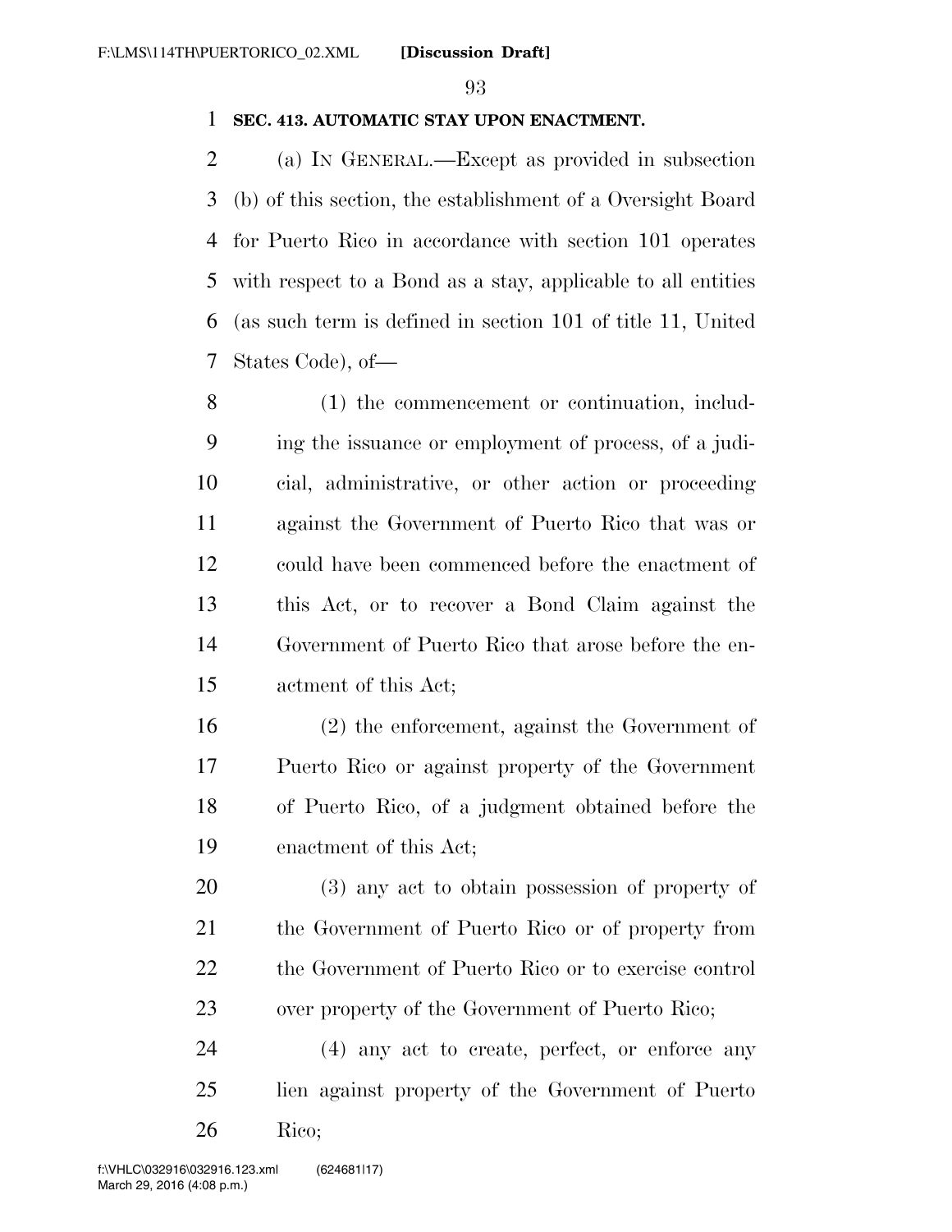**SEC. 413. AUTOMATIC STAY UPON ENACTMENT.**

(a) IN GENERAL.—Except as provided in subsection (b) of this section, the establishment of a Oversight Board for Puerto Rico in accordance with section 101 operates with respect to a Bond as a stay, applicable to all entities (as such term is defined in section 101 of title 11, United States Code), of—

(1) the commencement or continuation, including the issuance or employment of process, of a judicial, administrative, or other action or proceeding against the Government of Puerto Rico that was or could have been commenced before the enactment of this Act, or to recover a Bond Claim against the Government of Puerto Rico that arose before the enactment of this Act;

(2) the enforcement, against the Government of Puerto Rico or against property of the Government of Puerto Rico, of a judgment obtained before the enactment of this Act;

(3) any act to obtain possession of property of the Government of Puerto Rico or of property from the Government of Puerto Rico or to exercise control over property of the Government of Puerto Rico;

(4) any act to create, perfect, or enforce any lien against property of the Government of Puerto Rico;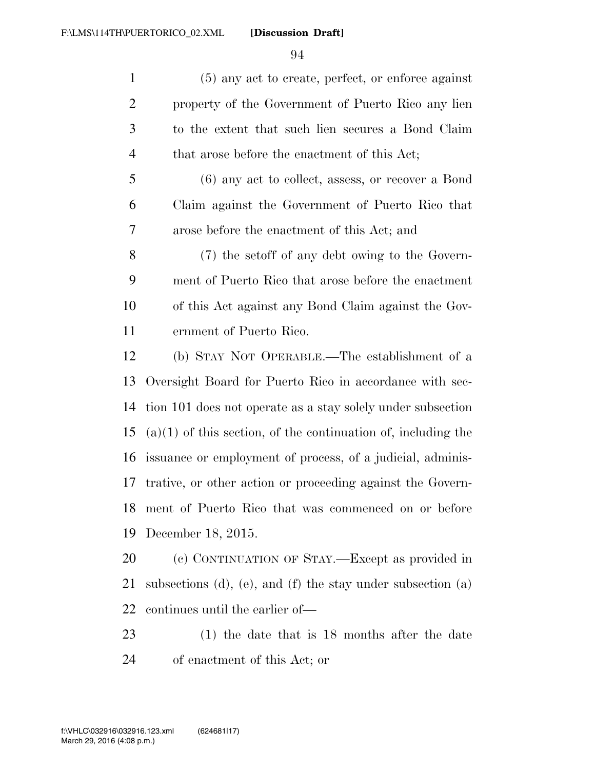(5) any act to create, perfect, or enforce against property of the Government of Puerto Rico any lien to the extent that such lien secures a Bond Claim that arose before the enactment of this Act;

(6) any act to collect, assess, or recover a Bond Claim against the Government of Puerto Rico that arose before the enactment of this Act; and

(7) the setoff of any debt owing to the Government of Puerto Rico that arose before the enactment of this Act against any Bond Claim against the Government of Puerto Rico.

(b) STAY NOT OPERABLE.—The establishment of a Oversight Board for Puerto Rico in accordance with section 101 does not operate as a stay solely under subsection (a)(1) of this section, of the continuation of, including the issuance or employment of process, of a judicial, administrative, or other action or proceeding against the Government of Puerto Rico that was commenced on or before December 18, 2015.

(c) CONTINUATION OF STAY.—Except as provided in subsections (d), (e), and (f) the stay under subsection (a) continues until the earlier of—

(1) the date that is 18 months after the date of enactment of this Act; or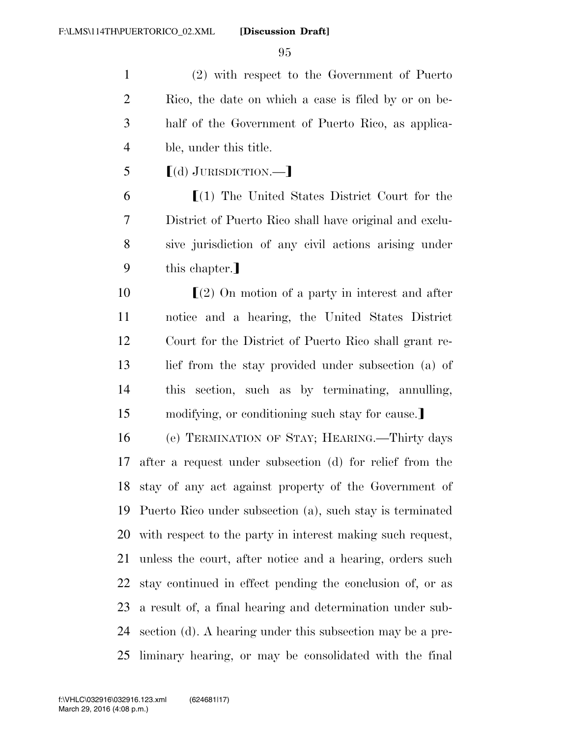(2) with respect to the Government of Puerto Rico, the date on which a case is filed by or on behalf of the Government of Puerto Rico, as applicable, under this title.

【(d) JURISDICTION.—】

【(1) The United States District Court for the District of Puerto Rico shall have original and exclusive jurisdiction of any civil actions arising under this chapter.】

【(2) On motion of a party in interest and after notice and a hearing, the United States District Court for the District of Puerto Rico shall grant relief from the stay provided under subsection (a) of this section, such as by terminating, annulling, modifying, or conditioning such stay for cause.】

(e) TERMINATION OF STAY; HEARING.—Thirty days after a request under subsection (d) for relief from the stay of any act against property of the Government of Puerto Rico under subsection (a), such stay is terminated with respect to the party in interest making such request, unless the court, after notice and a hearing, orders such stay continued in effect pending the conclusion of, or as a result of, a final hearing and determination under subsection (d). A hearing under this subsection may be a preliminary hearing, or may be consolidated with the final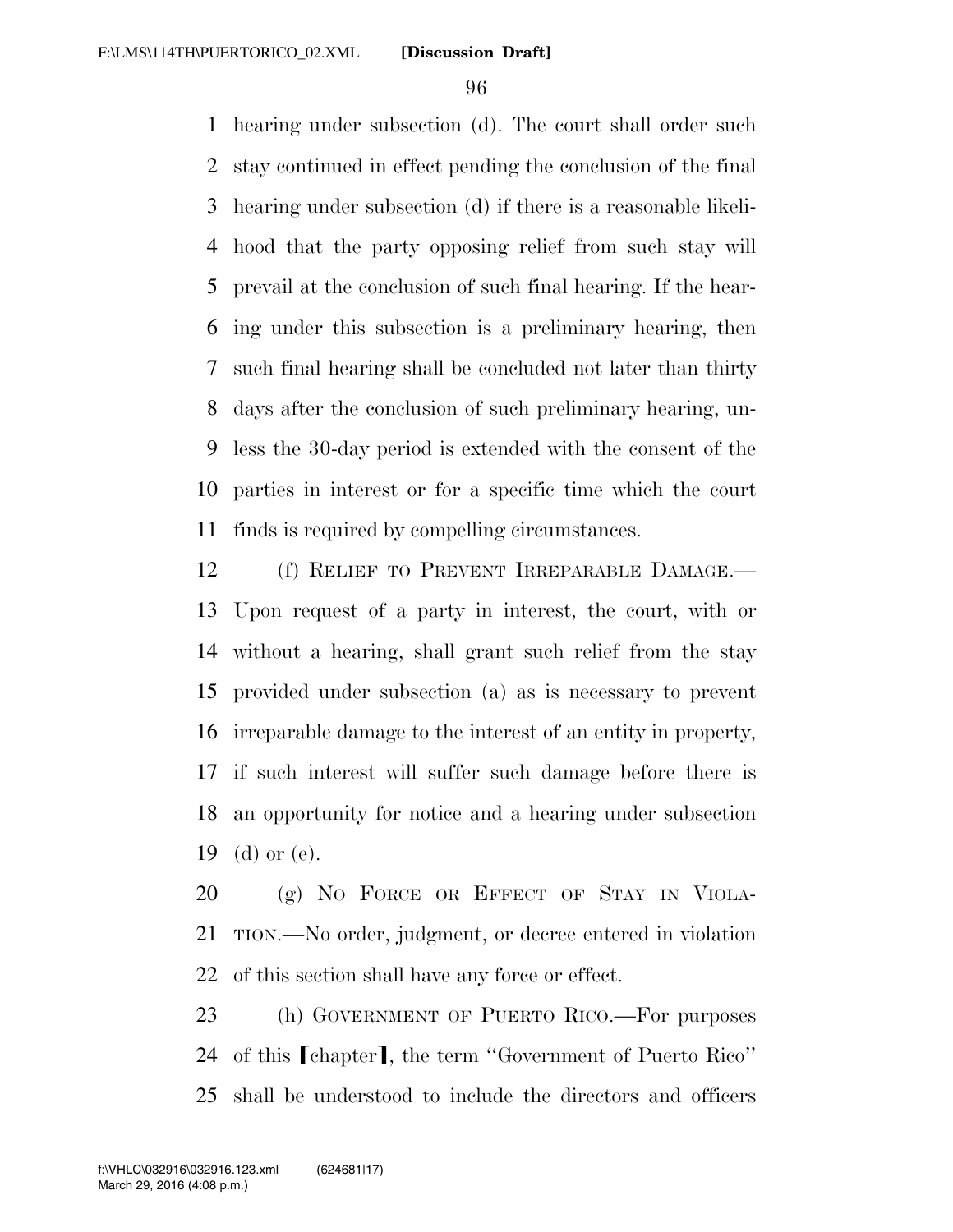hearing under subsection (d). The court shall order such stay continued in effect pending the conclusion of the final hearing under subsection (d) if there is a reasonable likelihood that the party opposing relief from such stay will prevail at the conclusion of such final hearing. If the hearing under this subsection is a preliminary hearing, then such final hearing shall be concluded not later than thirty days after the conclusion of such preliminary hearing, unless the 30-day period is extended with the consent of the parties in interest or for a specific time which the court finds is required by compelling circumstances.

(f) RELIEF TO PREVENT IRREPARABLE DAMAGE.—Upon request of a party in interest, the court, with or without a hearing, shall grant such relief from the stay provided under subsection (a) as is necessary to prevent irreparable damage to the interest of an entity in property, if such interest will suffer such damage before there is an opportunity for notice and a hearing under subsection (d) or (e).

(g) NO FORCE OR EFFECT OF STAY IN VIOLATION.—No order, judgment, or decree entered in violation of this section shall have any force or effect.

(h) GOVERNMENT OF PUERTO RICO.—For purposes of this ⟦chapter⟧, the term "Government of Puerto Rico" shall be understood to include the directors and officers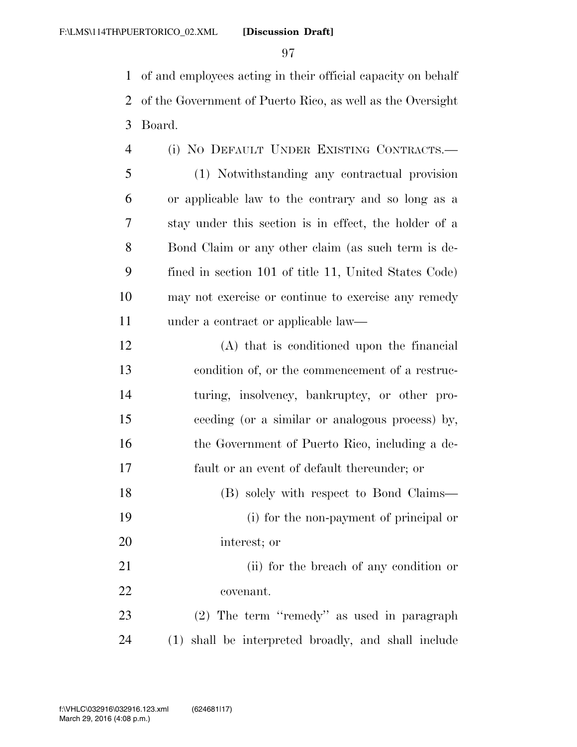of and employees acting in their official capacity on behalf of the Government of Puerto Rico, as well as the Oversight Board.

(i) NO DEFAULT UNDER EXISTING CONTRACTS.—

(1) Notwithstanding any contractual provision or applicable law to the contrary and so long as a stay under this section is in effect, the holder of a Bond Claim or any other claim (as such term is defined in section 101 of title 11, United States Code) may not exercise or continue to exercise any remedy under a contract or applicable law—

(A) that is conditioned upon the financial condition of, or the commencement of a restructuring, insolvency, bankruptcy, or other proceeding (or a similar or analogous process) by, the Government of Puerto Rico, including a default or an event of default thereunder; or

(B) solely with respect to Bond Claims—

(i) for the non-payment of principal or interest; or

(ii) for the breach of any condition or covenant.

(2) The term ''remedy'' as used in paragraph (1) shall be interpreted broadly, and shall include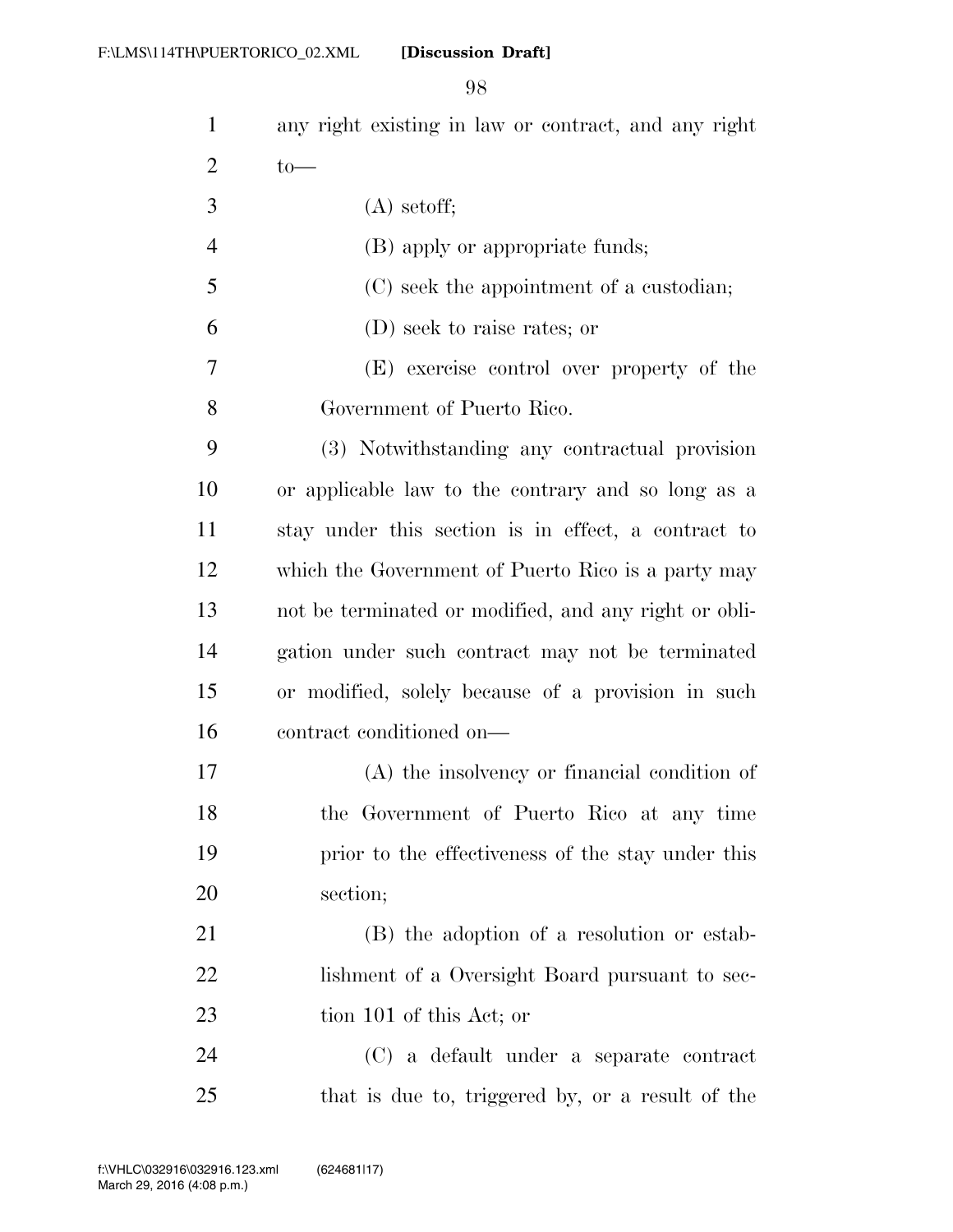any right existing in law or contract, and any right to—

(A) setoff;

(B) apply or appropriate funds;

(C) seek the appointment of a custodian;

(D) seek to raise rates; or

(E) exercise control over property of the Government of Puerto Rico.

(3) Notwithstanding any contractual provision or applicable law to the contrary and so long as a stay under this section is in effect, a contract to which the Government of Puerto Rico is a party may not be terminated or modified, and any right or obligation under such contract may not be terminated or modified, solely because of a provision in such contract conditioned on—

(A) the insolvency or financial condition of the Government of Puerto Rico at any time prior to the effectiveness of the stay under this section;

(B) the adoption of a resolution or establishment of a Oversight Board pursuant to section 101 of this Act; or

(C) a default under a separate contract that is due to, triggered by, or a result of the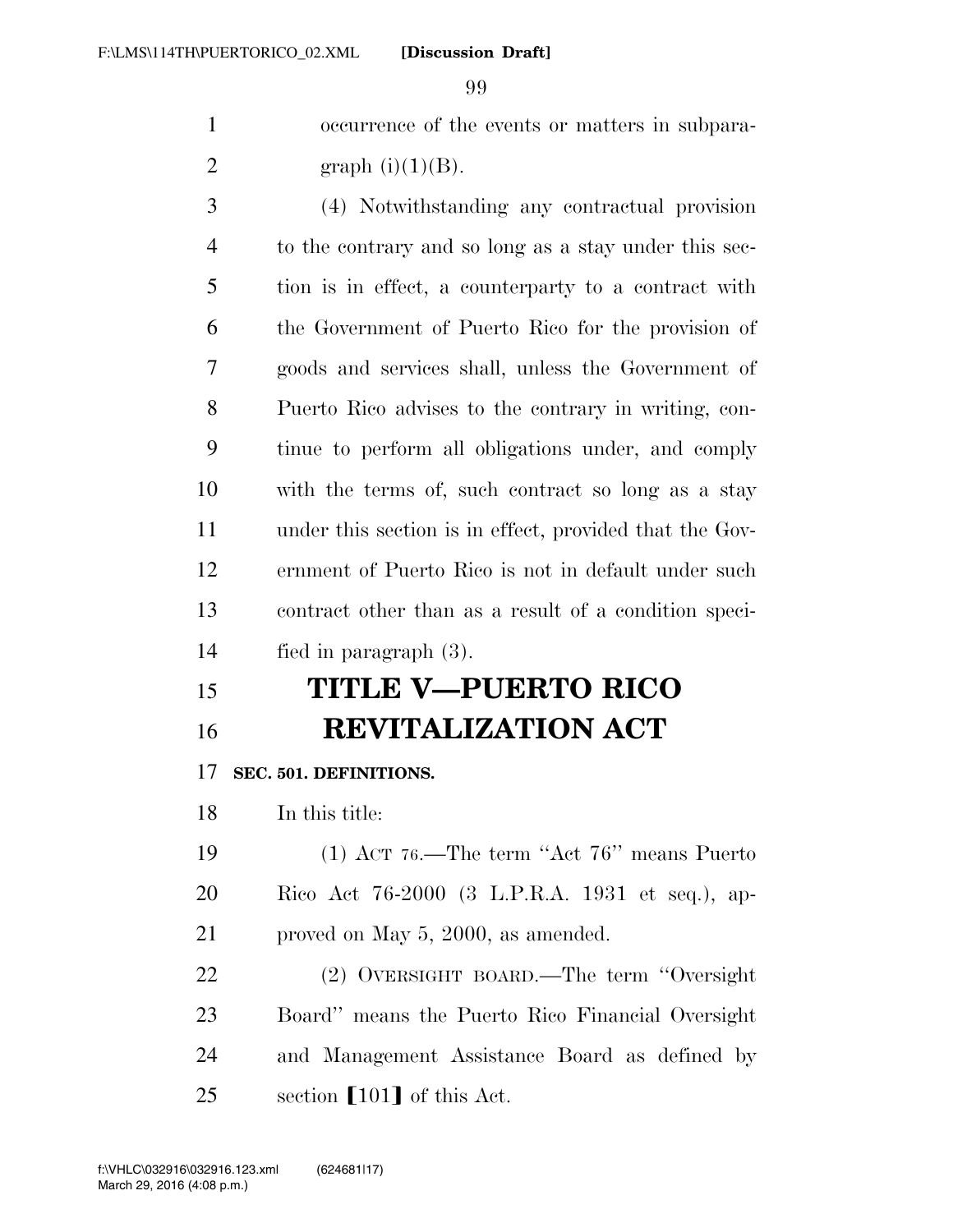occurrence of the events or matters in subparagraph (i)(1)(B).

(4) Notwithstanding any contractual provision to the contrary and so long as a stay under this section is in effect, a counterparty to a contract with the Government of Puerto Rico for the provision of goods and services shall, unless the Government of Puerto Rico advises to the contrary in writing, continue to perform all obligations under, and comply with the terms of, such contract so long as a stay under this section is in effect, provided that the Government of Puerto Rico is not in default under such contract other than as a result of a condition specified in paragraph (3).

# TITLE V—PUERTO RICO REVITALIZATION ACT

**SEC. 501. DEFINITIONS.**

In this title:

(1) ACT 76.—The term "Act 76" means Puerto Rico Act 76-2000 (3 L.P.R.A. 1931 et seq.), approved on May 5, 2000, as amended.

(2) OVERSIGHT BOARD.—The term "Oversight Board" means the Puerto Rico Financial Oversight and Management Assistance Board as defined by section ⟦101⟧ of this Act.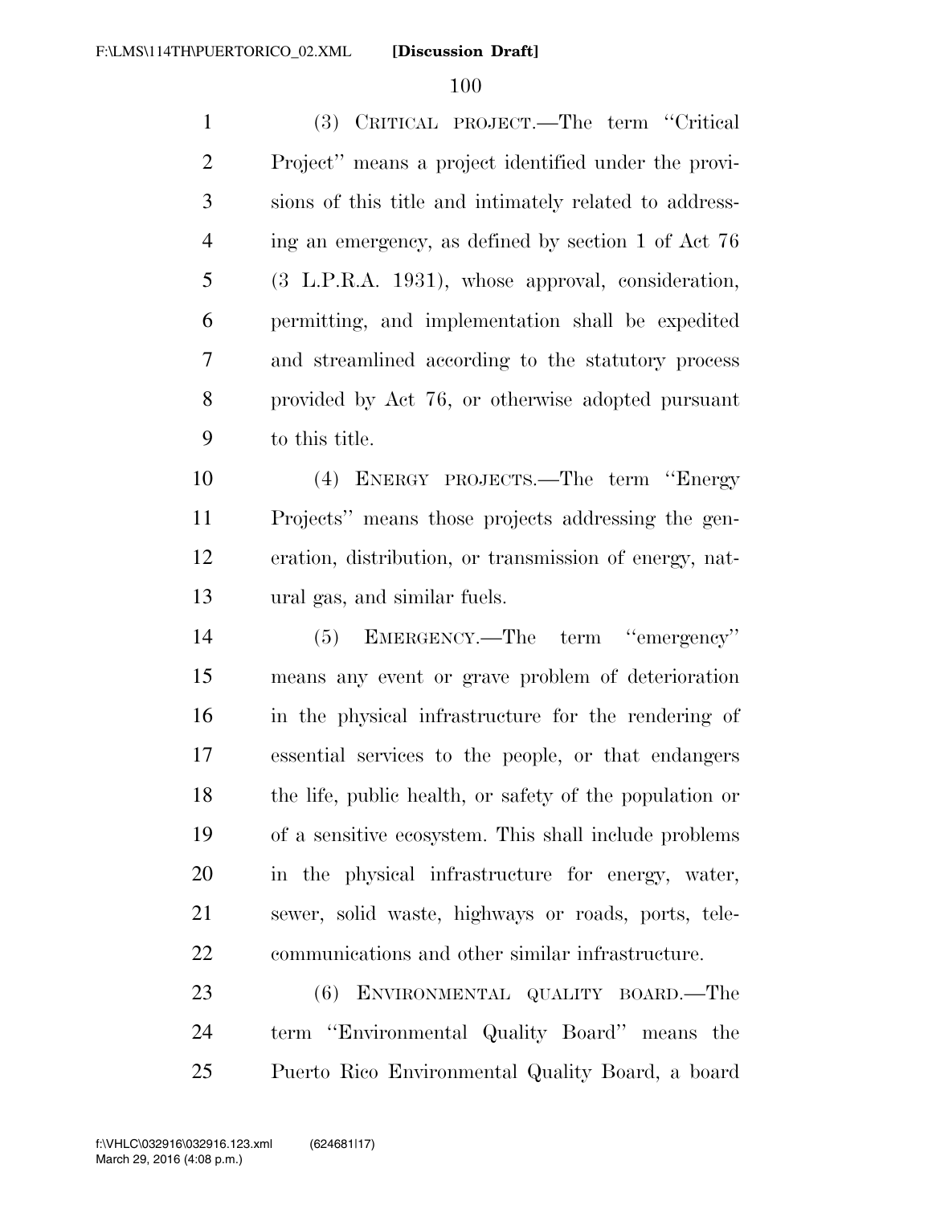(3) CRITICAL PROJECT.—The term ''Critical Project'' means a project identified under the provisions of this title and intimately related to addressing an emergency, as defined by section 1 of Act 76 (3 L.P.R.A. 1931), whose approval, consideration, permitting, and implementation shall be expedited and streamlined according to the statutory process provided by Act 76, or otherwise adopted pursuant to this title.

(4) ENERGY PROJECTS.—The term ''Energy Projects'' means those projects addressing the generation, distribution, or transmission of energy, natural gas, and similar fuels.

(5) EMERGENCY.—The term ''emergency'' means any event or grave problem of deterioration in the physical infrastructure for the rendering of essential services to the people, or that endangers the life, public health, or safety of the population or of a sensitive ecosystem. This shall include problems in the physical infrastructure for energy, water, sewer, solid waste, highways or roads, ports, telecommunications and other similar infrastructure.

(6) ENVIRONMENTAL QUALITY BOARD.—The term ''Environmental Quality Board'' means the Puerto Rico Environmental Quality Board, a board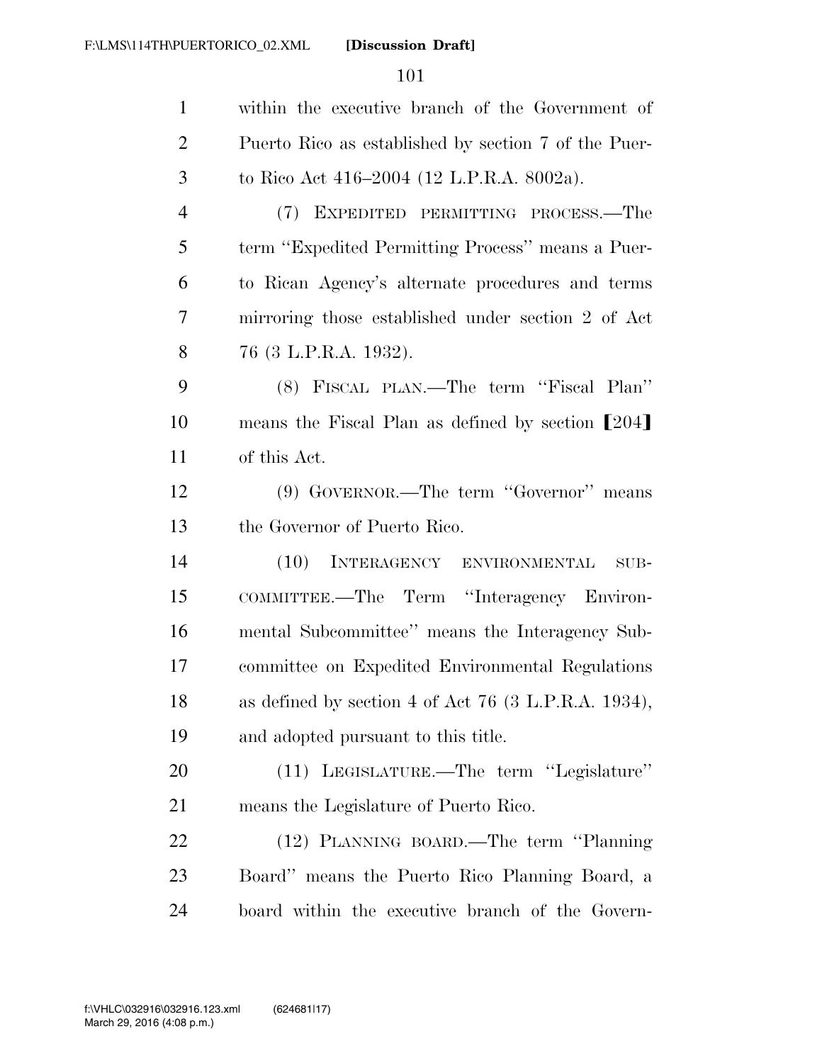within the executive branch of the Government of Puerto Rico as established by section 7 of the Puerto Rico Act 416–2004 (12 L.P.R.A. 8002a).

(7) EXPEDITED PERMITTING PROCESS.—The term ''Expedited Permitting Process'' means a Puerto Rican Agency's alternate procedures and terms mirroring those established under section 2 of Act 76 (3 L.P.R.A. 1932).

(8) FISCAL PLAN.—The term ''Fiscal Plan'' means the Fiscal Plan as defined by section [204] of this Act.

(9) GOVERNOR.—The term ''Governor'' means the Governor of Puerto Rico.

(10) INTERAGENCY ENVIRONMENTAL SUBCOMMITTEE.—The Term ''Interagency Environmental Subcommittee'' means the Interagency Subcommittee on Expedited Environmental Regulations as defined by section 4 of Act 76 (3 L.P.R.A. 1934), and adopted pursuant to this title.

(11) LEGISLATURE.—The term ''Legislature'' means the Legislature of Puerto Rico.

(12) PLANNING BOARD.—The term ''Planning Board'' means the Puerto Rico Planning Board, a board within the executive branch of the Govern-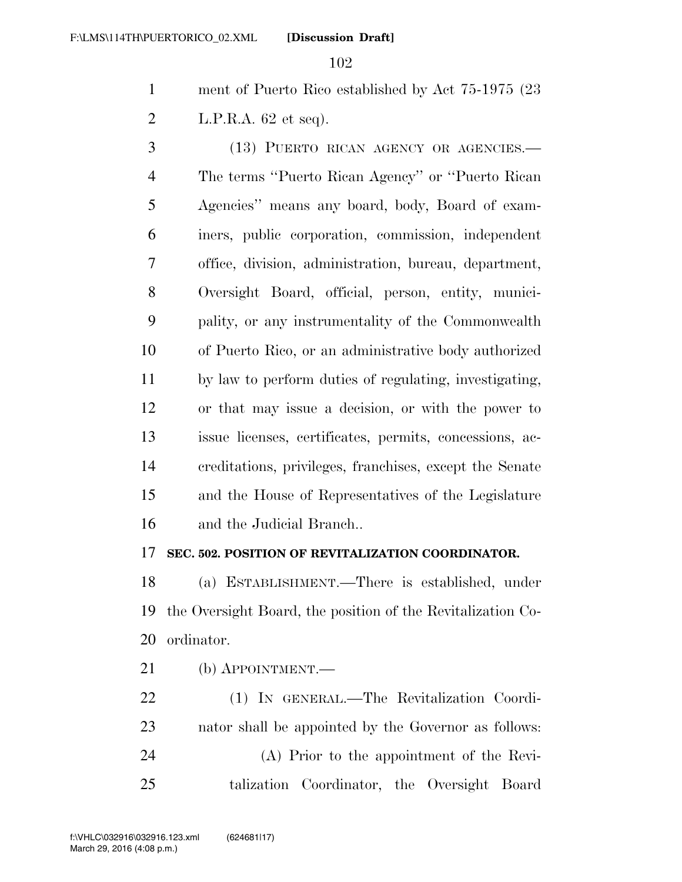ment of Puerto Rico established by Act 75-1975 (23 L.P.R.A. 62 et seq).

(13) PUERTO RICAN AGENCY OR AGENCIES.—The terms ''Puerto Rican Agency'' or ''Puerto Rican Agencies'' means any board, body, Board of examiners, public corporation, commission, independent office, division, administration, bureau, department, Oversight Board, official, person, entity, municipality, or any instrumentality of the Commonwealth of Puerto Rico, or an administrative body authorized by law to perform duties of regulating, investigating, or that may issue a decision, or with the power to issue licenses, certificates, permits, concessions, accreditations, privileges, franchises, except the Senate and the House of Representatives of the Legislature and the Judicial Branch..

**SEC. 502. POSITION OF REVITALIZATION COORDINATOR.**

(a) ESTABLISHMENT.—There is established, under the Oversight Board, the position of the Revitalization Coordinator.

(b) APPOINTMENT.—

(1) IN GENERAL.—The Revitalization Coordinator shall be appointed by the Governor as follows:

(A) Prior to the appointment of the Revitalization Coordinator, the Oversight Board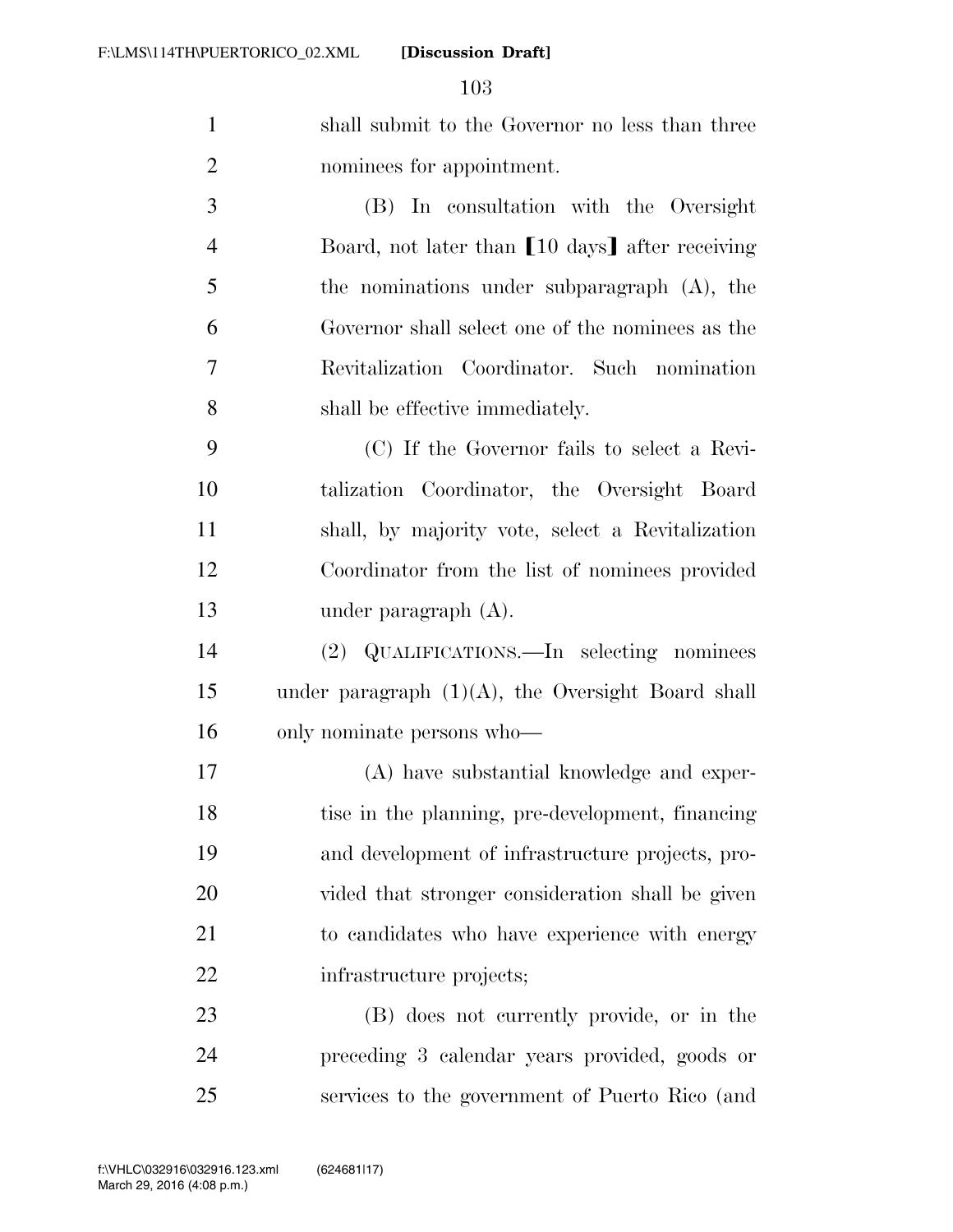shall submit to the Governor no less than three nominees for appointment.

(B) In consultation with the Oversight Board, not later than 【10 days】 after receiving the nominations under subparagraph (A), the Governor shall select one of the nominees as the Revitalization Coordinator. Such nomination shall be effective immediately.

(C) If the Governor fails to select a Revitalization Coordinator, the Oversight Board shall, by majority vote, select a Revitalization Coordinator from the list of nominees provided under paragraph (A).

(2) QUALIFICATIONS.—In selecting nominees under paragraph (1)(A), the Oversight Board shall only nominate persons who—

(A) have substantial knowledge and expertise in the planning, pre-development, financing and development of infrastructure projects, provided that stronger consideration shall be given to candidates who have experience with energy infrastructure projects;

(B) does not currently provide, or in the preceding 3 calendar years provided, goods or services to the government of Puerto Rico (and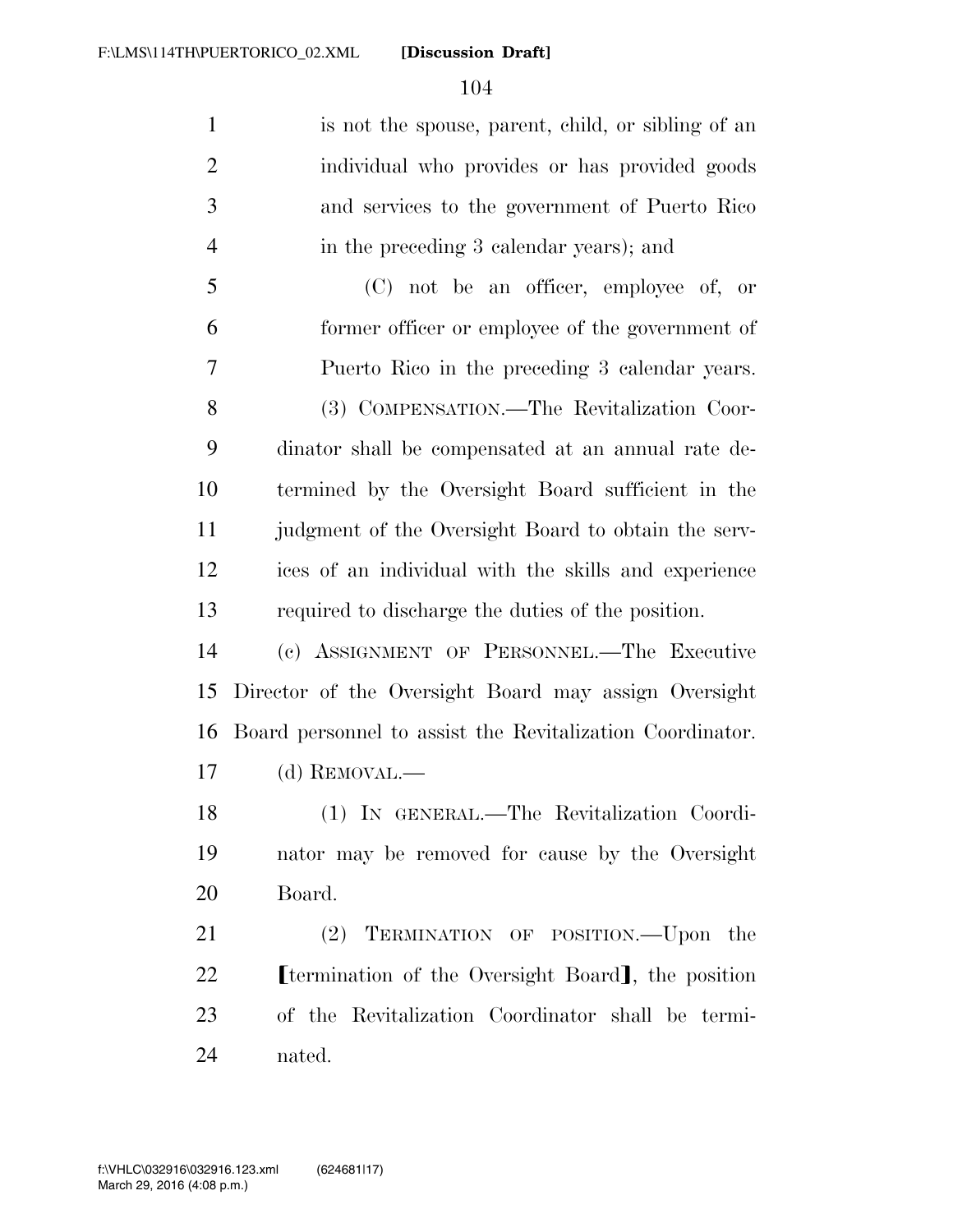is not the spouse, parent, child, or sibling of an individual who provides or has provided goods and services to the government of Puerto Rico in the preceding 3 calendar years); and

(C) not be an officer, employee of, or former officer or employee of the government of Puerto Rico in the preceding 3 calendar years.

(3) COMPENSATION.—The Revitalization Coordinator shall be compensated at an annual rate determined by the Oversight Board sufficient in the judgment of the Oversight Board to obtain the services of an individual with the skills and experience required to discharge the duties of the position.

(c) ASSIGNMENT OF PERSONNEL.—The Executive Director of the Oversight Board may assign Oversight Board personnel to assist the Revitalization Coordinator.

(d) REMOVAL.—

(1) IN GENERAL.—The Revitalization Coordinator may be removed for cause by the Oversight Board.

(2) TERMINATION OF POSITION.—Upon the ⟦termination of the Oversight Board⟧, the position of the Revitalization Coordinator shall be terminated.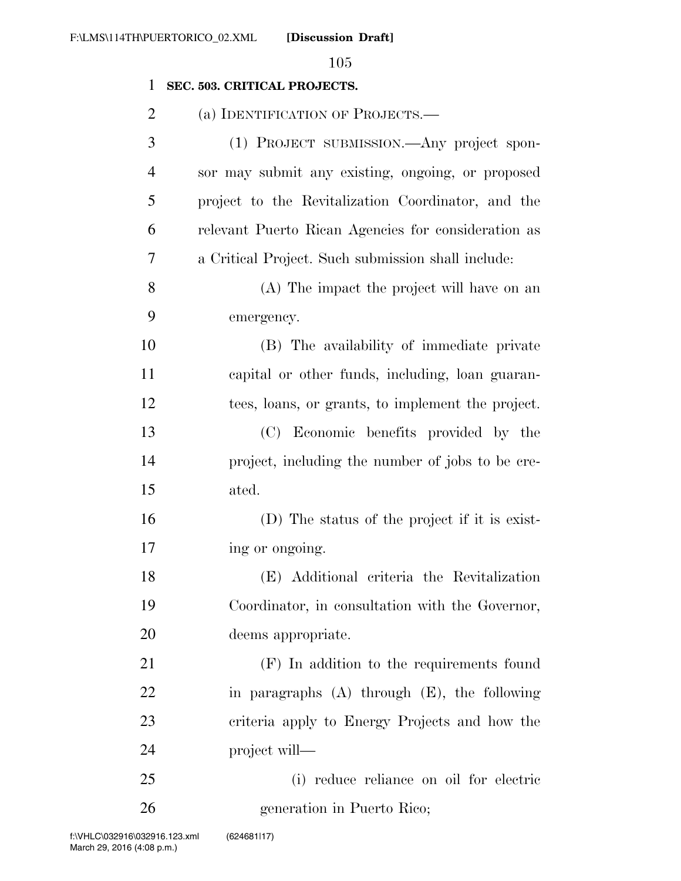**SEC. 503. CRITICAL PROJECTS.**

(a) IDENTIFICATION OF PROJECTS.—

(1) PROJECT SUBMISSION.—Any project sponsor may submit any existing, ongoing, or proposed project to the Revitalization Coordinator, and the relevant Puerto Rican Agencies for consideration as a Critical Project. Such submission shall include:

(A) The impact the project will have on an emergency.

(B) The availability of immediate private capital or other funds, including, loan guarantees, loans, or grants, to implement the project.

(C) Economic benefits provided by the project, including the number of jobs to be created.

(D) The status of the project if it is existing or ongoing.

(E) Additional criteria the Revitalization Coordinator, in consultation with the Governor, deems appropriate.

(F) In addition to the requirements found in paragraphs (A) through (E), the following criteria apply to Energy Projects and how the project will—

(i) reduce reliance on oil for electric generation in Puerto Rico;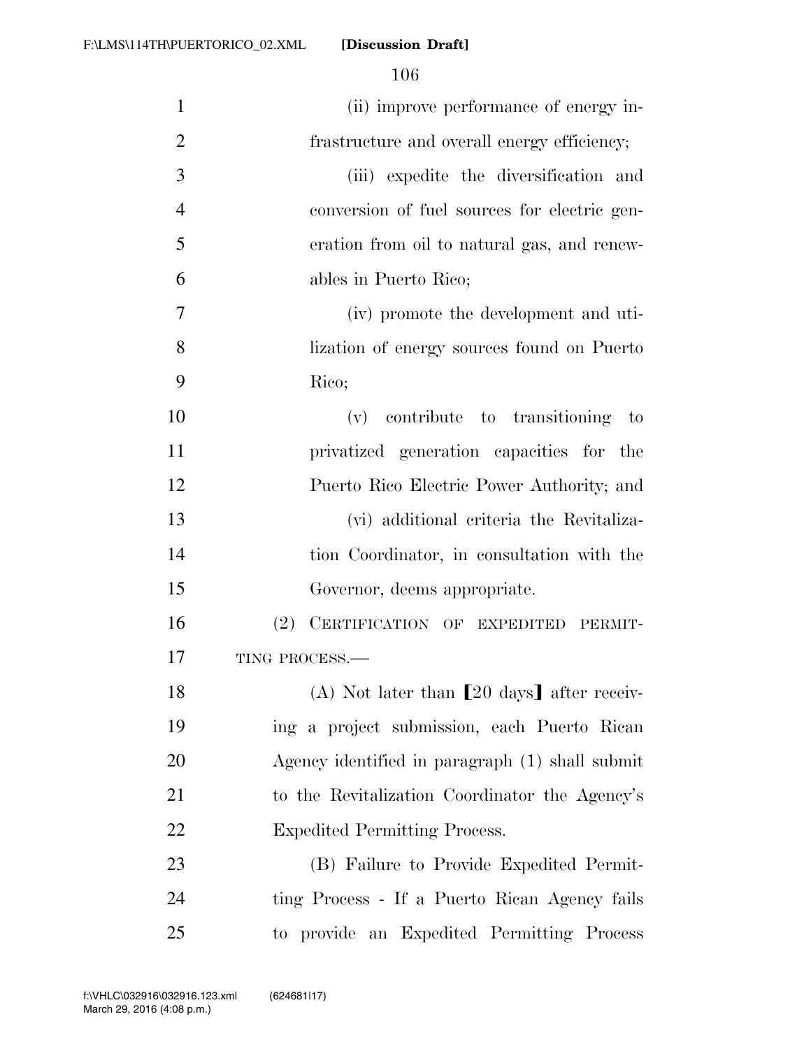(ii) improve performance of energy infrastructure and overall energy efficiency;

(iii) expedite the diversification and conversion of fuel sources for electric generation from oil to natural gas, and renewables in Puerto Rico;

(iv) promote the development and utilization of energy sources found on Puerto Rico;

(v) contribute to transitioning to privatized generation capacities for the Puerto Rico Electric Power Authority; and

(vi) additional criteria the Revitalization Coordinator, in consultation with the Governor, deems appropriate.

(2) CERTIFICATION OF EXPEDITED PERMITTING PROCESS.—

(A) Not later than ⟦20 days⟧ after receiving a project submission, each Puerto Rican Agency identified in paragraph (1) shall submit to the Revitalization Coordinator the Agency's Expedited Permitting Process.

(B) Failure to Provide Expedited Permitting Process - If a Puerto Rican Agency fails to provide an Expedited Permitting Process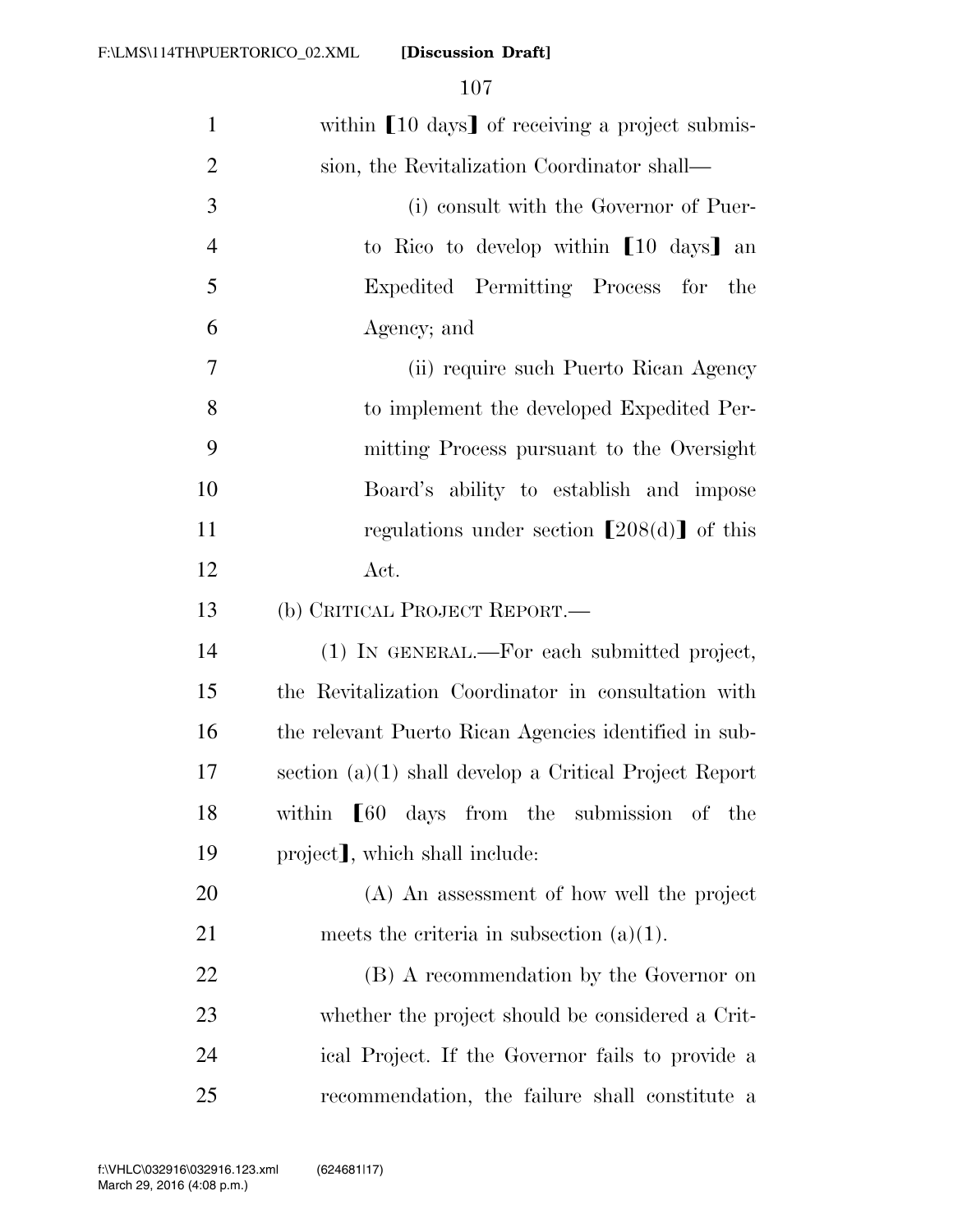within ⟦10 days⟧ of receiving a project submission, the Revitalization Coordinator shall—

(i) consult with the Governor of Puerto Rico to develop within ⟦10 days⟧ an Expedited Permitting Process for the Agency; and

(ii) require such Puerto Rican Agency to implement the developed Expedited Permitting Process pursuant to the Oversight Board's ability to establish and impose regulations under section ⟦208(d)⟧ of this Act.

(b) CRITICAL PROJECT REPORT.—

(1) IN GENERAL.—For each submitted project, the Revitalization Coordinator in consultation with the relevant Puerto Rican Agencies identified in subsection (a)(1) shall develop a Critical Project Report within ⟦60 days from the submission of the project⟧, which shall include:

(A) An assessment of how well the project meets the criteria in subsection (a)(1).

(B) A recommendation by the Governor on whether the project should be considered a Critical Project. If the Governor fails to provide a recommendation, the failure shall constitute a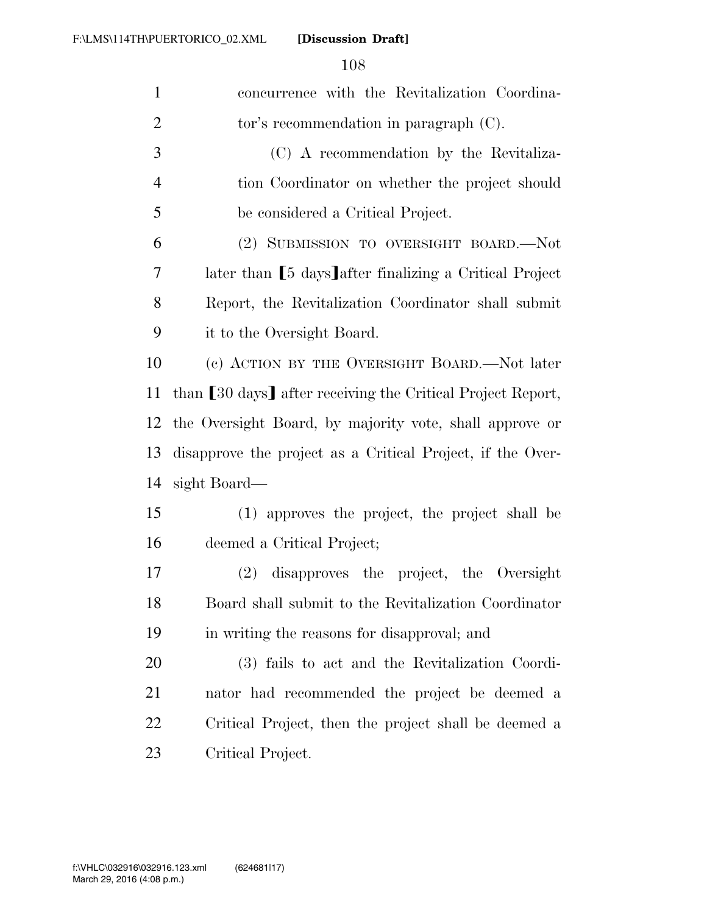concurrence with the Revitalization Coordinator's recommendation in paragraph (C).

(C) A recommendation by the Revitalization Coordinator on whether the project should be considered a Critical Project.

(2) SUBMISSION TO OVERSIGHT BOARD.—Not later than 【5 days】after finalizing a Critical Project Report, the Revitalization Coordinator shall submit it to the Oversight Board.

(c) ACTION BY THE OVERSIGHT BOARD.—Not later than 【30 days】 after receiving the Critical Project Report, the Oversight Board, by majority vote, shall approve or disapprove the project as a Critical Project, if the Oversight Board—

(1) approves the project, the project shall be deemed a Critical Project;

(2) disapproves the project, the Oversight Board shall submit to the Revitalization Coordinator in writing the reasons for disapproval; and

(3) fails to act and the Revitalization Coordinator had recommended the project be deemed a Critical Project, then the project shall be deemed a Critical Project.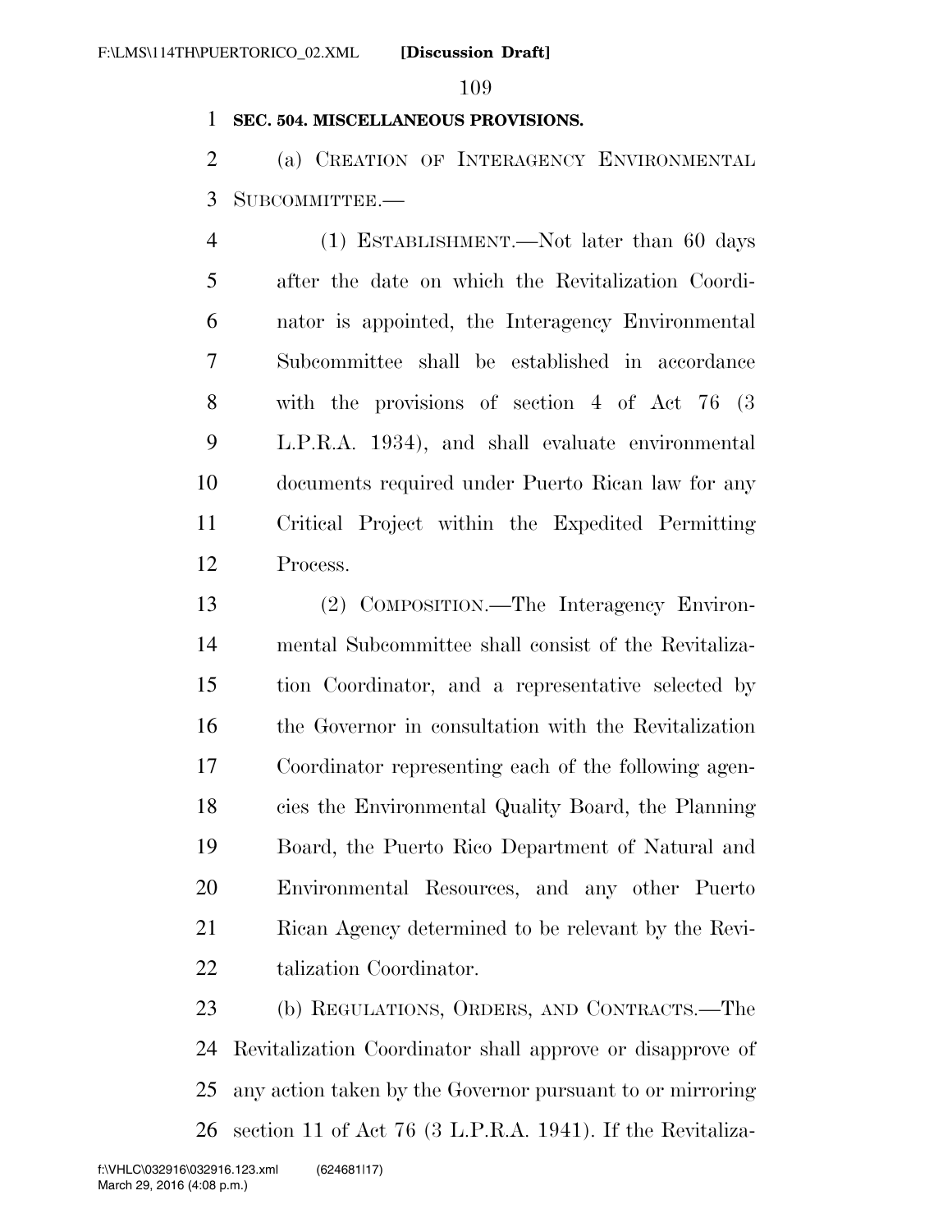**SEC. 504. MISCELLANEOUS PROVISIONS.**

(a) CREATION OF INTERAGENCY ENVIRONMENTAL SUBCOMMITTEE.—

(1) ESTABLISHMENT.—Not later than 60 days after the date on which the Revitalization Coordinator is appointed, the Interagency Environmental Subcommittee shall be established in accordance with the provisions of section 4 of Act 76 (3 L.P.R.A. 1934), and shall evaluate environmental documents required under Puerto Rican law for any Critical Project within the Expedited Permitting Process.

(2) COMPOSITION.—The Interagency Environmental Subcommittee shall consist of the Revitalization Coordinator, and a representative selected by the Governor in consultation with the Revitalization Coordinator representing each of the following agencies the Environmental Quality Board, the Planning Board, the Puerto Rico Department of Natural and Environmental Resources, and any other Puerto Rican Agency determined to be relevant by the Revitalization Coordinator.

(b) REGULATIONS, ORDERS, AND CONTRACTS.—The Revitalization Coordinator shall approve or disapprove of any action taken by the Governor pursuant to or mirroring section 11 of Act 76 (3 L.P.R.A. 1941). If the Revitaliza-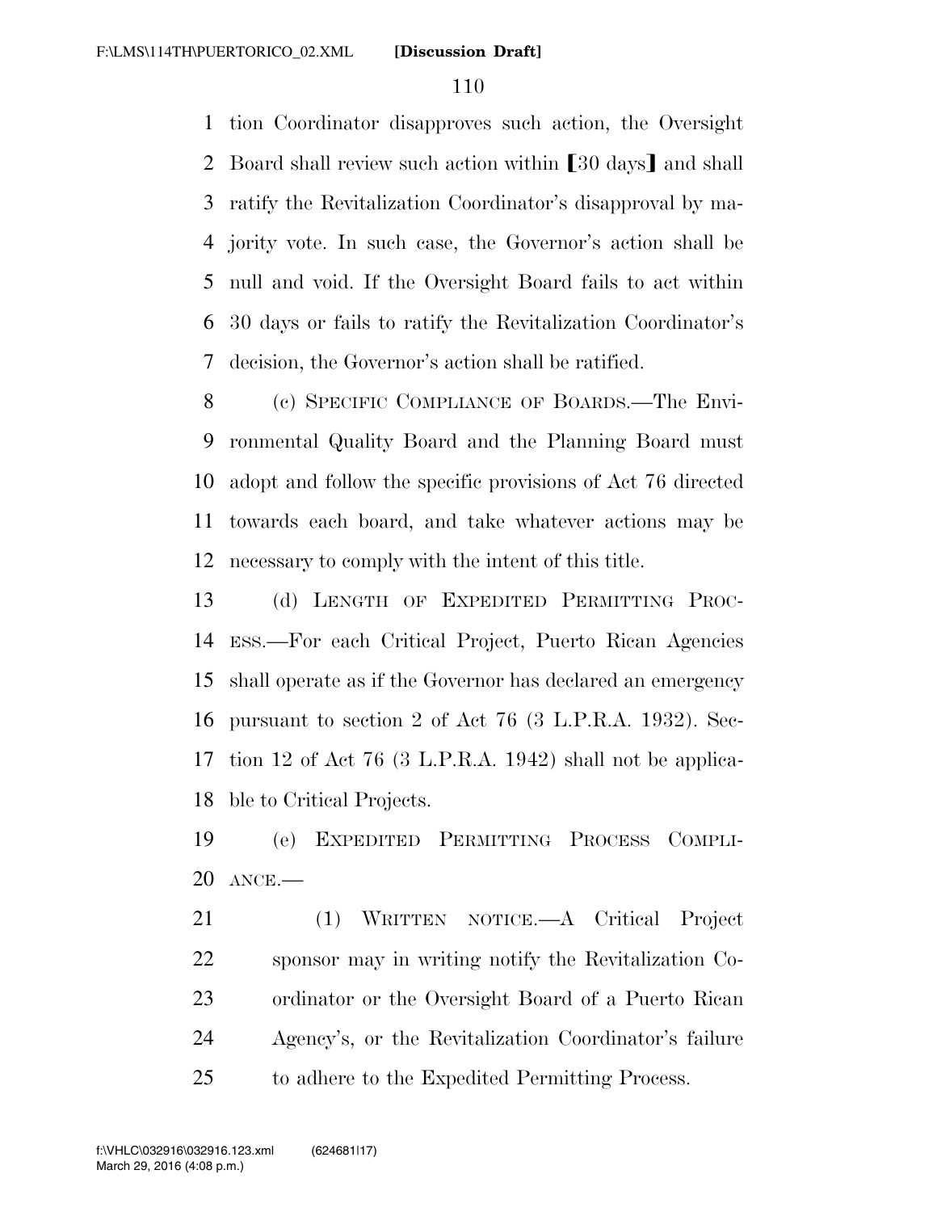tion Coordinator disapproves such action, the Oversight Board shall review such action within ⟦30 days⟧ and shall ratify the Revitalization Coordinator's disapproval by majority vote. In such case, the Governor's action shall be null and void. If the Oversight Board fails to act within 30 days or fails to ratify the Revitalization Coordinator's decision, the Governor's action shall be ratified.

(c) SPECIFIC COMPLIANCE OF BOARDS.—The Environmental Quality Board and the Planning Board must adopt and follow the specific provisions of Act 76 directed towards each board, and take whatever actions may be necessary to comply with the intent of this title.

(d) LENGTH OF EXPEDITED PERMITTING PROCESS.—For each Critical Project, Puerto Rican Agencies shall operate as if the Governor has declared an emergency pursuant to section 2 of Act 76 (3 L.P.R.A. 1932). Section 12 of Act 76 (3 L.P.R.A. 1942) shall not be applicable to Critical Projects.

(e) EXPEDITED PERMITTING PROCESS COMPLIANCE.—

(1) WRITTEN NOTICE.—A Critical Project sponsor may in writing notify the Revitalization Coordinator or the Oversight Board of a Puerto Rican Agency's, or the Revitalization Coordinator's failure to adhere to the Expedited Permitting Process.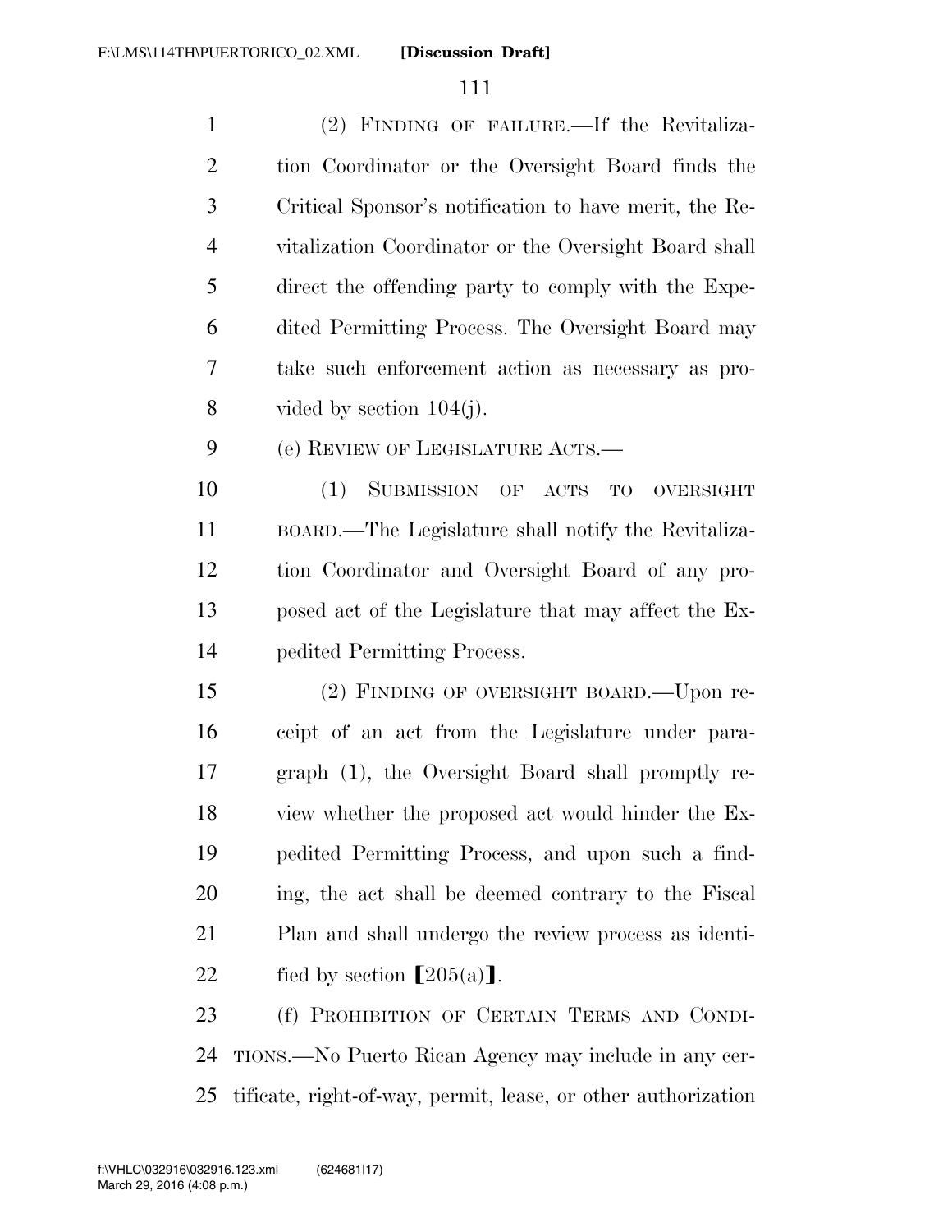(2) FINDING OF FAILURE.—If the Revitalization Coordinator or the Oversight Board finds the Critical Sponsor's notification to have merit, the Revitalization Coordinator or the Oversight Board shall direct the offending party to comply with the Expedited Permitting Process. The Oversight Board may take such enforcement action as necessary as provided by section 104(j).

(e) REVIEW OF LEGISLATURE ACTS.—

(1) SUBMISSION OF ACTS TO OVERSIGHT BOARD.—The Legislature shall notify the Revitalization Coordinator and Oversight Board of any proposed act of the Legislature that may affect the Expedited Permitting Process.

(2) FINDING OF OVERSIGHT BOARD.—Upon receipt of an act from the Legislature under paragraph (1), the Oversight Board shall promptly review whether the proposed act would hinder the Expedited Permitting Process, and upon such a finding, the act shall be deemed contrary to the Fiscal Plan and shall undergo the review process as identified by section ⟦205(a)⟧.

(f) PROHIBITION OF CERTAIN TERMS AND CONDITIONS.—No Puerto Rican Agency may include in any certificate, right-of-way, permit, lease, or other authorization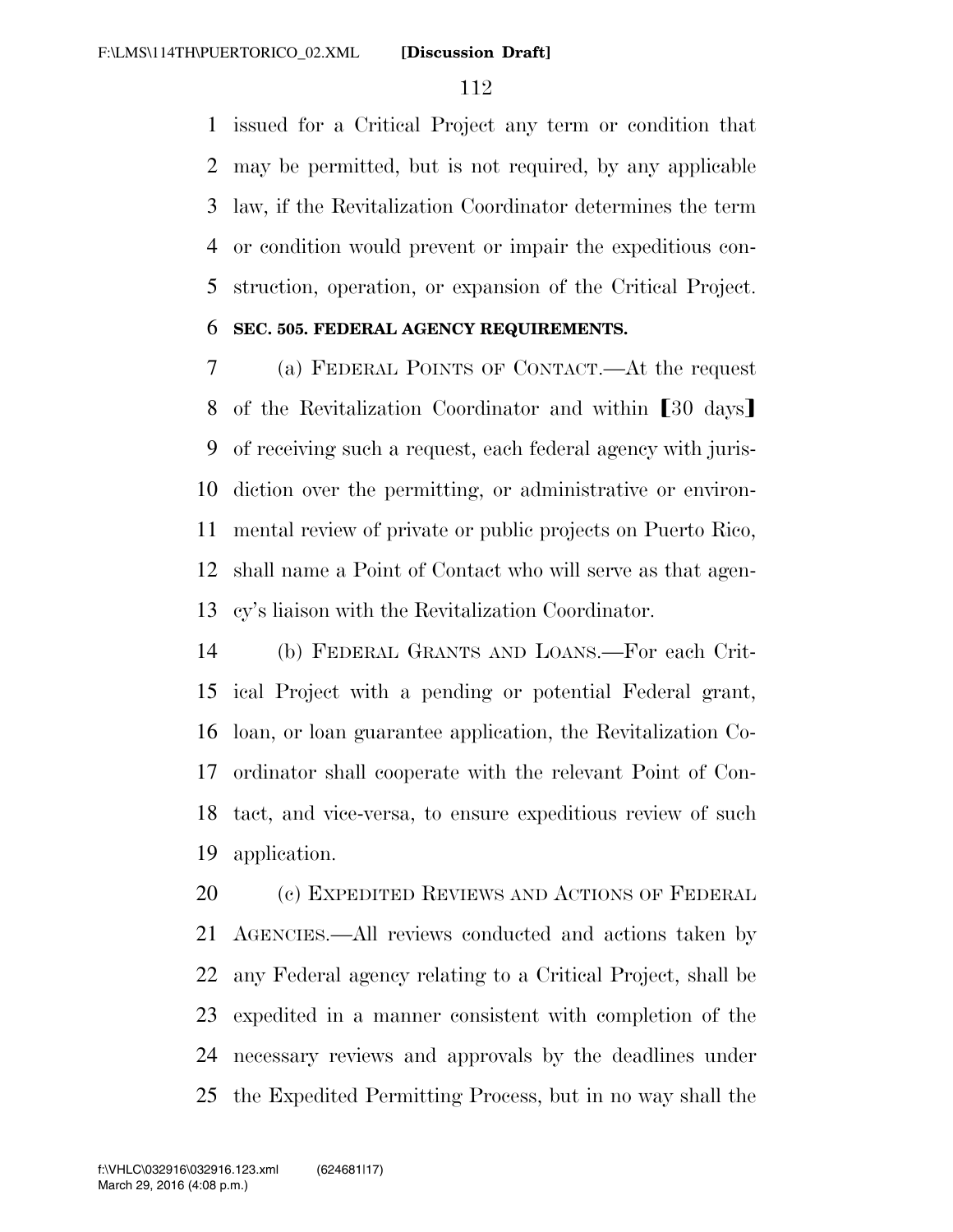issued for a Critical Project any term or condition that may be permitted, but is not required, by any applicable law, if the Revitalization Coordinator determines the term or condition would prevent or impair the expeditious construction, operation, or expansion of the Critical Project.

**SEC. 505. FEDERAL AGENCY REQUIREMENTS.**

(a) FEDERAL POINTS OF CONTACT.—At the request of the Revitalization Coordinator and within ⟦30 days⟧ of receiving such a request, each federal agency with jurisdiction over the permitting, or administrative or environmental review of private or public projects on Puerto Rico, shall name a Point of Contact who will serve as that agency's liaison with the Revitalization Coordinator.

(b) FEDERAL GRANTS AND LOANS.—For each Critical Project with a pending or potential Federal grant, loan, or loan guarantee application, the Revitalization Coordinator shall cooperate with the relevant Point of Contact, and vice-versa, to ensure expeditious review of such application.

(c) EXPEDITED REVIEWS AND ACTIONS OF FEDERAL AGENCIES.—All reviews conducted and actions taken by any Federal agency relating to a Critical Project, shall be expedited in a manner consistent with completion of the necessary reviews and approvals by the deadlines under the Expedited Permitting Process, but in no way shall the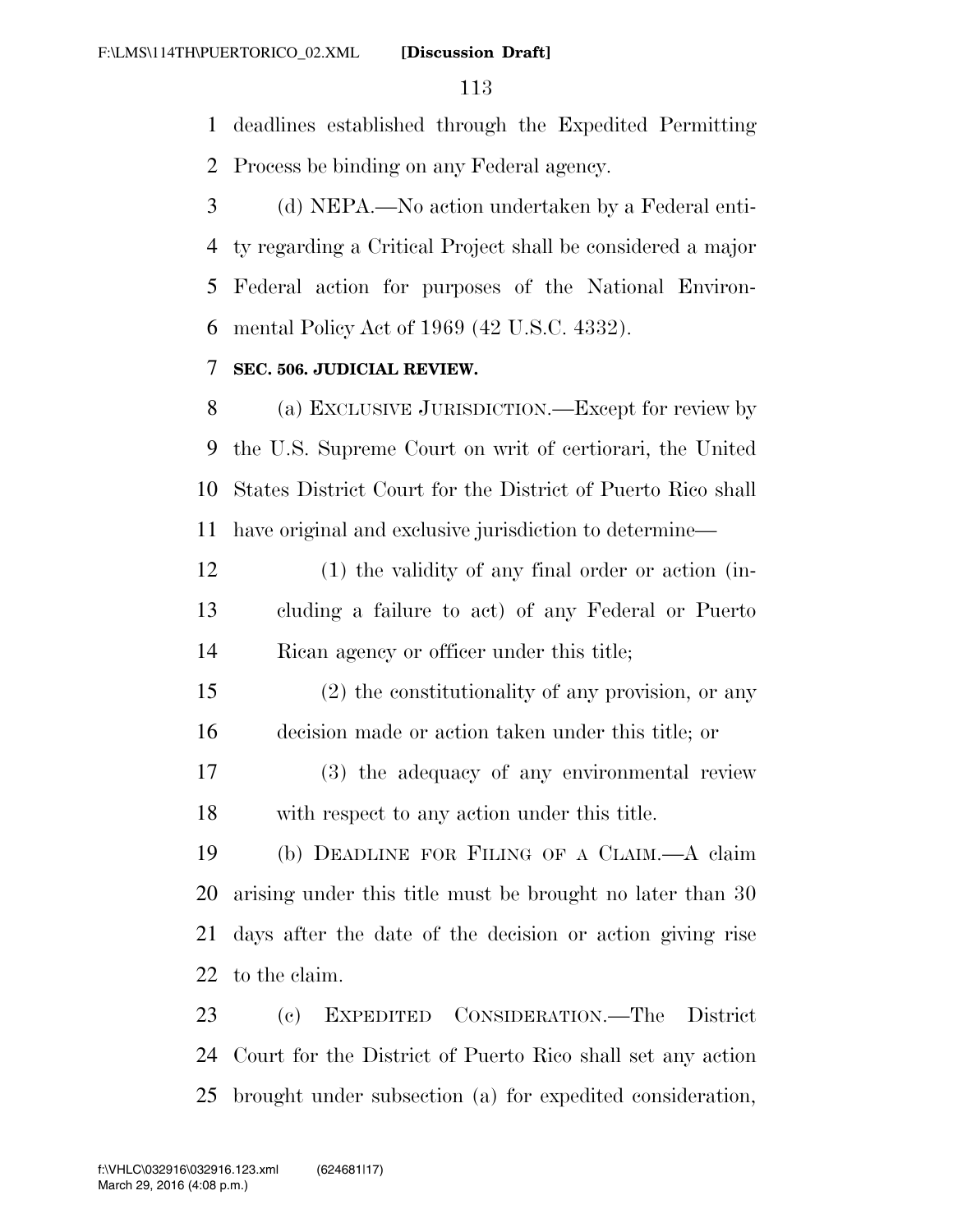deadlines established through the Expedited Permitting Process be binding on any Federal agency.

(d) NEPA.—No action undertaken by a Federal entity regarding a Critical Project shall be considered a major Federal action for purposes of the National Environmental Policy Act of 1969 (42 U.S.C. 4332).

**SEC. 506. JUDICIAL REVIEW.**

(a) EXCLUSIVE JURISDICTION.—Except for review by the U.S. Supreme Court on writ of certiorari, the United States District Court for the District of Puerto Rico shall have original and exclusive jurisdiction to determine—

(1) the validity of any final order or action (including a failure to act) of any Federal or Puerto Rican agency or officer under this title;

(2) the constitutionality of any provision, or any decision made or action taken under this title; or

(3) the adequacy of any environmental review with respect to any action under this title.

(b) DEADLINE FOR FILING OF A CLAIM.—A claim arising under this title must be brought no later than 30 days after the date of the decision or action giving rise to the claim.

(c) EXPEDITED CONSIDERATION.—The District Court for the District of Puerto Rico shall set any action brought under subsection (a) for expedited consideration,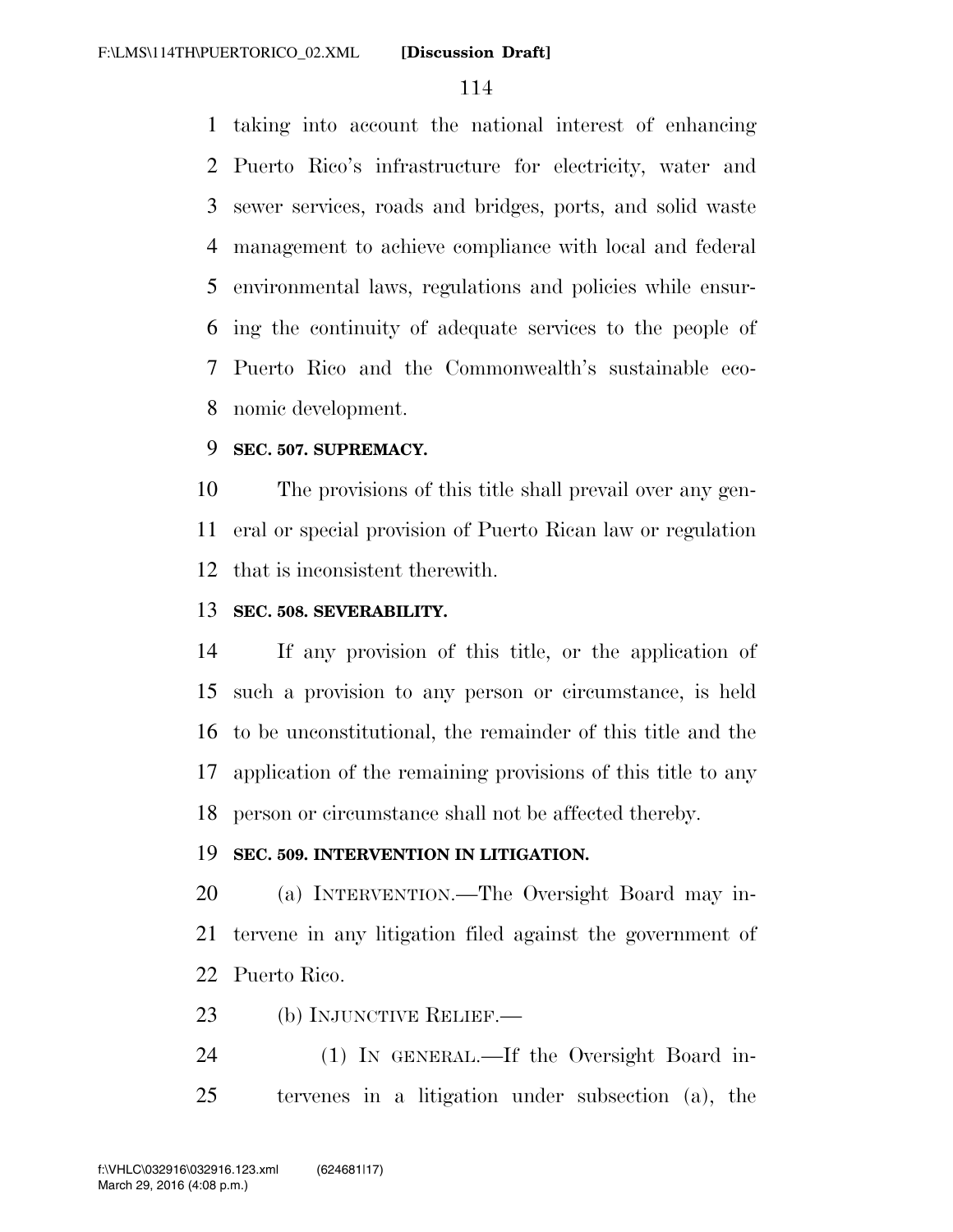taking into account the national interest of enhancing Puerto Rico's infrastructure for electricity, water and sewer services, roads and bridges, ports, and solid waste management to achieve compliance with local and federal environmental laws, regulations and policies while ensuring the continuity of adequate services to the people of Puerto Rico and the Commonwealth's sustainable economic development.

**SEC. 507. SUPREMACY.**

The provisions of this title shall prevail over any general or special provision of Puerto Rican law or regulation that is inconsistent therewith.

**SEC. 508. SEVERABILITY.**

If any provision of this title, or the application of such a provision to any person or circumstance, is held to be unconstitutional, the remainder of this title and the application of the remaining provisions of this title to any person or circumstance shall not be affected thereby.

**SEC. 509. INTERVENTION IN LITIGATION.**

(a) INTERVENTION.—The Oversight Board may intervene in any litigation filed against the government of Puerto Rico.

(b) INJUNCTIVE RELIEF.—

(1) IN GENERAL.—If the Oversight Board intervenes in a litigation under subsection (a), the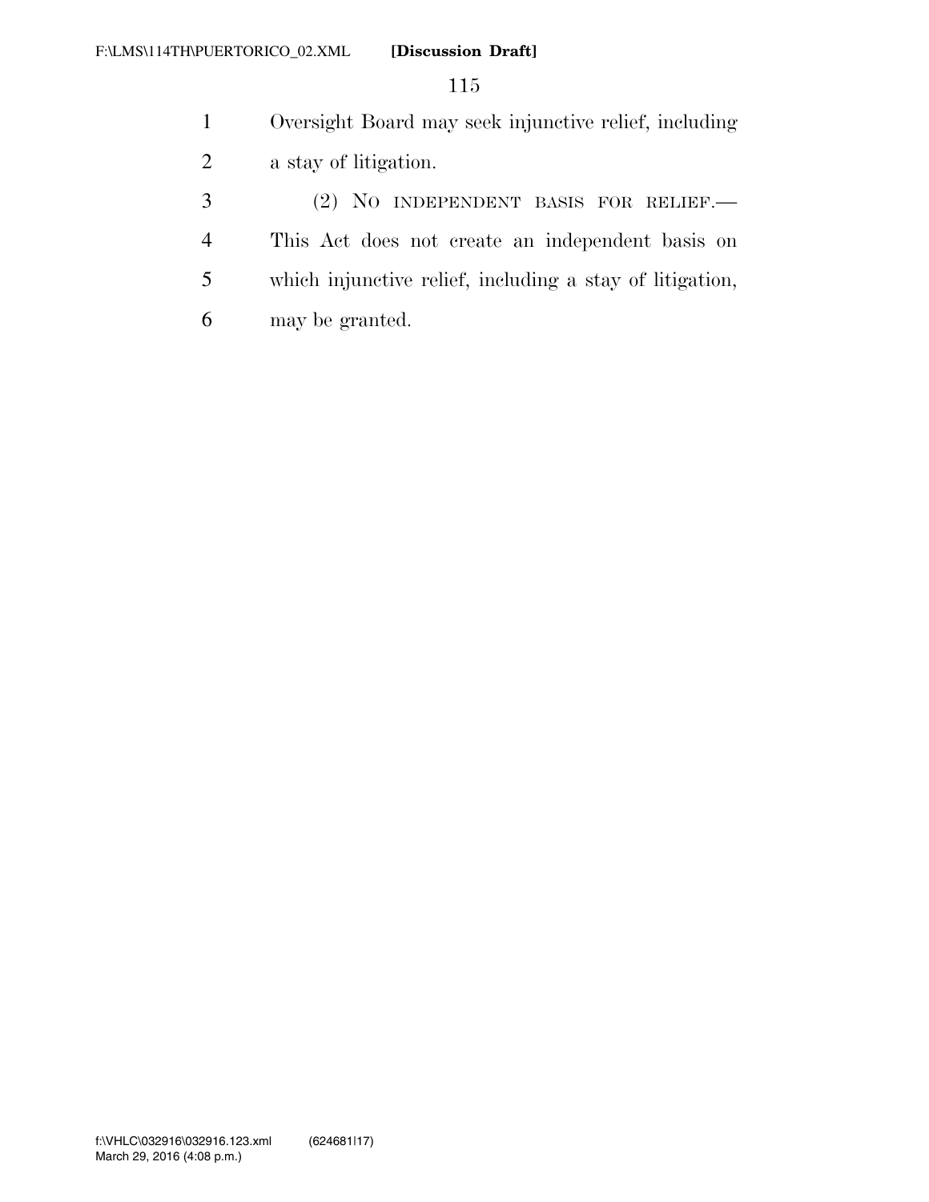Oversight Board may seek injunctive relief, including a stay of litigation.

(2) NO INDEPENDENT BASIS FOR RELIEF.—This Act does not create an independent basis on which injunctive relief, including a stay of litigation, may be granted.